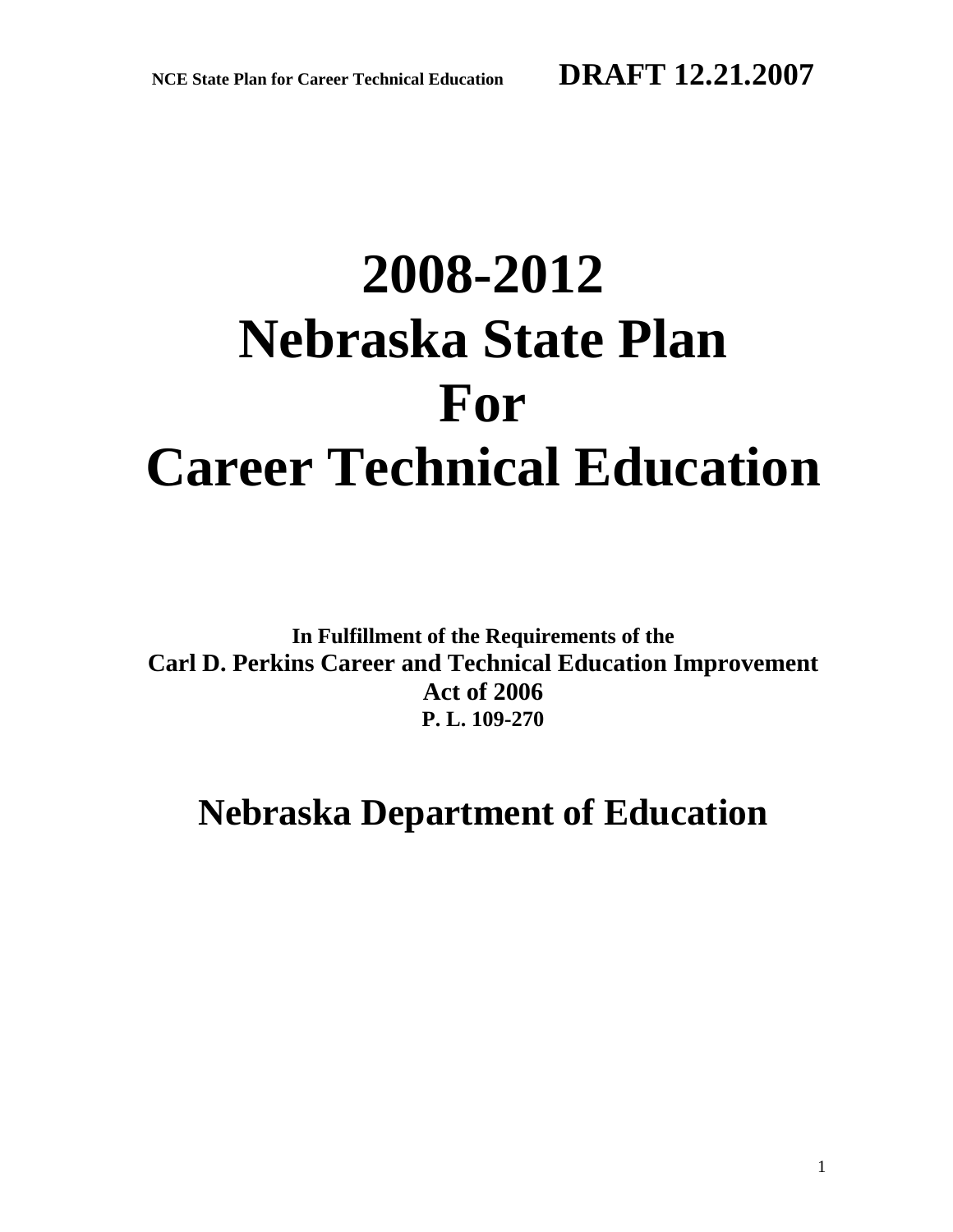# 2008-2012 Nebraska State Plan For Career Technical Education

**In Fulfillment of the Requirements of the**
**Carl D. Perkins Career and Technical Education Improvement Act of 2006**
**P. L. 109-270**

## Nebraska Department of Education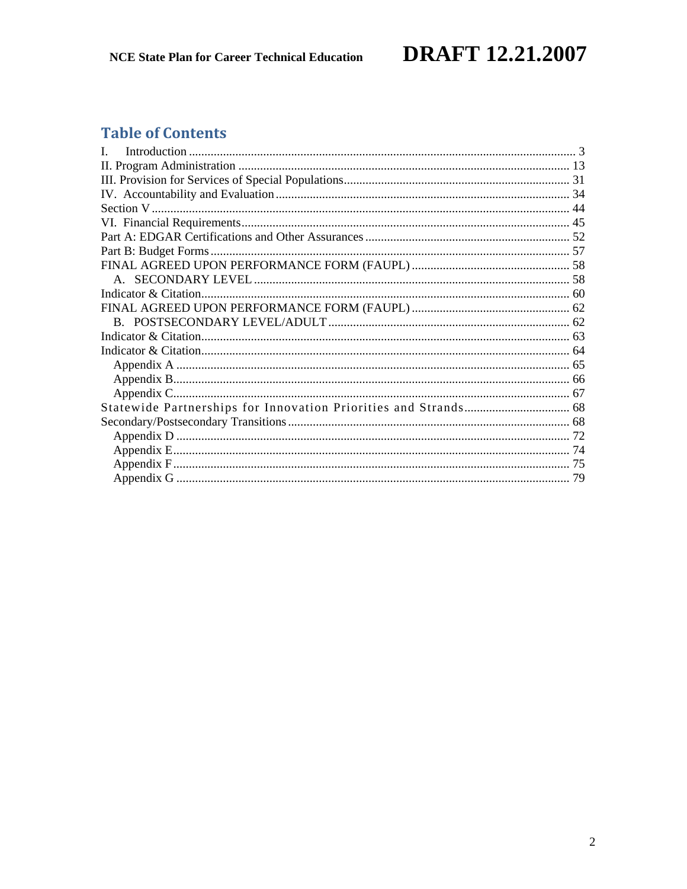## Table of Contents

- I. Introduction ... 3
- II. Program Administration ... 13
- III. Provision for Services of Special Populations ... 31
- IV. Accountability and Evaluation ... 34
- Section V ... 44
- VI. Financial Requirements ... 45
- Part A: EDGAR Certifications and Other Assurances ... 52
- Part B: Budget Forms ... 57
- FINAL AGREED UPON PERFORMANCE FORM (FAUPL) ... 58
  - A. SECONDARY LEVEL ... 58
- Indicator & Citation ... 60
- FINAL AGREED UPON PERFORMANCE FORM (FAUPL) ... 62
  - B. POSTSECONDARY LEVEL/ADULT ... 62
- Indicator & Citation ... 63
- Indicator & Citation ... 64
  - Appendix A ... 65
  - Appendix B ... 66
  - Appendix C ... 67
- Statewide Partnerships for Innovation Priorities and Strands ... 68
- Secondary/Postsecondary Transitions ... 68
  - Appendix D ... 72
  - Appendix E ... 74
  - Appendix F ... 75
  - Appendix G ... 79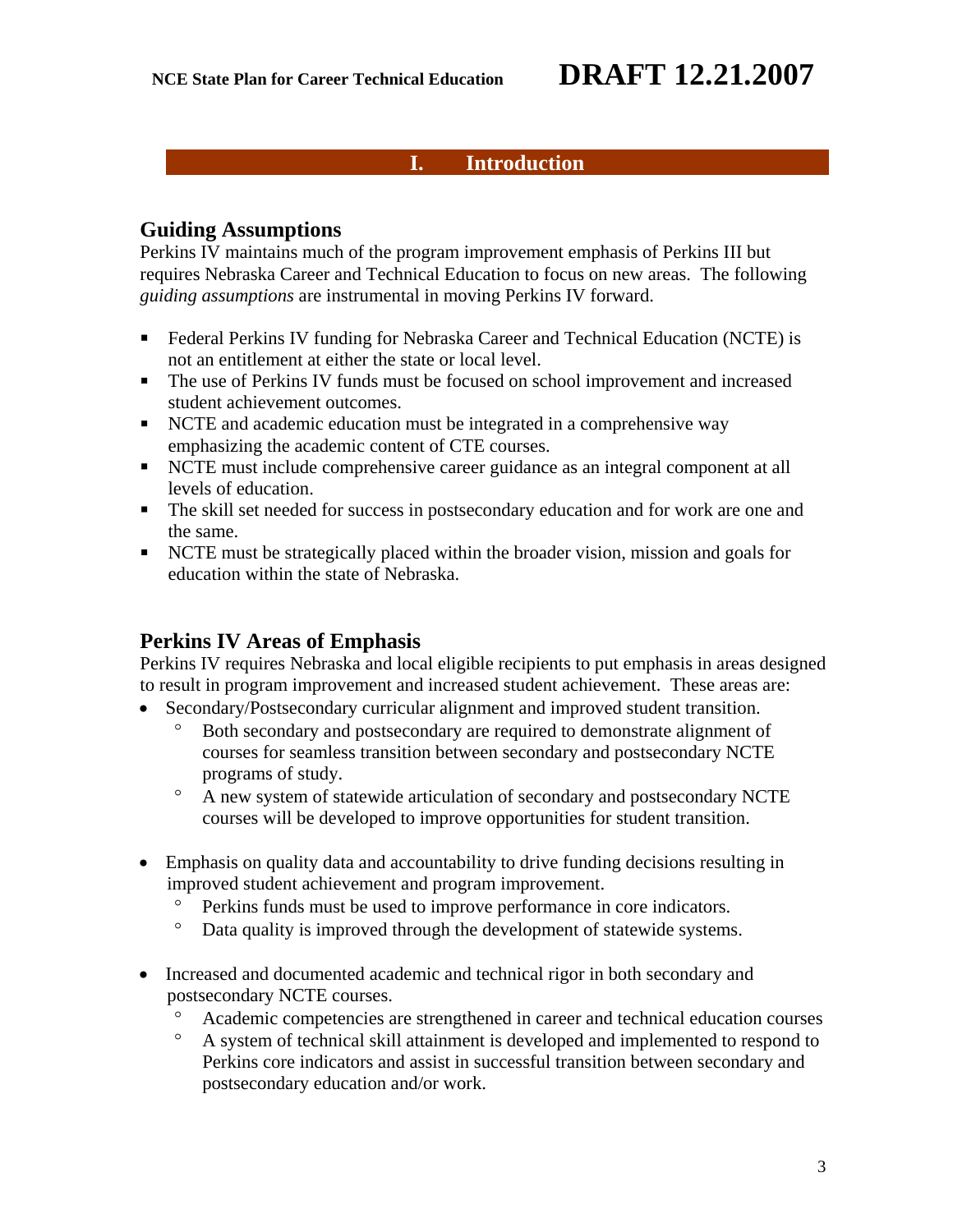# I. Introduction

## Guiding Assumptions

Perkins IV maintains much of the program improvement emphasis of Perkins III but requires Nebraska Career and Technical Education to focus on new areas. The following *guiding assumptions* are instrumental in moving Perkins IV forward.

- Federal Perkins IV funding for Nebraska Career and Technical Education (NCTE) is not an entitlement at either the state or local level.
- The use of Perkins IV funds must be focused on school improvement and increased student achievement outcomes.
- NCTE and academic education must be integrated in a comprehensive way emphasizing the academic content of CTE courses.
- NCTE must include comprehensive career guidance as an integral component at all levels of education.
- The skill set needed for success in postsecondary education and for work are one and the same.
- NCTE must be strategically placed within the broader vision, mission and goals for education within the state of Nebraska.

## Perkins IV Areas of Emphasis

Perkins IV requires Nebraska and local eligible recipients to put emphasis in areas designed to result in program improvement and increased student achievement. These areas are:

- Secondary/Postsecondary curricular alignment and improved student transition.
  - Both secondary and postsecondary are required to demonstrate alignment of courses for seamless transition between secondary and postsecondary NCTE programs of study.
  - A new system of statewide articulation of secondary and postsecondary NCTE courses will be developed to improve opportunities for student transition.

- Emphasis on quality data and accountability to drive funding decisions resulting in improved student achievement and program improvement.
  - Perkins funds must be used to improve performance in core indicators.
  - Data quality is improved through the development of statewide systems.

- Increased and documented academic and technical rigor in both secondary and postsecondary NCTE courses.
  - Academic competencies are strengthened in career and technical education courses
  - A system of technical skill attainment is developed and implemented to respond to Perkins core indicators and assist in successful transition between secondary and postsecondary education and/or work.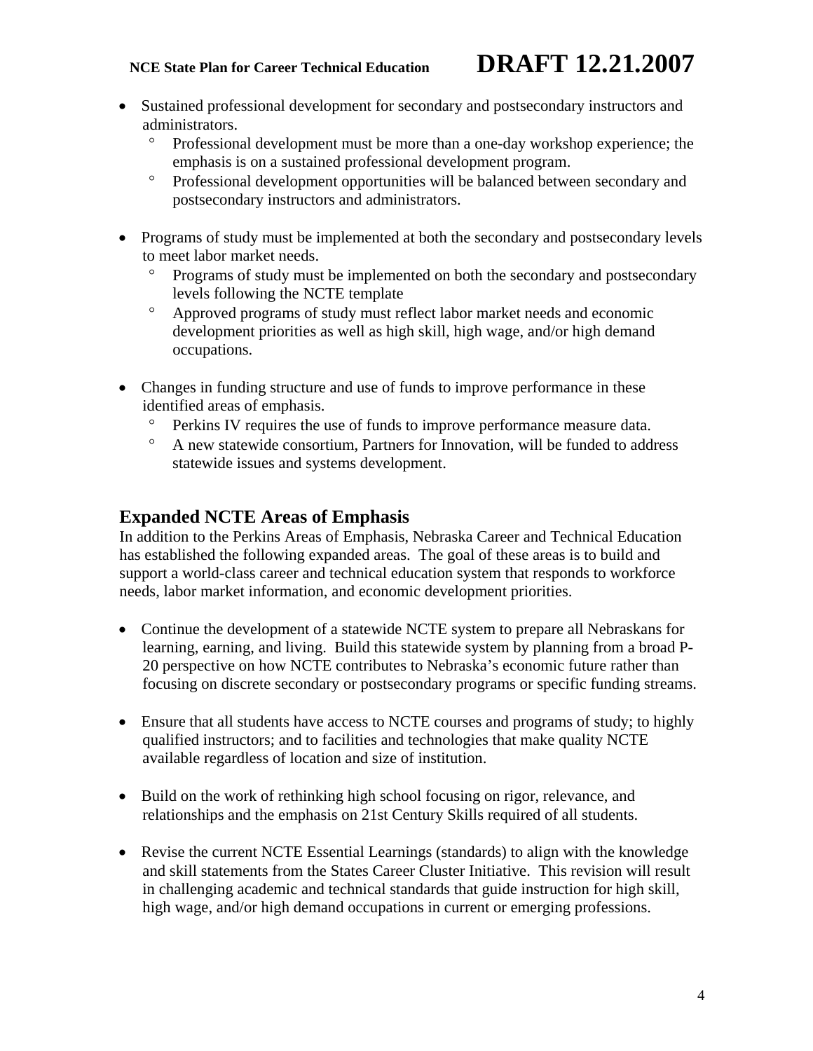- Sustained professional development for secondary and postsecondary instructors and administrators.
  - Professional development must be more than a one-day workshop experience; the emphasis is on a sustained professional development program.
  - Professional development opportunities will be balanced between secondary and postsecondary instructors and administrators.

- Programs of study must be implemented at both the secondary and postsecondary levels to meet labor market needs.
  - Programs of study must be implemented on both the secondary and postsecondary levels following the NCTE template
  - Approved programs of study must reflect labor market needs and economic development priorities as well as high skill, high wage, and/or high demand occupations.

- Changes in funding structure and use of funds to improve performance in these identified areas of emphasis.
  - Perkins IV requires the use of funds to improve performance measure data.
  - A new statewide consortium, Partners for Innovation, will be funded to address statewide issues and systems development.

## Expanded NCTE Areas of Emphasis

In addition to the Perkins Areas of Emphasis, Nebraska Career and Technical Education has established the following expanded areas. The goal of these areas is to build and support a world-class career and technical education system that responds to workforce needs, labor market information, and economic development priorities.

- Continue the development of a statewide NCTE system to prepare all Nebraskans for learning, earning, and living. Build this statewide system by planning from a broad P-20 perspective on how NCTE contributes to Nebraska's economic future rather than focusing on discrete secondary or postsecondary programs or specific funding streams.

- Ensure that all students have access to NCTE courses and programs of study; to highly qualified instructors; and to facilities and technologies that make quality NCTE available regardless of location and size of institution.

- Build on the work of rethinking high school focusing on rigor, relevance, and relationships and the emphasis on 21st Century Skills required of all students.

- Revise the current NCTE Essential Learnings (standards) to align with the knowledge and skill statements from the States Career Cluster Initiative. This revision will result in challenging academic and technical standards that guide instruction for high skill, high wage, and/or high demand occupations in current or emerging professions.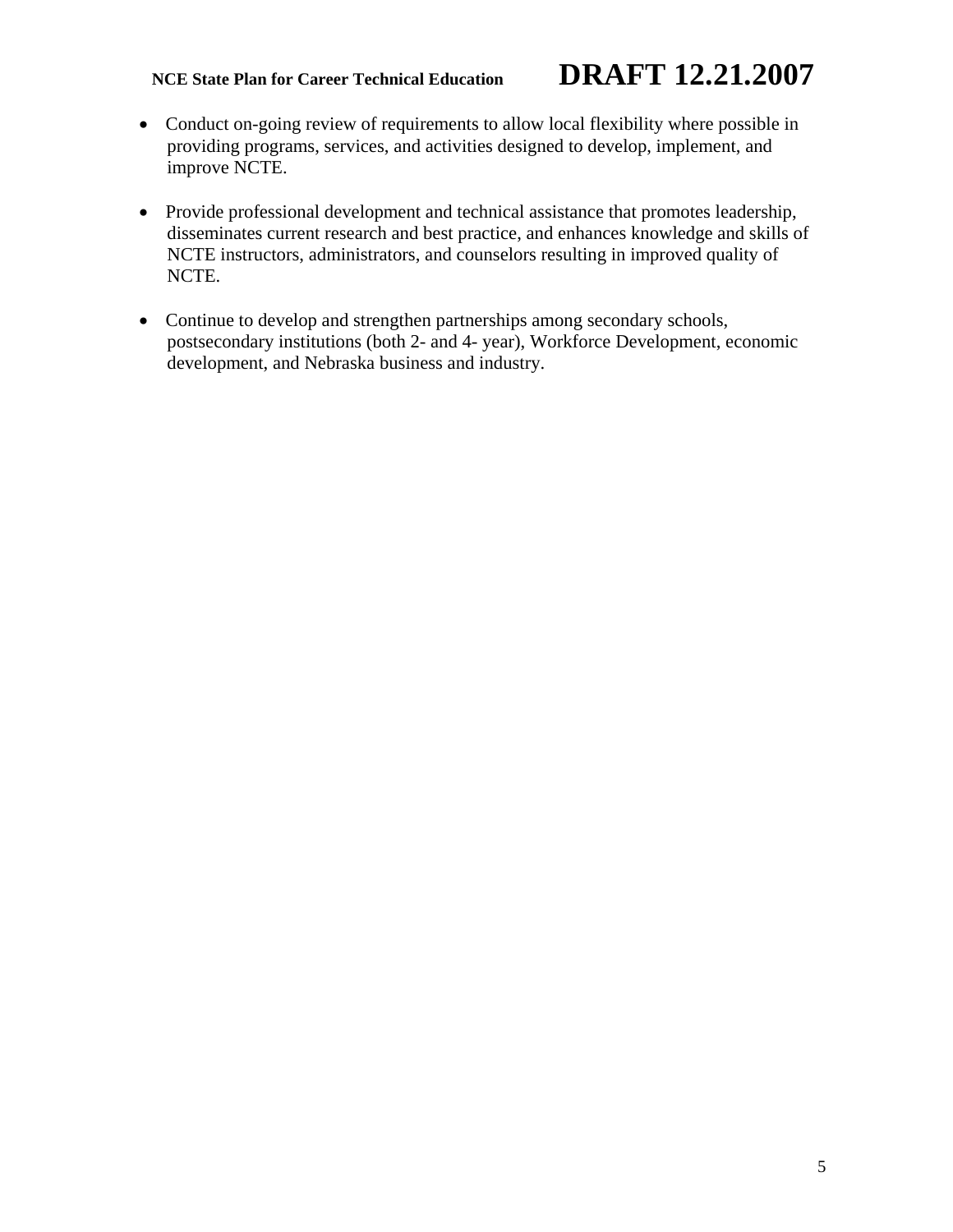- Conduct on-going review of requirements to allow local flexibility where possible in providing programs, services, and activities designed to develop, implement, and improve NCTE.

- Provide professional development and technical assistance that promotes leadership, disseminates current research and best practice, and enhances knowledge and skills of NCTE instructors, administrators, and counselors resulting in improved quality of NCTE.

- Continue to develop and strengthen partnerships among secondary schools, postsecondary institutions (both 2- and 4- year), Workforce Development, economic development, and Nebraska business and industry.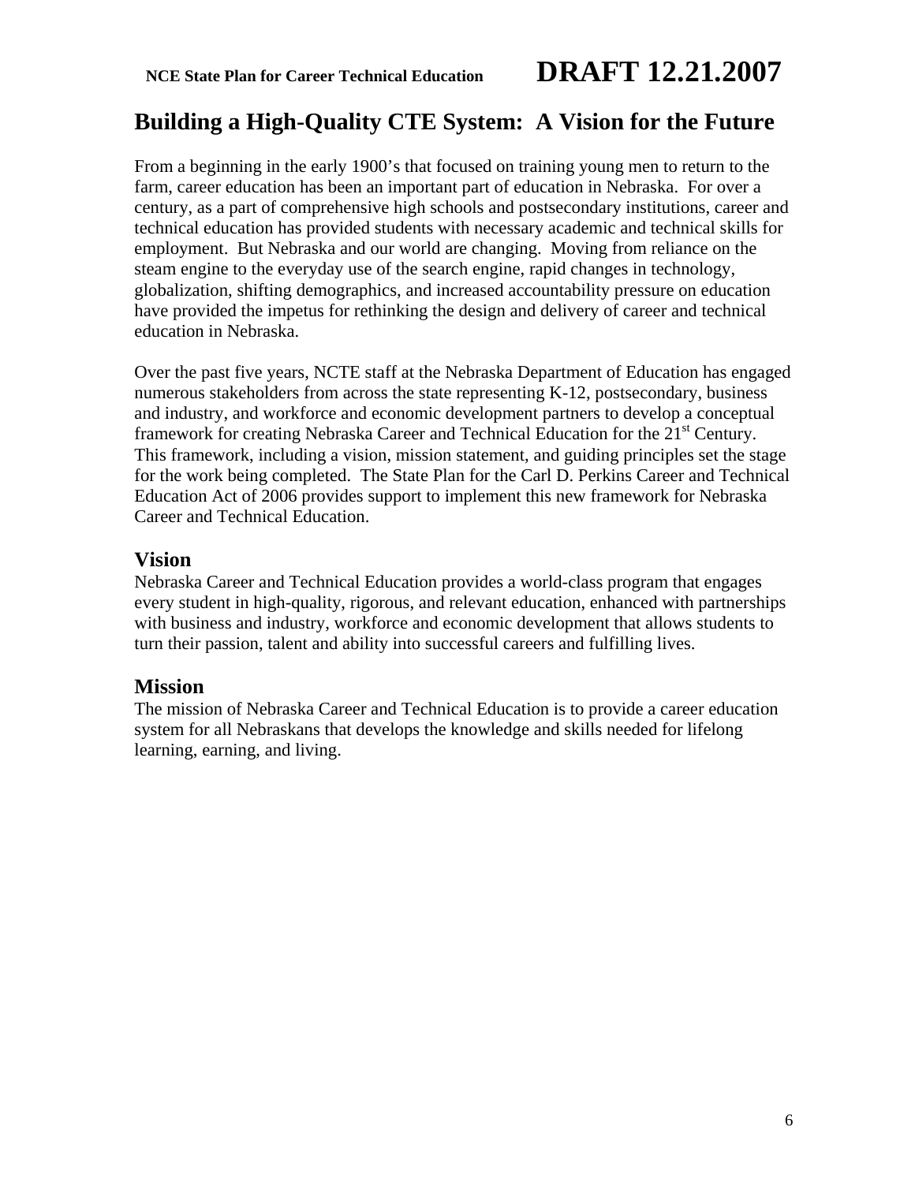# Building a High-Quality CTE System: A Vision for the Future

From a beginning in the early 1900's that focused on training young men to return to the farm, career education has been an important part of education in Nebraska. For over a century, as a part of comprehensive high schools and postsecondary institutions, career and technical education has provided students with necessary academic and technical skills for employment. But Nebraska and our world are changing. Moving from reliance on the steam engine to the everyday use of the search engine, rapid changes in technology, globalization, shifting demographics, and increased accountability pressure on education have provided the impetus for rethinking the design and delivery of career and technical education in Nebraska.

Over the past five years, NCTE staff at the Nebraska Department of Education has engaged numerous stakeholders from across the state representing K-12, postsecondary, business and industry, and workforce and economic development partners to develop a conceptual framework for creating Nebraska Career and Technical Education for the 21st Century. This framework, including a vision, mission statement, and guiding principles set the stage for the work being completed. The State Plan for the Carl D. Perkins Career and Technical Education Act of 2006 provides support to implement this new framework for Nebraska Career and Technical Education.

## Vision

Nebraska Career and Technical Education provides a world-class program that engages every student in high-quality, rigorous, and relevant education, enhanced with partnerships with business and industry, workforce and economic development that allows students to turn their passion, talent and ability into successful careers and fulfilling lives.

## Mission

The mission of Nebraska Career and Technical Education is to provide a career education system for all Nebraskans that develops the knowledge and skills needed for lifelong learning, earning, and living.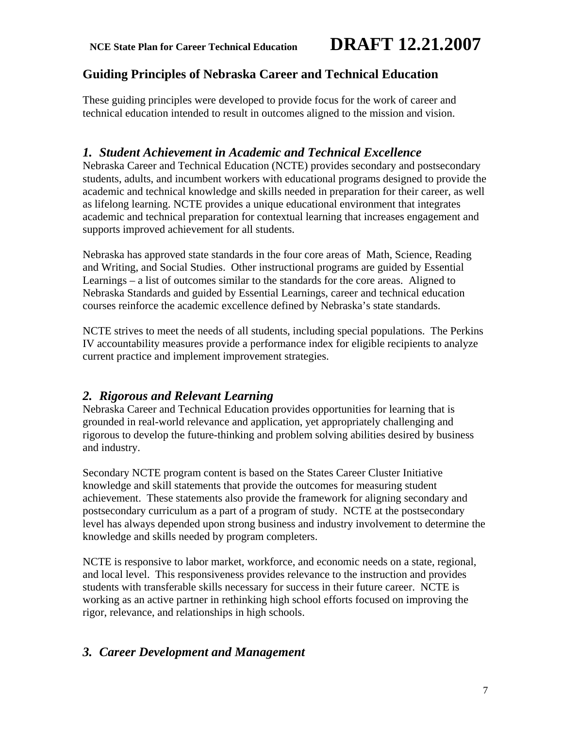## Guiding Principles of Nebraska Career and Technical Education

These guiding principles were developed to provide focus for the work of career and technical education intended to result in outcomes aligned to the mission and vision.

### *1. Student Achievement in Academic and Technical Excellence*

Nebraska Career and Technical Education (NCTE) provides secondary and postsecondary students, adults, and incumbent workers with educational programs designed to provide the academic and technical knowledge and skills needed in preparation for their career, as well as lifelong learning. NCTE provides a unique educational environment that integrates academic and technical preparation for contextual learning that increases engagement and supports improved achievement for all students.

Nebraska has approved state standards in the four core areas of Math, Science, Reading and Writing, and Social Studies. Other instructional programs are guided by Essential Learnings – a list of outcomes similar to the standards for the core areas. Aligned to Nebraska Standards and guided by Essential Learnings, career and technical education courses reinforce the academic excellence defined by Nebraska's state standards.

NCTE strives to meet the needs of all students, including special populations. The Perkins IV accountability measures provide a performance index for eligible recipients to analyze current practice and implement improvement strategies.

### *2. Rigorous and Relevant Learning*

Nebraska Career and Technical Education provides opportunities for learning that is grounded in real-world relevance and application, yet appropriately challenging and rigorous to develop the future-thinking and problem solving abilities desired by business and industry.

Secondary NCTE program content is based on the States Career Cluster Initiative knowledge and skill statements that provide the outcomes for measuring student achievement. These statements also provide the framework for aligning secondary and postsecondary curriculum as a part of a program of study. NCTE at the postsecondary level has always depended upon strong business and industry involvement to determine the knowledge and skills needed by program completers.

NCTE is responsive to labor market, workforce, and economic needs on a state, regional, and local level. This responsiveness provides relevance to the instruction and provides students with transferable skills necessary for success in their future career. NCTE is working as an active partner in rethinking high school efforts focused on improving the rigor, relevance, and relationships in high schools.

### *3. Career Development and Management*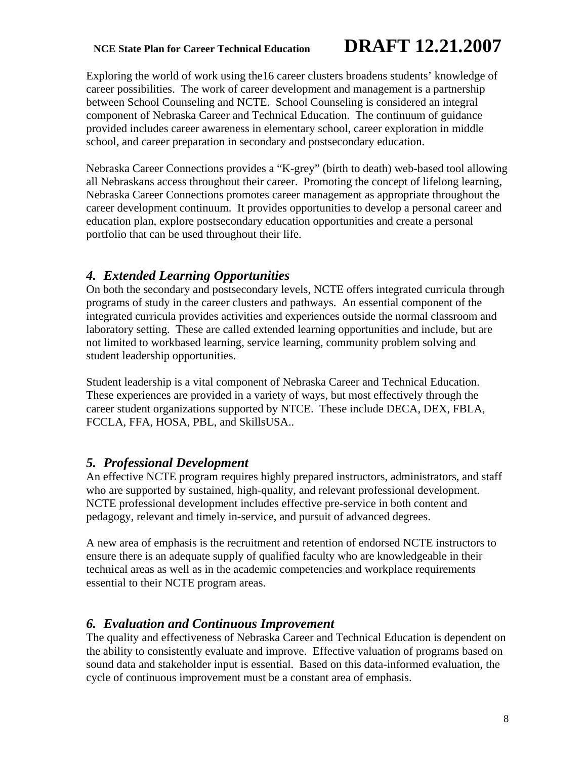Exploring the world of work using the16 career clusters broadens students' knowledge of career possibilities. The work of career development and management is a partnership between School Counseling and NCTE. School Counseling is considered an integral component of Nebraska Career and Technical Education. The continuum of guidance provided includes career awareness in elementary school, career exploration in middle school, and career preparation in secondary and postsecondary education.

Nebraska Career Connections provides a "K-grey" (birth to death) web-based tool allowing all Nebraskans access throughout their career. Promoting the concept of lifelong learning, Nebraska Career Connections promotes career management as appropriate throughout the career development continuum. It provides opportunities to develop a personal career and education plan, explore postsecondary education opportunities and create a personal portfolio that can be used throughout their life.

## *4. Extended Learning Opportunities*

On both the secondary and postsecondary levels, NCTE offers integrated curricula through programs of study in the career clusters and pathways. An essential component of the integrated curricula provides activities and experiences outside the normal classroom and laboratory setting. These are called extended learning opportunities and include, but are not limited to workbased learning, service learning, community problem solving and student leadership opportunities.

Student leadership is a vital component of Nebraska Career and Technical Education. These experiences are provided in a variety of ways, but most effectively through the career student organizations supported by NTCE. These include DECA, DEX, FBLA, FCCLA, FFA, HOSA, PBL, and SkillsUSA..

## *5. Professional Development*

An effective NCTE program requires highly prepared instructors, administrators, and staff who are supported by sustained, high-quality, and relevant professional development. NCTE professional development includes effective pre-service in both content and pedagogy, relevant and timely in-service, and pursuit of advanced degrees.

A new area of emphasis is the recruitment and retention of endorsed NCTE instructors to ensure there is an adequate supply of qualified faculty who are knowledgeable in their technical areas as well as in the academic competencies and workplace requirements essential to their NCTE program areas.

## *6. Evaluation and Continuous Improvement*

The quality and effectiveness of Nebraska Career and Technical Education is dependent on the ability to consistently evaluate and improve. Effective valuation of programs based on sound data and stakeholder input is essential. Based on this data-informed evaluation, the cycle of continuous improvement must be a constant area of emphasis.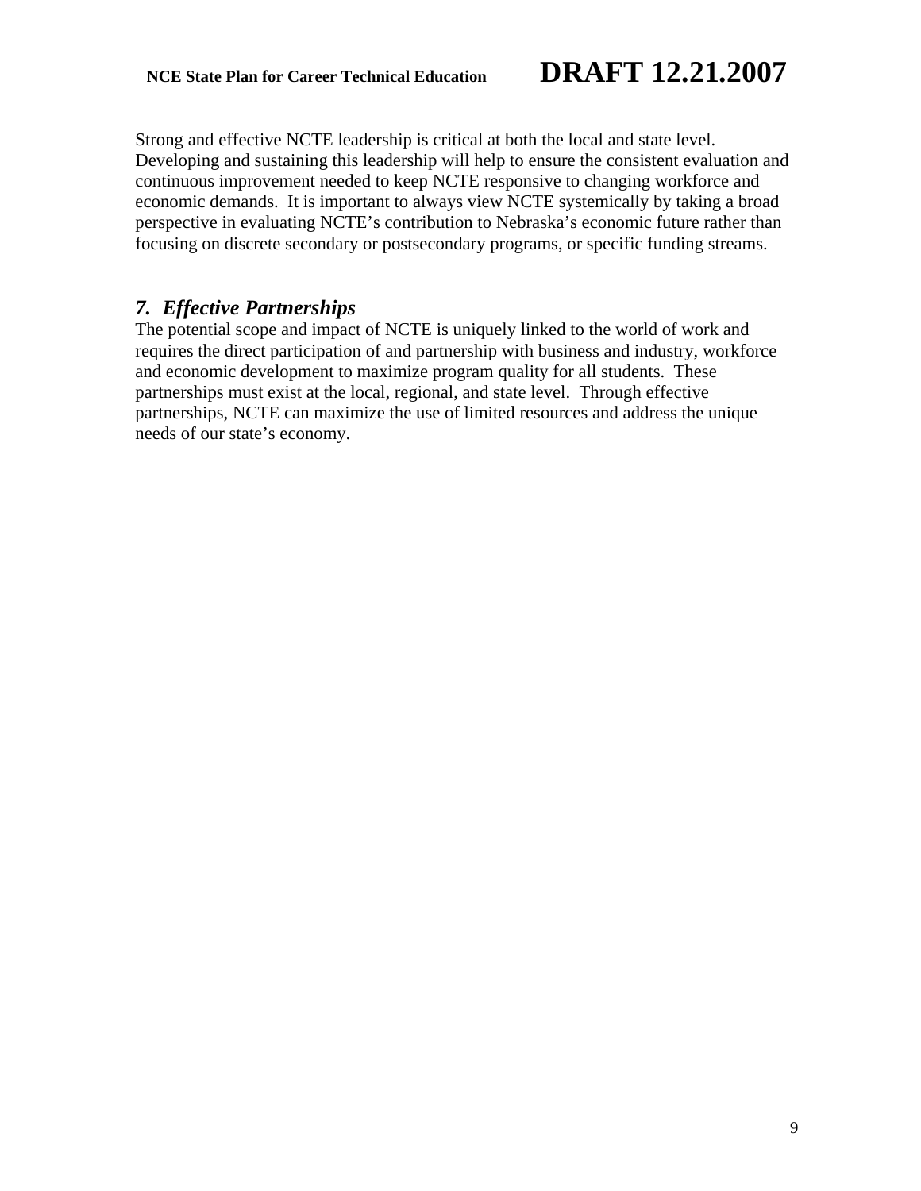Strong and effective NCTE leadership is critical at both the local and state level. Developing and sustaining this leadership will help to ensure the consistent evaluation and continuous improvement needed to keep NCTE responsive to changing workforce and economic demands. It is important to always view NCTE systemically by taking a broad perspective in evaluating NCTE's contribution to Nebraska's economic future rather than focusing on discrete secondary or postsecondary programs, or specific funding streams.

### *7. Effective Partnerships*

The potential scope and impact of NCTE is uniquely linked to the world of work and requires the direct participation of and partnership with business and industry, workforce and economic development to maximize program quality for all students. These partnerships must exist at the local, regional, and state level. Through effective partnerships, NCTE can maximize the use of limited resources and address the unique needs of our state's economy.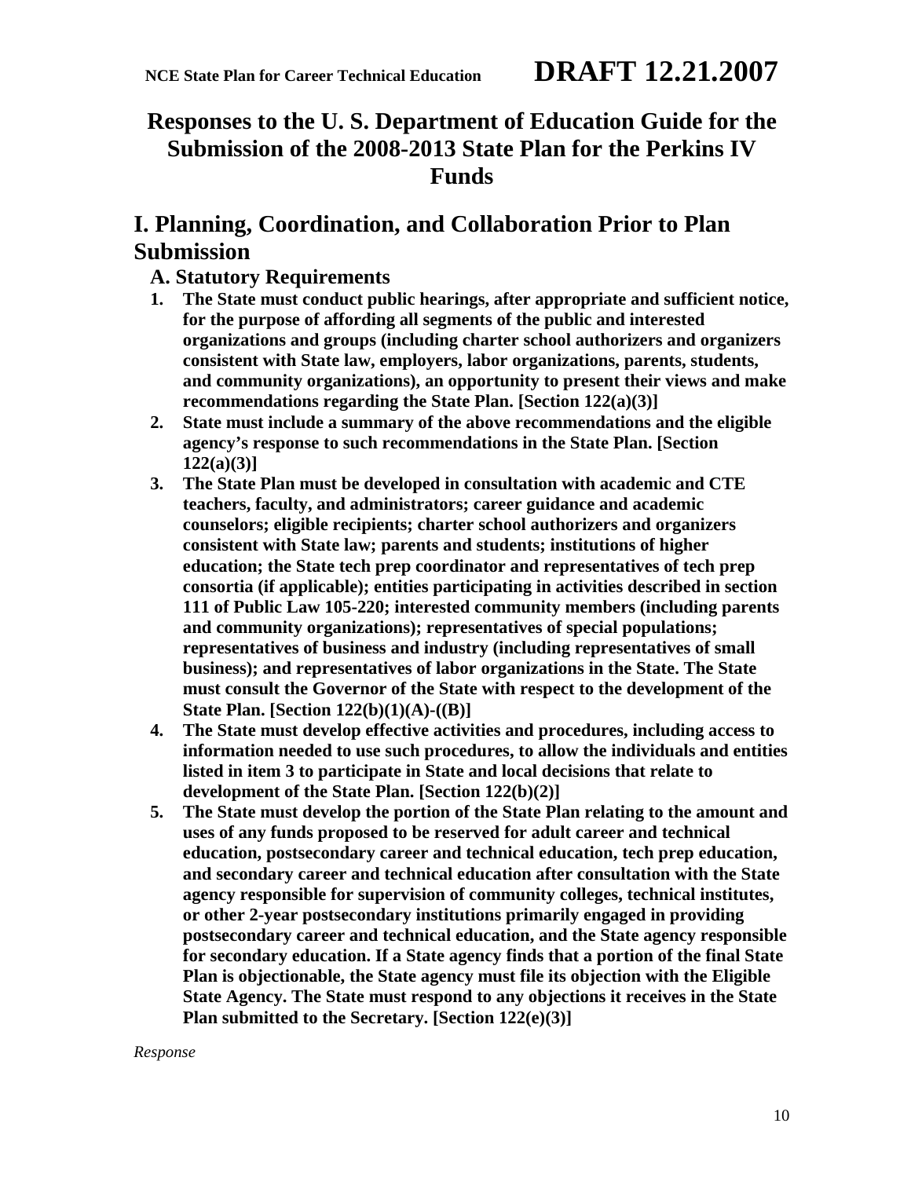# Responses to the U. S. Department of Education Guide for the Submission of the 2008-2013 State Plan for the Perkins IV Funds

## I. Planning, Coordination, and Collaboration Prior to Plan Submission

### A. Statutory Requirements

1. **The State must conduct public hearings, after appropriate and sufficient notice, for the purpose of affording all segments of the public and interested organizations and groups (including charter school authorizers and organizers consistent with State law, employers, labor organizations, parents, students, and community organizations), an opportunity to present their views and make recommendations regarding the State Plan. [Section 122(a)(3)]**
2. **State must include a summary of the above recommendations and the eligible agency's response to such recommendations in the State Plan. [Section 122(a)(3)]**
3. **The State Plan must be developed in consultation with academic and CTE teachers, faculty, and administrators; career guidance and academic counselors; eligible recipients; charter school authorizers and organizers consistent with State law; parents and students; institutions of higher education; the State tech prep coordinator and representatives of tech prep consortia (if applicable); entities participating in activities described in section 111 of Public Law 105-220; interested community members (including parents and community organizations); representatives of special populations; representatives of business and industry (including representatives of small business); and representatives of labor organizations in the State. The State must consult the Governor of the State with respect to the development of the State Plan. [Section 122(b)(1)(A)-((B)]**
4. **The State must develop effective activities and procedures, including access to information needed to use such procedures, to allow the individuals and entities listed in item 3 to participate in State and local decisions that relate to development of the State Plan. [Section 122(b)(2)]**
5. **The State must develop the portion of the State Plan relating to the amount and uses of any funds proposed to be reserved for adult career and technical education, postsecondary career and technical education, tech prep education, and secondary career and technical education after consultation with the State agency responsible for supervision of community colleges, technical institutes, or other 2-year postsecondary institutions primarily engaged in providing postsecondary career and technical education, and the State agency responsible for secondary education. If a State agency finds that a portion of the final State Plan is objectionable, the State agency must file its objection with the Eligible State Agency. The State must respond to any objections it receives in the State Plan submitted to the Secretary. [Section 122(e)(3)]**

*Response*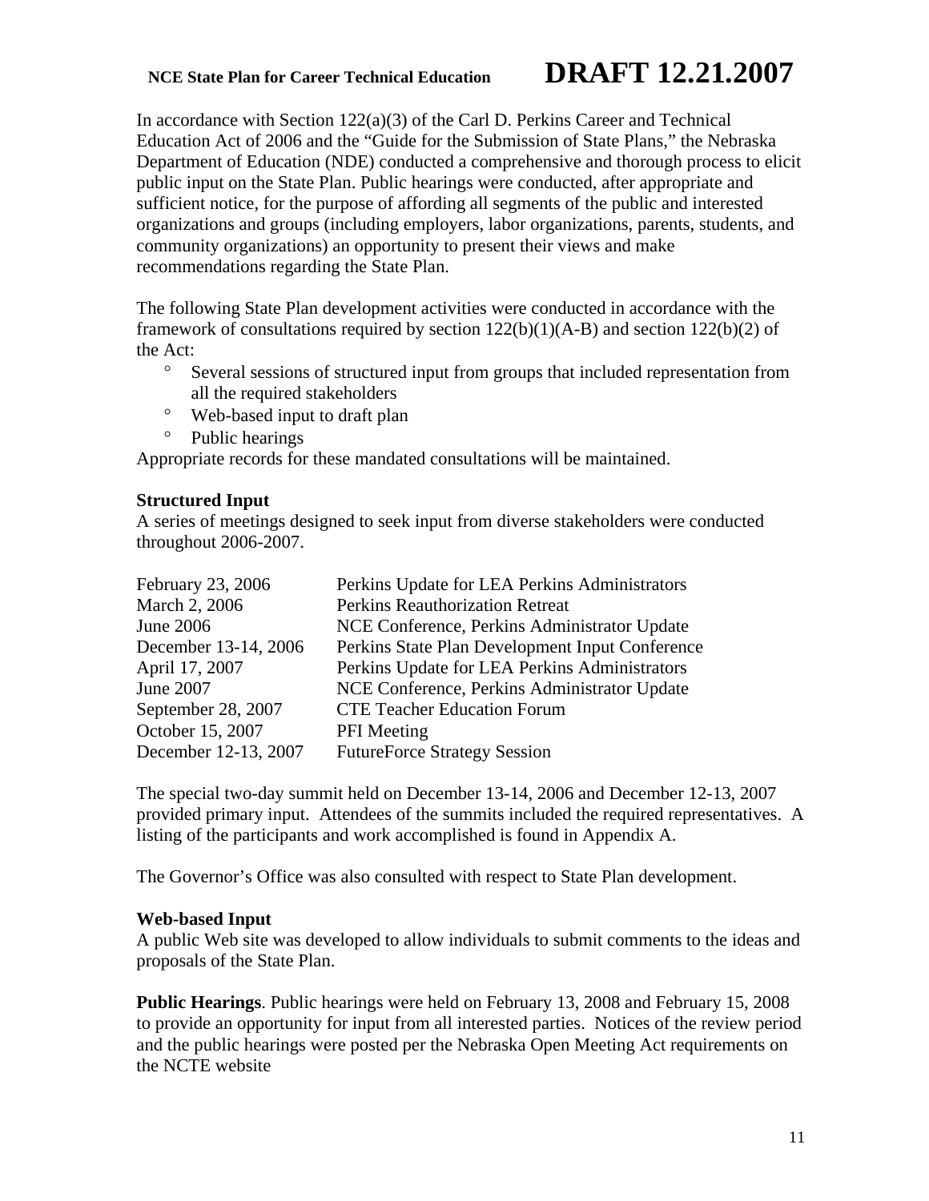In accordance with Section 122(a)(3) of the Carl D. Perkins Career and Technical Education Act of 2006 and the "Guide for the Submission of State Plans," the Nebraska Department of Education (NDE) conducted a comprehensive and thorough process to elicit public input on the State Plan. Public hearings were conducted, after appropriate and sufficient notice, for the purpose of affording all segments of the public and interested organizations and groups (including employers, labor organizations, parents, students, and community organizations) an opportunity to present their views and make recommendations regarding the State Plan.

The following State Plan development activities were conducted in accordance with the framework of consultations required by section 122(b)(1)(A-B) and section 122(b)(2) of the Act:

- Several sessions of structured input from groups that included representation from all the required stakeholders
- Web-based input to draft plan
- Public hearings

Appropriate records for these mandated consultations will be maintained.

**Structured Input**
A series of meetings designed to seek input from diverse stakeholders were conducted throughout 2006-2007.

| | |
|---|---|
| February 23, 2006 | Perkins Update for LEA Perkins Administrators |
| March 2, 2006 | Perkins Reauthorization Retreat |
| June 2006 | NCE Conference, Perkins Administrator Update |
| December 13-14, 2006 | Perkins State Plan Development Input Conference |
| April 17, 2007 | Perkins Update for LEA Perkins Administrators |
| June 2007 | NCE Conference, Perkins Administrator Update |
| September 28, 2007 | CTE Teacher Education Forum |
| October 15, 2007 | PFI Meeting |
| December 12-13, 2007 | FutureForce Strategy Session |

The special two-day summit held on December 13-14, 2006 and December 12-13, 2007 provided primary input. Attendees of the summits included the required representatives. A listing of the participants and work accomplished is found in Appendix A.

The Governor's Office was also consulted with respect to State Plan development.

**Web-based Input**
A public Web site was developed to allow individuals to submit comments to the ideas and proposals of the State Plan.

**Public Hearings**. Public hearings were held on February 13, 2008 and February 15, 2008 to provide an opportunity for input from all interested parties. Notices of the review period and the public hearings were posted per the Nebraska Open Meeting Act requirements on the NCTE website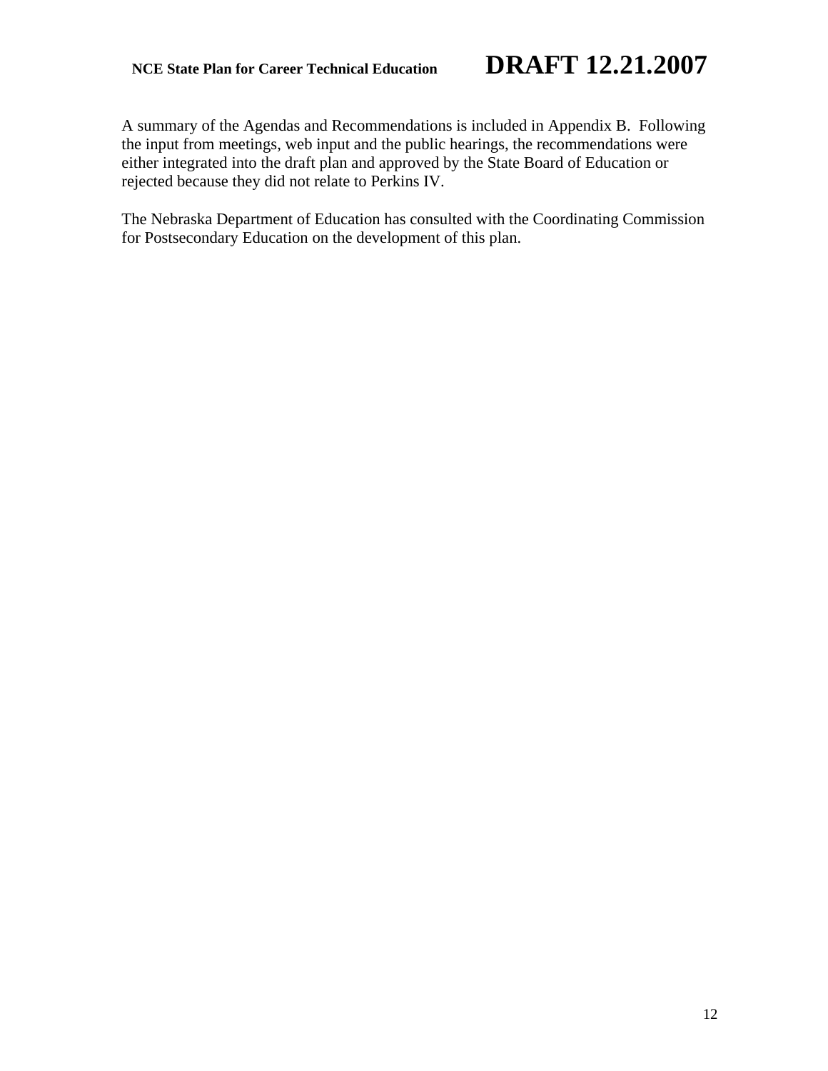A summary of the Agendas and Recommendations is included in Appendix B. Following the input from meetings, web input and the public hearings, the recommendations were either integrated into the draft plan and approved by the State Board of Education or rejected because they did not relate to Perkins IV.

The Nebraska Department of Education has consulted with the Coordinating Commission for Postsecondary Education on the development of this plan.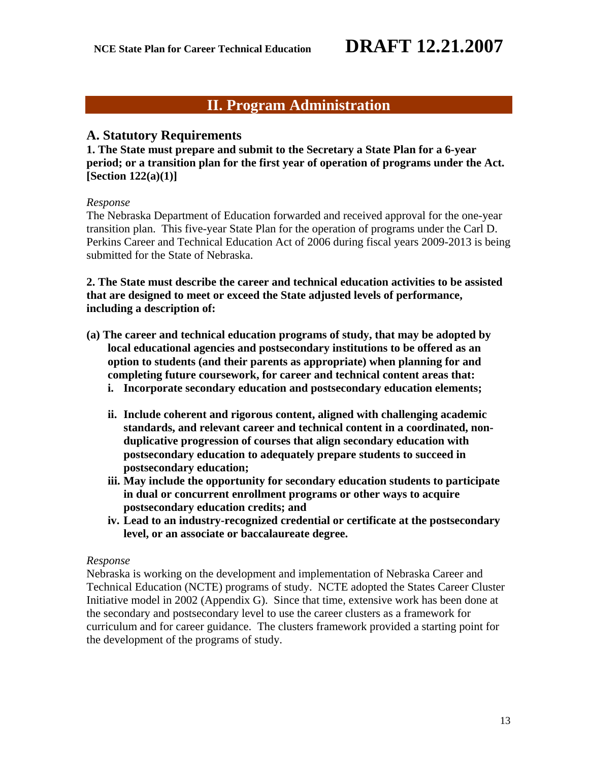## II. Program Administration

### A. Statutory Requirements

**1. The State must prepare and submit to the Secretary a State Plan for a 6-year period; or a transition plan for the first year of operation of programs under the Act. [Section 122(a)(1)]**

*Response*

The Nebraska Department of Education forwarded and received approval for the one-year transition plan. This five-year State Plan for the operation of programs under the Carl D. Perkins Career and Technical Education Act of 2006 during fiscal years 2009-2013 is being submitted for the State of Nebraska.

**2. The State must describe the career and technical education activities to be assisted that are designed to meet or exceed the State adjusted levels of performance, including a description of:**

**(a) The career and technical education programs of study, that may be adopted by local educational agencies and postsecondary institutions to be offered as an option to students (and their parents as appropriate) when planning for and completing future coursework, for career and technical content areas that:**

- **i. Incorporate secondary education and postsecondary education elements;**
- **ii. Include coherent and rigorous content, aligned with challenging academic standards, and relevant career and technical content in a coordinated, non-duplicative progression of courses that align secondary education with postsecondary education to adequately prepare students to succeed in postsecondary education;**
- **iii. May include the opportunity for secondary education students to participate in dual or concurrent enrollment programs or other ways to acquire postsecondary education credits; and**
- **iv. Lead to an industry-recognized credential or certificate at the postsecondary level, or an associate or baccalaureate degree.**

*Response*

Nebraska is working on the development and implementation of Nebraska Career and Technical Education (NCTE) programs of study. NCTE adopted the States Career Cluster Initiative model in 2002 (Appendix G). Since that time, extensive work has been done at the secondary and postsecondary level to use the career clusters as a framework for curriculum and for career guidance. The clusters framework provided a starting point for the development of the programs of study.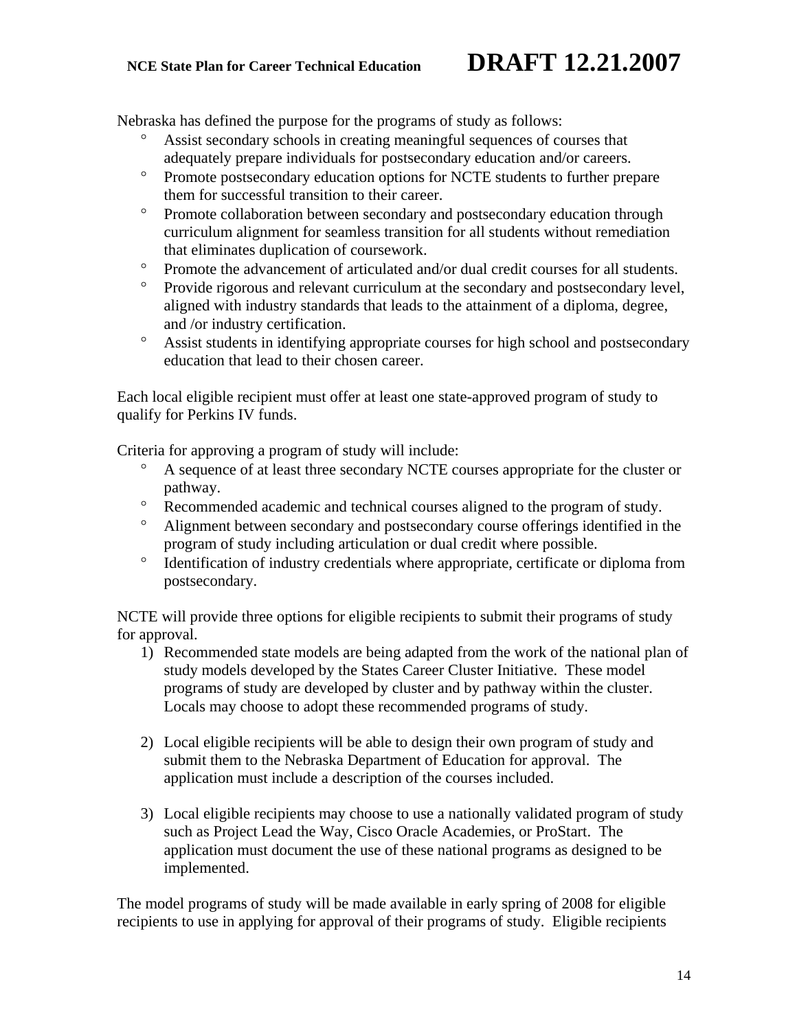Nebraska has defined the purpose for the programs of study as follows:

- Assist secondary schools in creating meaningful sequences of courses that adequately prepare individuals for postsecondary education and/or careers.
- Promote postsecondary education options for NCTE students to further prepare them for successful transition to their career.
- Promote collaboration between secondary and postsecondary education through curriculum alignment for seamless transition for all students without remediation that eliminates duplication of coursework.
- Promote the advancement of articulated and/or dual credit courses for all students.
- Provide rigorous and relevant curriculum at the secondary and postsecondary level, aligned with industry standards that leads to the attainment of a diploma, degree, and /or industry certification.
- Assist students in identifying appropriate courses for high school and postsecondary education that lead to their chosen career.

Each local eligible recipient must offer at least one state-approved program of study to qualify for Perkins IV funds.

Criteria for approving a program of study will include:

- A sequence of at least three secondary NCTE courses appropriate for the cluster or pathway.
- Recommended academic and technical courses aligned to the program of study.
- Alignment between secondary and postsecondary course offerings identified in the program of study including articulation or dual credit where possible.
- Identification of industry credentials where appropriate, certificate or diploma from postsecondary.

NCTE will provide three options for eligible recipients to submit their programs of study for approval.

1) Recommended state models are being adapted from the work of the national plan of study models developed by the States Career Cluster Initiative. These model programs of study are developed by cluster and by pathway within the cluster. Locals may choose to adopt these recommended programs of study.

2) Local eligible recipients will be able to design their own program of study and submit them to the Nebraska Department of Education for approval. The application must include a description of the courses included.

3) Local eligible recipients may choose to use a nationally validated program of study such as Project Lead the Way, Cisco Oracle Academies, or ProStart. The application must document the use of these national programs as designed to be implemented.

The model programs of study will be made available in early spring of 2008 for eligible recipients to use in applying for approval of their programs of study. Eligible recipients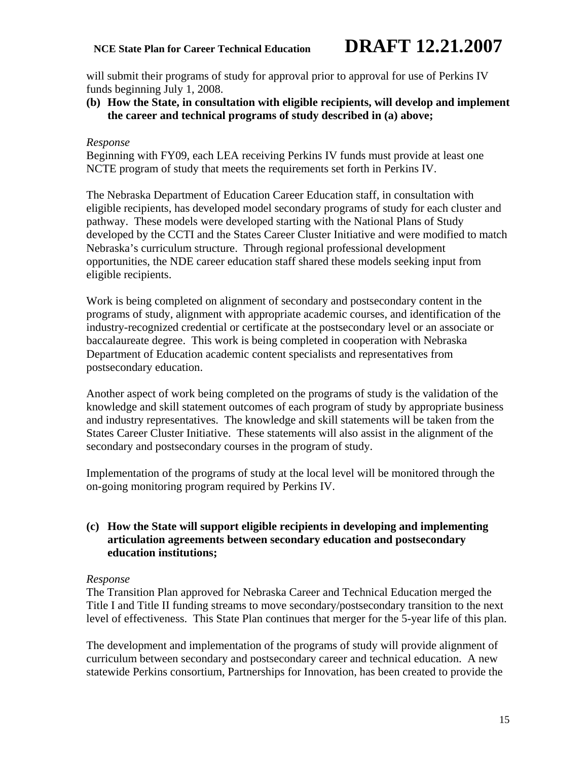will submit their programs of study for approval prior to approval for use of Perkins IV funds beginning July 1, 2008.

**(b) How the State, in consultation with eligible recipients, will develop and implement the career and technical programs of study described in (a) above;**

*Response*

Beginning with FY09, each LEA receiving Perkins IV funds must provide at least one NCTE program of study that meets the requirements set forth in Perkins IV.

The Nebraska Department of Education Career Education staff, in consultation with eligible recipients, has developed model secondary programs of study for each cluster and pathway. These models were developed starting with the National Plans of Study developed by the CCTI and the States Career Cluster Initiative and were modified to match Nebraska's curriculum structure. Through regional professional development opportunities, the NDE career education staff shared these models seeking input from eligible recipients.

Work is being completed on alignment of secondary and postsecondary content in the programs of study, alignment with appropriate academic courses, and identification of the industry-recognized credential or certificate at the postsecondary level or an associate or baccalaureate degree. This work is being completed in cooperation with Nebraska Department of Education academic content specialists and representatives from postsecondary education.

Another aspect of work being completed on the programs of study is the validation of the knowledge and skill statement outcomes of each program of study by appropriate business and industry representatives. The knowledge and skill statements will be taken from the States Career Cluster Initiative. These statements will also assist in the alignment of the secondary and postsecondary courses in the program of study.

Implementation of the programs of study at the local level will be monitored through the on-going monitoring program required by Perkins IV.

**(c) How the State will support eligible recipients in developing and implementing articulation agreements between secondary education and postsecondary education institutions;**

*Response*

The Transition Plan approved for Nebraska Career and Technical Education merged the Title I and Title II funding streams to move secondary/postsecondary transition to the next level of effectiveness. This State Plan continues that merger for the 5-year life of this plan.

The development and implementation of the programs of study will provide alignment of curriculum between secondary and postsecondary career and technical education. A new statewide Perkins consortium, Partnerships for Innovation, has been created to provide the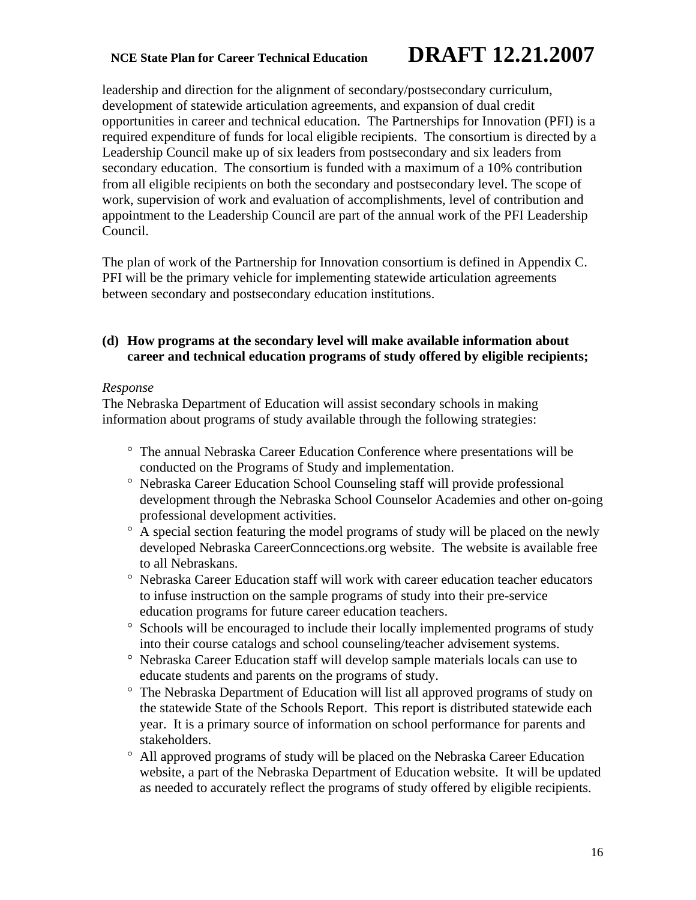leadership and direction for the alignment of secondary/postsecondary curriculum, development of statewide articulation agreements, and expansion of dual credit opportunities in career and technical education. The Partnerships for Innovation (PFI) is a required expenditure of funds for local eligible recipients. The consortium is directed by a Leadership Council make up of six leaders from postsecondary and six leaders from secondary education. The consortium is funded with a maximum of a 10% contribution from all eligible recipients on both the secondary and postsecondary level. The scope of work, supervision of work and evaluation of accomplishments, level of contribution and appointment to the Leadership Council are part of the annual work of the PFI Leadership Council.

The plan of work of the Partnership for Innovation consortium is defined in Appendix C. PFI will be the primary vehicle for implementing statewide articulation agreements between secondary and postsecondary education institutions.

**(d) How programs at the secondary level will make available information about career and technical education programs of study offered by eligible recipients;**

*Response*

The Nebraska Department of Education will assist secondary schools in making information about programs of study available through the following strategies:

- The annual Nebraska Career Education Conference where presentations will be conducted on the Programs of Study and implementation.
- Nebraska Career Education School Counseling staff will provide professional development through the Nebraska School Counselor Academies and other on-going professional development activities.
- A special section featuring the model programs of study will be placed on the newly developed Nebraska CareerConncections.org website. The website is available free to all Nebraskans.
- Nebraska Career Education staff will work with career education teacher educators to infuse instruction on the sample programs of study into their pre-service education programs for future career education teachers.
- Schools will be encouraged to include their locally implemented programs of study into their course catalogs and school counseling/teacher advisement systems.
- Nebraska Career Education staff will develop sample materials locals can use to educate students and parents on the programs of study.
- The Nebraska Department of Education will list all approved programs of study on the statewide State of the Schools Report. This report is distributed statewide each year. It is a primary source of information on school performance for parents and stakeholders.
- All approved programs of study will be placed on the Nebraska Career Education website, a part of the Nebraska Department of Education website. It will be updated as needed to accurately reflect the programs of study offered by eligible recipients.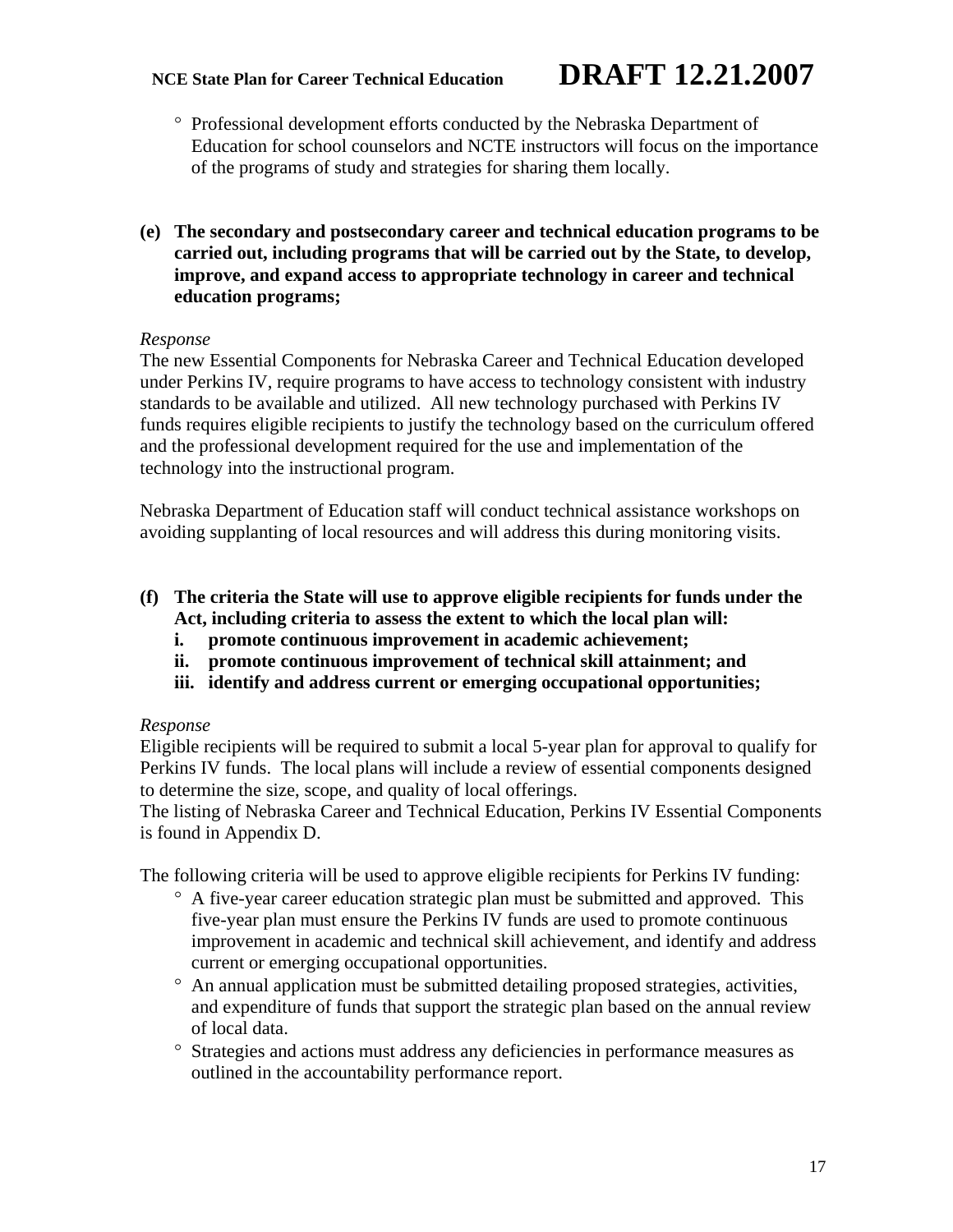- Professional development efforts conducted by the Nebraska Department of Education for school counselors and NCTE instructors will focus on the importance of the programs of study and strategies for sharing them locally.

**(e) The secondary and postsecondary career and technical education programs to be carried out, including programs that will be carried out by the State, to develop, improve, and expand access to appropriate technology in career and technical education programs;**

*Response*

The new Essential Components for Nebraska Career and Technical Education developed under Perkins IV, require programs to have access to technology consistent with industry standards to be available and utilized. All new technology purchased with Perkins IV funds requires eligible recipients to justify the technology based on the curriculum offered and the professional development required for the use and implementation of the technology into the instructional program.

Nebraska Department of Education staff will conduct technical assistance workshops on avoiding supplanting of local resources and will address this during monitoring visits.

**(f) The criteria the State will use to approve eligible recipients for funds under the Act, including criteria to assess the extent to which the local plan will:**

**i. promote continuous improvement in academic achievement;**

**ii. promote continuous improvement of technical skill attainment; and**

**iii. identify and address current or emerging occupational opportunities;**

*Response*

Eligible recipients will be required to submit a local 5-year plan for approval to qualify for Perkins IV funds. The local plans will include a review of essential components designed to determine the size, scope, and quality of local offerings.
The listing of Nebraska Career and Technical Education, Perkins IV Essential Components is found in Appendix D.

The following criteria will be used to approve eligible recipients for Perkins IV funding:

- A five-year career education strategic plan must be submitted and approved. This five-year plan must ensure the Perkins IV funds are used to promote continuous improvement in academic and technical skill achievement, and identify and address current or emerging occupational opportunities.
- An annual application must be submitted detailing proposed strategies, activities, and expenditure of funds that support the strategic plan based on the annual review of local data.
- Strategies and actions must address any deficiencies in performance measures as outlined in the accountability performance report.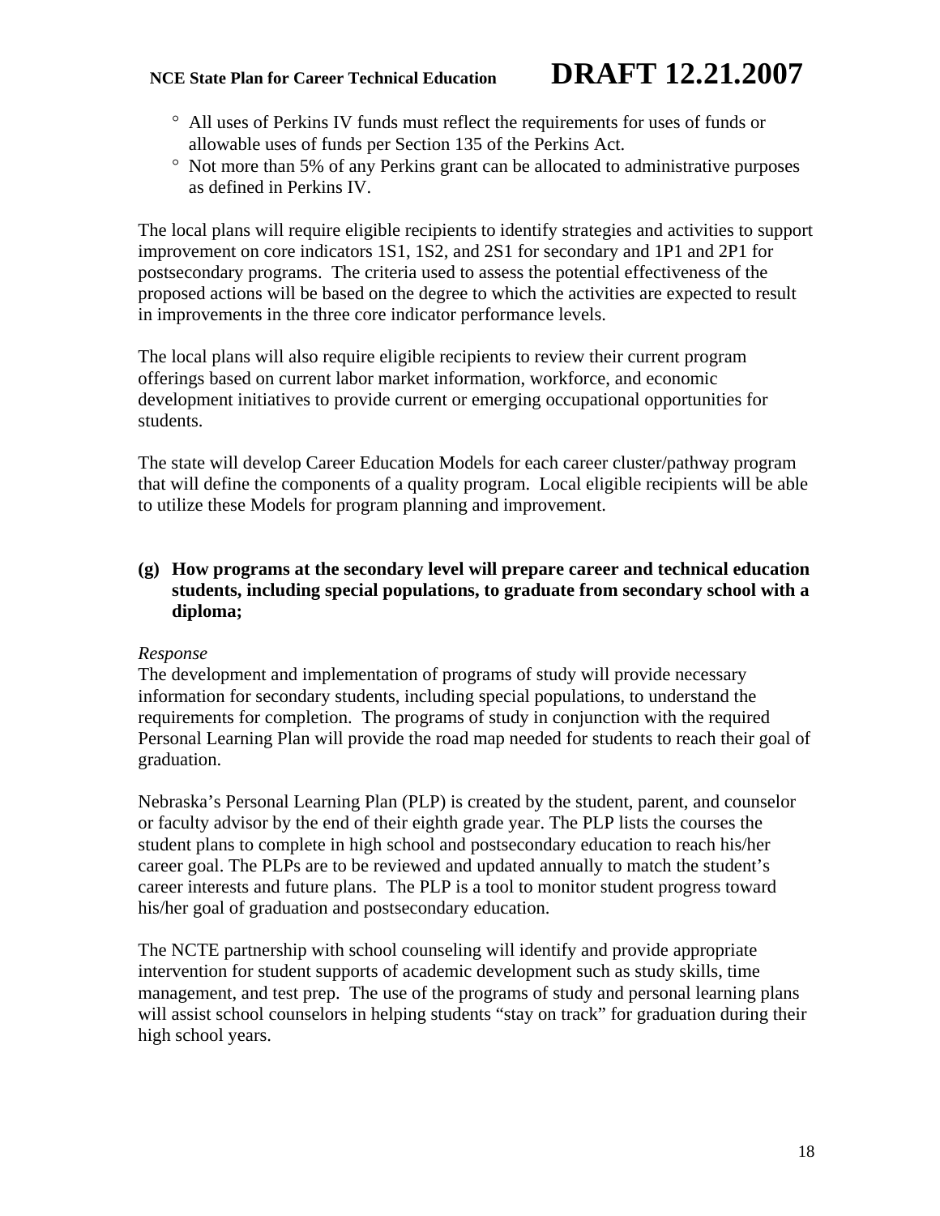- All uses of Perkins IV funds must reflect the requirements for uses of funds or allowable uses of funds per Section 135 of the Perkins Act.
- Not more than 5% of any Perkins grant can be allocated to administrative purposes as defined in Perkins IV.

The local plans will require eligible recipients to identify strategies and activities to support improvement on core indicators 1S1, 1S2, and 2S1 for secondary and 1P1 and 2P1 for postsecondary programs. The criteria used to assess the potential effectiveness of the proposed actions will be based on the degree to which the activities are expected to result in improvements in the three core indicator performance levels.

The local plans will also require eligible recipients to review their current program offerings based on current labor market information, workforce, and economic development initiatives to provide current or emerging occupational opportunities for students.

The state will develop Career Education Models for each career cluster/pathway program that will define the components of a quality program. Local eligible recipients will be able to utilize these Models for program planning and improvement.

**(g) How programs at the secondary level will prepare career and technical education students, including special populations, to graduate from secondary school with a diploma;**

*Response*

The development and implementation of programs of study will provide necessary information for secondary students, including special populations, to understand the requirements for completion. The programs of study in conjunction with the required Personal Learning Plan will provide the road map needed for students to reach their goal of graduation.

Nebraska's Personal Learning Plan (PLP) is created by the student, parent, and counselor or faculty advisor by the end of their eighth grade year. The PLP lists the courses the student plans to complete in high school and postsecondary education to reach his/her career goal. The PLPs are to be reviewed and updated annually to match the student's career interests and future plans. The PLP is a tool to monitor student progress toward his/her goal of graduation and postsecondary education.

The NCTE partnership with school counseling will identify and provide appropriate intervention for student supports of academic development such as study skills, time management, and test prep. The use of the programs of study and personal learning plans will assist school counselors in helping students "stay on track" for graduation during their high school years.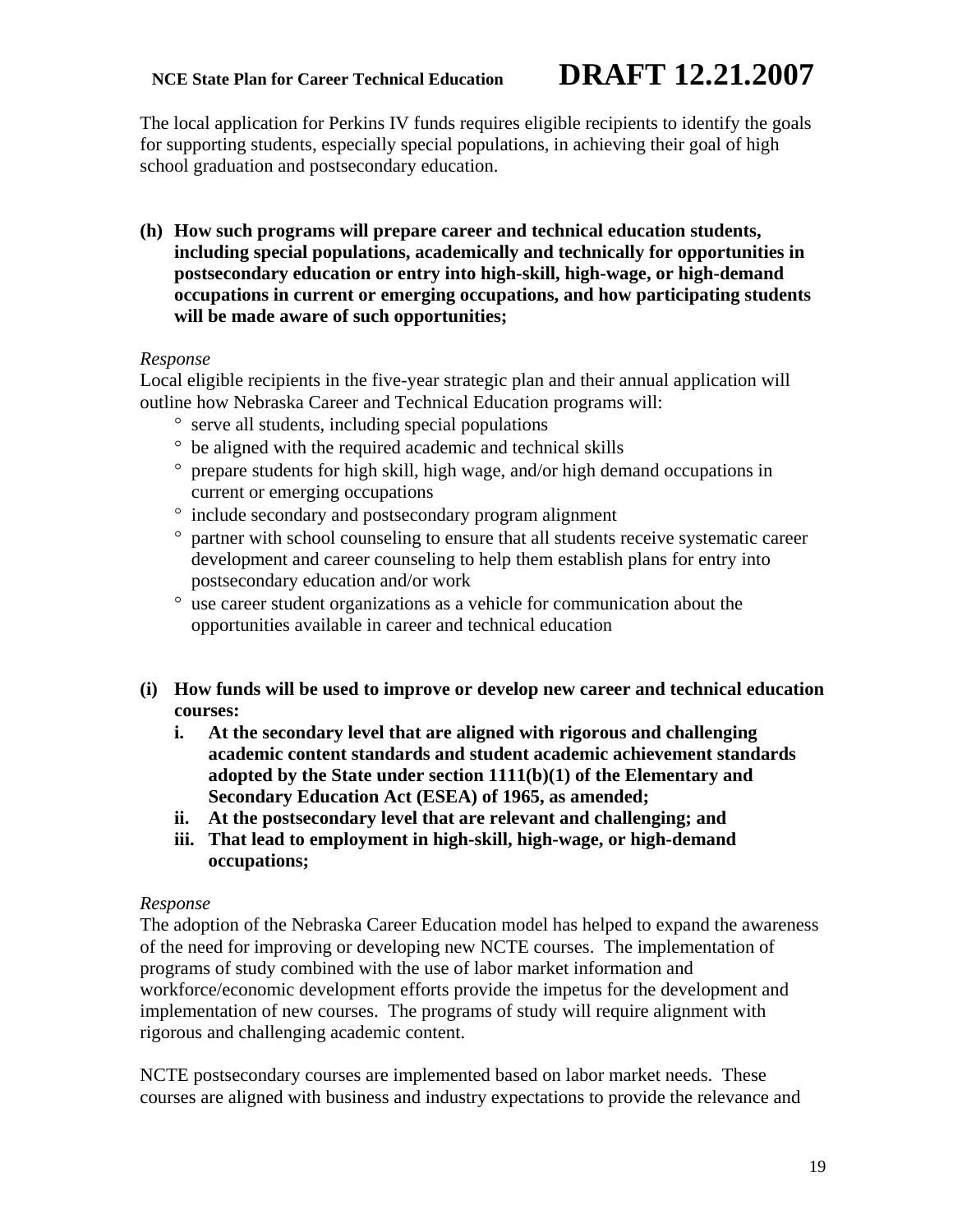The local application for Perkins IV funds requires eligible recipients to identify the goals for supporting students, especially special populations, in achieving their goal of high school graduation and postsecondary education.

**(h) How such programs will prepare career and technical education students, including special populations, academically and technically for opportunities in postsecondary education or entry into high-skill, high-wage, or high-demand occupations in current or emerging occupations, and how participating students will be made aware of such opportunities;**

*Response*

Local eligible recipients in the five-year strategic plan and their annual application will outline how Nebraska Career and Technical Education programs will:

- serve all students, including special populations
- be aligned with the required academic and technical skills
- prepare students for high skill, high wage, and/or high demand occupations in current or emerging occupations
- include secondary and postsecondary program alignment
- partner with school counseling to ensure that all students receive systematic career development and career counseling to help them establish plans for entry into postsecondary education and/or work
- use career student organizations as a vehicle for communication about the opportunities available in career and technical education

**(i) How funds will be used to improve or develop new career and technical education courses:**

**i. At the secondary level that are aligned with rigorous and challenging academic content standards and student academic achievement standards adopted by the State under section 1111(b)(1) of the Elementary and Secondary Education Act (ESEA) of 1965, as amended;**

**ii. At the postsecondary level that are relevant and challenging; and**

**iii. That lead to employment in high-skill, high-wage, or high-demand occupations;**

*Response*

The adoption of the Nebraska Career Education model has helped to expand the awareness of the need for improving or developing new NCTE courses. The implementation of programs of study combined with the use of labor market information and workforce/economic development efforts provide the impetus for the development and implementation of new courses. The programs of study will require alignment with rigorous and challenging academic content.

NCTE postsecondary courses are implemented based on labor market needs. These courses are aligned with business and industry expectations to provide the relevance and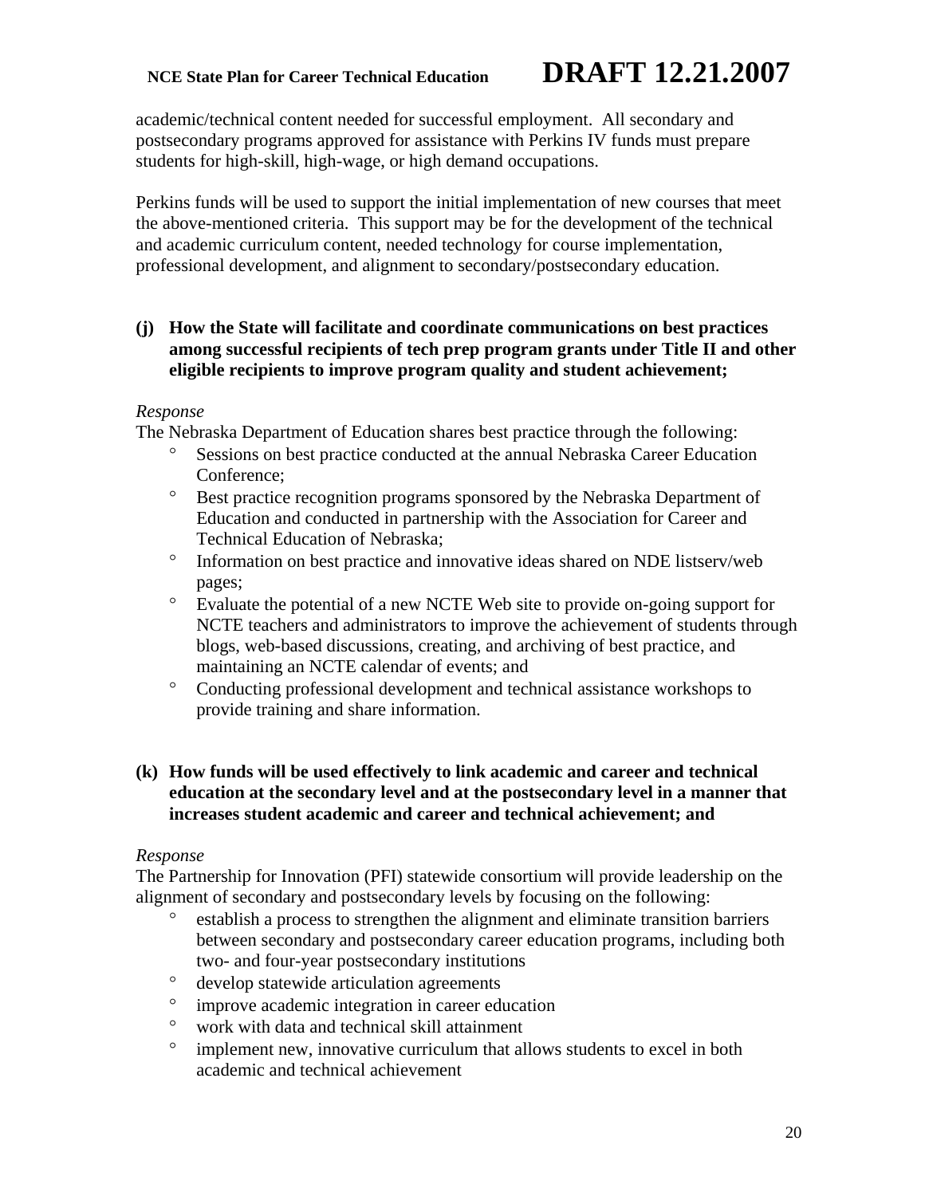academic/technical content needed for successful employment. All secondary and postsecondary programs approved for assistance with Perkins IV funds must prepare students for high-skill, high-wage, or high demand occupations.

Perkins funds will be used to support the initial implementation of new courses that meet the above-mentioned criteria. This support may be for the development of the technical and academic curriculum content, needed technology for course implementation, professional development, and alignment to secondary/postsecondary education.

**(j) How the State will facilitate and coordinate communications on best practices among successful recipients of tech prep program grants under Title II and other eligible recipients to improve program quality and student achievement;**

*Response*

The Nebraska Department of Education shares best practice through the following:

- Sessions on best practice conducted at the annual Nebraska Career Education Conference;
- Best practice recognition programs sponsored by the Nebraska Department of Education and conducted in partnership with the Association for Career and Technical Education of Nebraska;
- Information on best practice and innovative ideas shared on NDE listserv/web pages;
- Evaluate the potential of a new NCTE Web site to provide on-going support for NCTE teachers and administrators to improve the achievement of students through blogs, web-based discussions, creating, and archiving of best practice, and maintaining an NCTE calendar of events; and
- Conducting professional development and technical assistance workshops to provide training and share information.

**(k) How funds will be used effectively to link academic and career and technical education at the secondary level and at the postsecondary level in a manner that increases student academic and career and technical achievement; and**

*Response*

The Partnership for Innovation (PFI) statewide consortium will provide leadership on the alignment of secondary and postsecondary levels by focusing on the following:

- establish a process to strengthen the alignment and eliminate transition barriers between secondary and postsecondary career education programs, including both two- and four-year postsecondary institutions
- develop statewide articulation agreements
- improve academic integration in career education
- work with data and technical skill attainment
- implement new, innovative curriculum that allows students to excel in both academic and technical achievement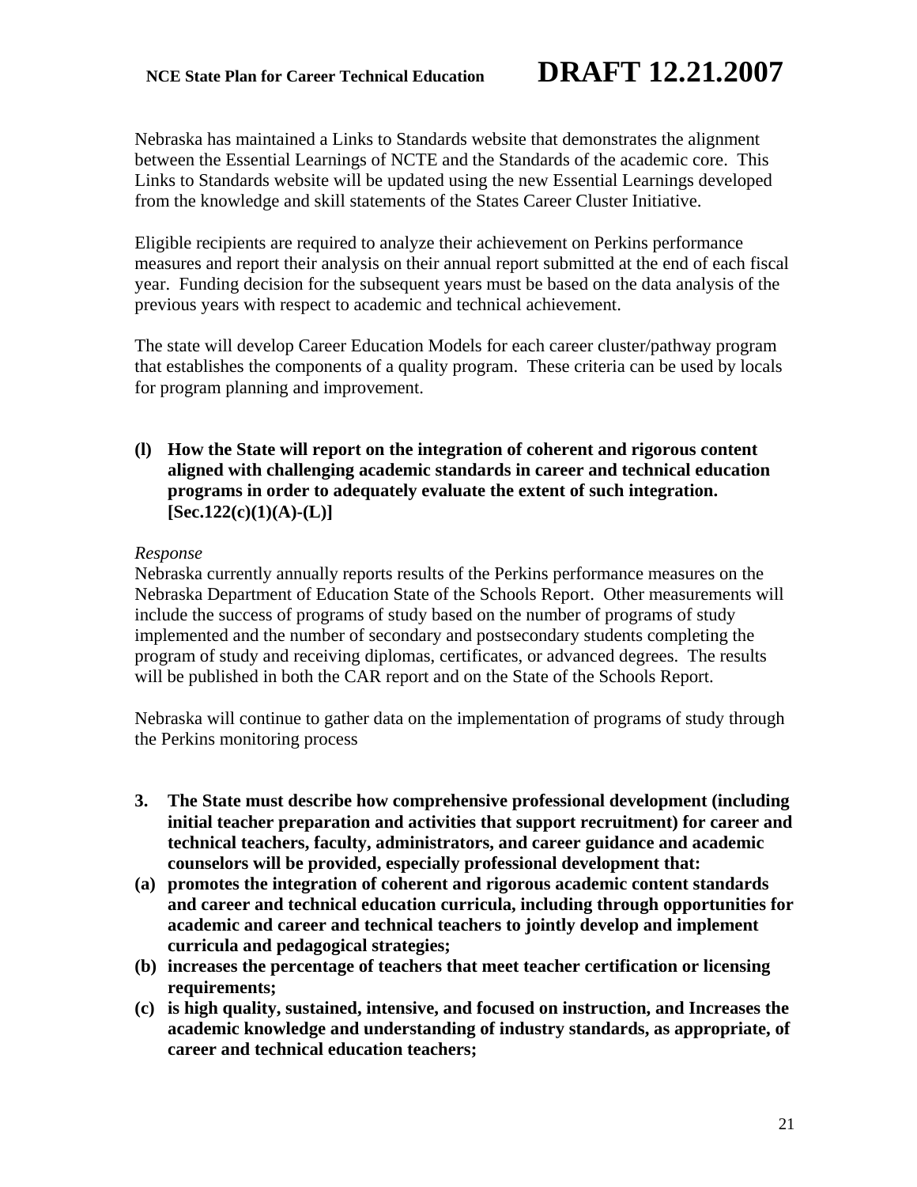Nebraska has maintained a Links to Standards website that demonstrates the alignment between the Essential Learnings of NCTE and the Standards of the academic core. This Links to Standards website will be updated using the new Essential Learnings developed from the knowledge and skill statements of the States Career Cluster Initiative.

Eligible recipients are required to analyze their achievement on Perkins performance measures and report their analysis on their annual report submitted at the end of each fiscal year. Funding decision for the subsequent years must be based on the data analysis of the previous years with respect to academic and technical achievement.

The state will develop Career Education Models for each career cluster/pathway program that establishes the components of a quality program. These criteria can be used by locals for program planning and improvement.

**(l) How the State will report on the integration of coherent and rigorous content aligned with challenging academic standards in career and technical education programs in order to adequately evaluate the extent of such integration. [Sec.122(c)(1)(A)-(L)]**

*Response*

Nebraska currently annually reports results of the Perkins performance measures on the Nebraska Department of Education State of the Schools Report. Other measurements will include the success of programs of study based on the number of programs of study implemented and the number of secondary and postsecondary students completing the program of study and receiving diplomas, certificates, or advanced degrees. The results will be published in both the CAR report and on the State of the Schools Report.

Nebraska will continue to gather data on the implementation of programs of study through the Perkins monitoring process

**3. The State must describe how comprehensive professional development (including initial teacher preparation and activities that support recruitment) for career and technical teachers, faculty, administrators, and career guidance and academic counselors will be provided, especially professional development that:**

**(a) promotes the integration of coherent and rigorous academic content standards and career and technical education curricula, including through opportunities for academic and career and technical teachers to jointly develop and implement curricula and pedagogical strategies;**

**(b) increases the percentage of teachers that meet teacher certification or licensing requirements;**

**(c) is high quality, sustained, intensive, and focused on instruction, and Increases the academic knowledge and understanding of industry standards, as appropriate, of career and technical education teachers;**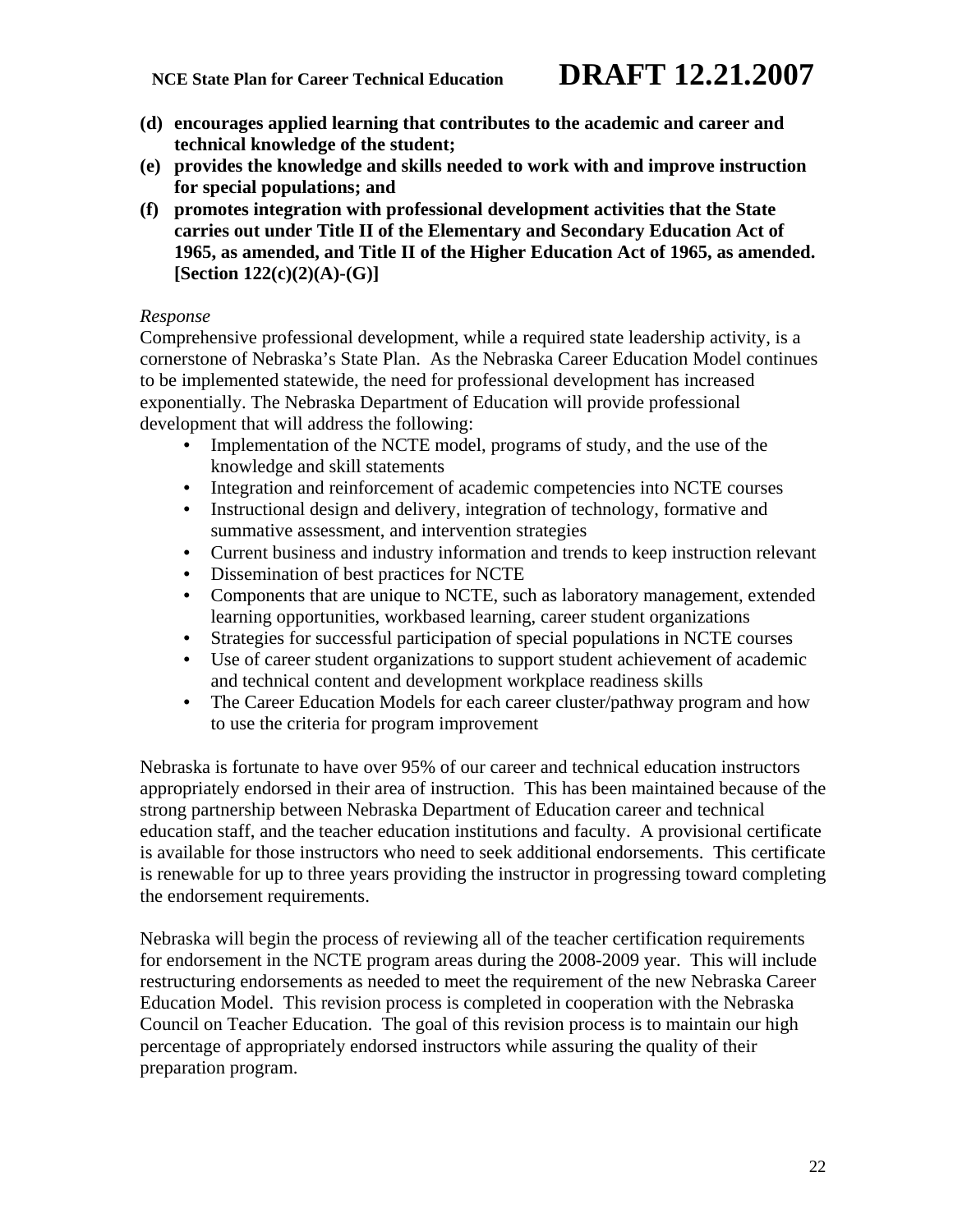**(d) encourages applied learning that contributes to the academic and career and technical knowledge of the student;**

**(e) provides the knowledge and skills needed to work with and improve instruction for special populations; and**

**(f) promotes integration with professional development activities that the State carries out under Title II of the Elementary and Secondary Education Act of 1965, as amended, and Title II of the Higher Education Act of 1965, as amended. [Section 122(c)(2)(A)-(G)]**

*Response*

Comprehensive professional development, while a required state leadership activity, is a cornerstone of Nebraska's State Plan. As the Nebraska Career Education Model continues to be implemented statewide, the need for professional development has increased exponentially. The Nebraska Department of Education will provide professional development that will address the following:

- Implementation of the NCTE model, programs of study, and the use of the knowledge and skill statements
- Integration and reinforcement of academic competencies into NCTE courses
- Instructional design and delivery, integration of technology, formative and summative assessment, and intervention strategies
- Current business and industry information and trends to keep instruction relevant
- Dissemination of best practices for NCTE
- Components that are unique to NCTE, such as laboratory management, extended learning opportunities, workbased learning, career student organizations
- Strategies for successful participation of special populations in NCTE courses
- Use of career student organizations to support student achievement of academic and technical content and development workplace readiness skills
- The Career Education Models for each career cluster/pathway program and how to use the criteria for program improvement

Nebraska is fortunate to have over 95% of our career and technical education instructors appropriately endorsed in their area of instruction. This has been maintained because of the strong partnership between Nebraska Department of Education career and technical education staff, and the teacher education institutions and faculty. A provisional certificate is available for those instructors who need to seek additional endorsements. This certificate is renewable for up to three years providing the instructor in progressing toward completing the endorsement requirements.

Nebraska will begin the process of reviewing all of the teacher certification requirements for endorsement in the NCTE program areas during the 2008-2009 year. This will include restructuring endorsements as needed to meet the requirement of the new Nebraska Career Education Model. This revision process is completed in cooperation with the Nebraska Council on Teacher Education. The goal of this revision process is to maintain our high percentage of appropriately endorsed instructors while assuring the quality of their preparation program.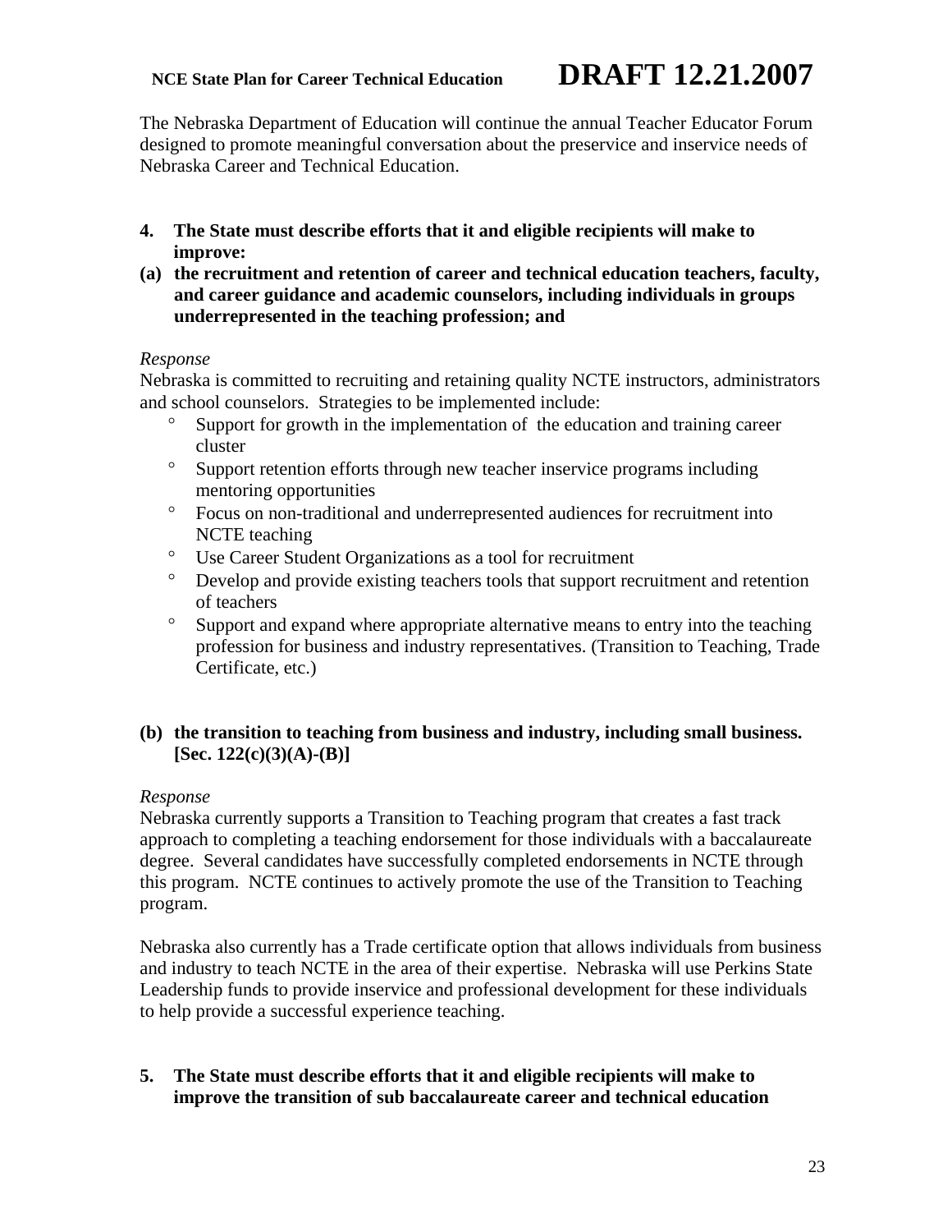The Nebraska Department of Education will continue the annual Teacher Educator Forum designed to promote meaningful conversation about the preservice and inservice needs of Nebraska Career and Technical Education.

**4. The State must describe efforts that it and eligible recipients will make to improve:**

**(a) the recruitment and retention of career and technical education teachers, faculty, and career guidance and academic counselors, including individuals in groups underrepresented in the teaching profession; and**

*Response*

Nebraska is committed to recruiting and retaining quality NCTE instructors, administrators and school counselors. Strategies to be implemented include:

- Support for growth in the implementation of the education and training career cluster
- Support retention efforts through new teacher inservice programs including mentoring opportunities
- Focus on non-traditional and underrepresented audiences for recruitment into NCTE teaching
- Use Career Student Organizations as a tool for recruitment
- Develop and provide existing teachers tools that support recruitment and retention of teachers
- Support and expand where appropriate alternative means to entry into the teaching profession for business and industry representatives. (Transition to Teaching, Trade Certificate, etc.)

**(b) the transition to teaching from business and industry, including small business. [Sec. 122(c)(3)(A)-(B)]**

*Response*

Nebraska currently supports a Transition to Teaching program that creates a fast track approach to completing a teaching endorsement for those individuals with a baccalaureate degree. Several candidates have successfully completed endorsements in NCTE through this program. NCTE continues to actively promote the use of the Transition to Teaching program.

Nebraska also currently has a Trade certificate option that allows individuals from business and industry to teach NCTE in the area of their expertise. Nebraska will use Perkins State Leadership funds to provide inservice and professional development for these individuals to help provide a successful experience teaching.

**5. The State must describe efforts that it and eligible recipients will make to improve the transition of sub baccalaureate career and technical education**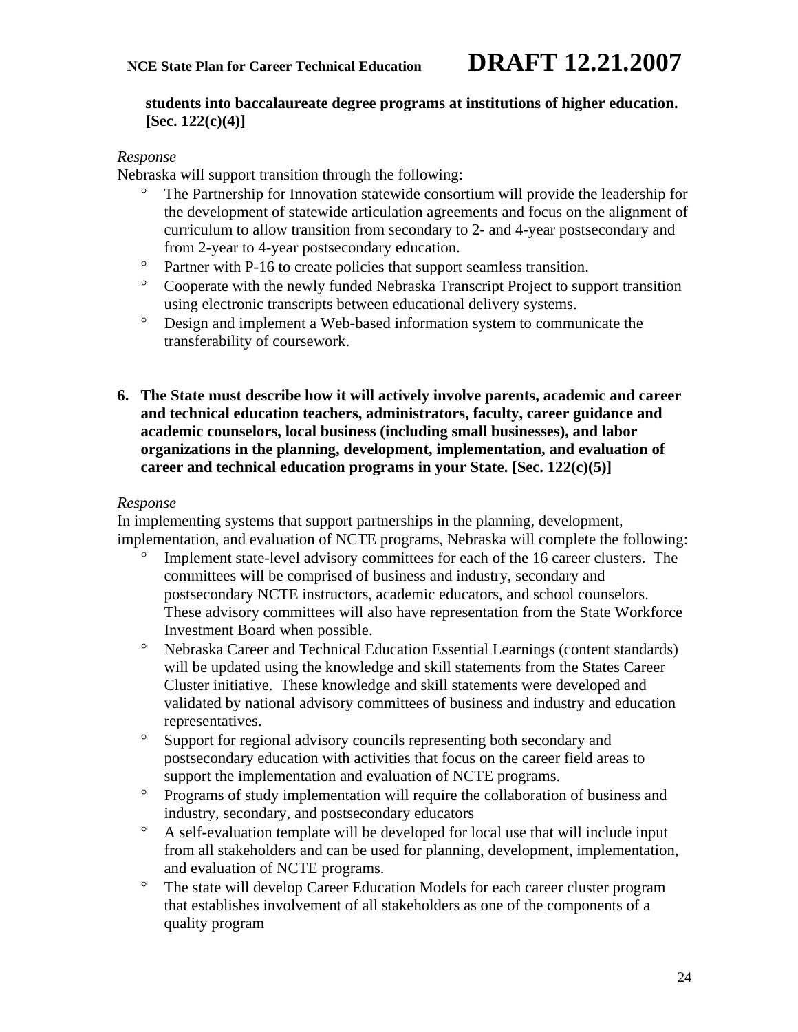**students into baccalaureate degree programs at institutions of higher education. [Sec. 122(c)(4)]**

*Response*

Nebraska will support transition through the following:

- The Partnership for Innovation statewide consortium will provide the leadership for the development of statewide articulation agreements and focus on the alignment of curriculum to allow transition from secondary to 2- and 4-year postsecondary and from 2-year to 4-year postsecondary education.
- Partner with P-16 to create policies that support seamless transition.
- Cooperate with the newly funded Nebraska Transcript Project to support transition using electronic transcripts between educational delivery systems.
- Design and implement a Web-based information system to communicate the transferability of coursework.

**6. The State must describe how it will actively involve parents, academic and career and technical education teachers, administrators, faculty, career guidance and academic counselors, local business (including small businesses), and labor organizations in the planning, development, implementation, and evaluation of career and technical education programs in your State. [Sec. 122(c)(5)]**

*Response*

In implementing systems that support partnerships in the planning, development, implementation, and evaluation of NCTE programs, Nebraska will complete the following:

- Implement state-level advisory committees for each of the 16 career clusters. The committees will be comprised of business and industry, secondary and postsecondary NCTE instructors, academic educators, and school counselors. These advisory committees will also have representation from the State Workforce Investment Board when possible.
- Nebraska Career and Technical Education Essential Learnings (content standards) will be updated using the knowledge and skill statements from the States Career Cluster initiative. These knowledge and skill statements were developed and validated by national advisory committees of business and industry and education representatives.
- Support for regional advisory councils representing both secondary and postsecondary education with activities that focus on the career field areas to support the implementation and evaluation of NCTE programs.
- Programs of study implementation will require the collaboration of business and industry, secondary, and postsecondary educators
- A self-evaluation template will be developed for local use that will include input from all stakeholders and can be used for planning, development, implementation, and evaluation of NCTE programs.
- The state will develop Career Education Models for each career cluster program that establishes involvement of all stakeholders as one of the components of a quality program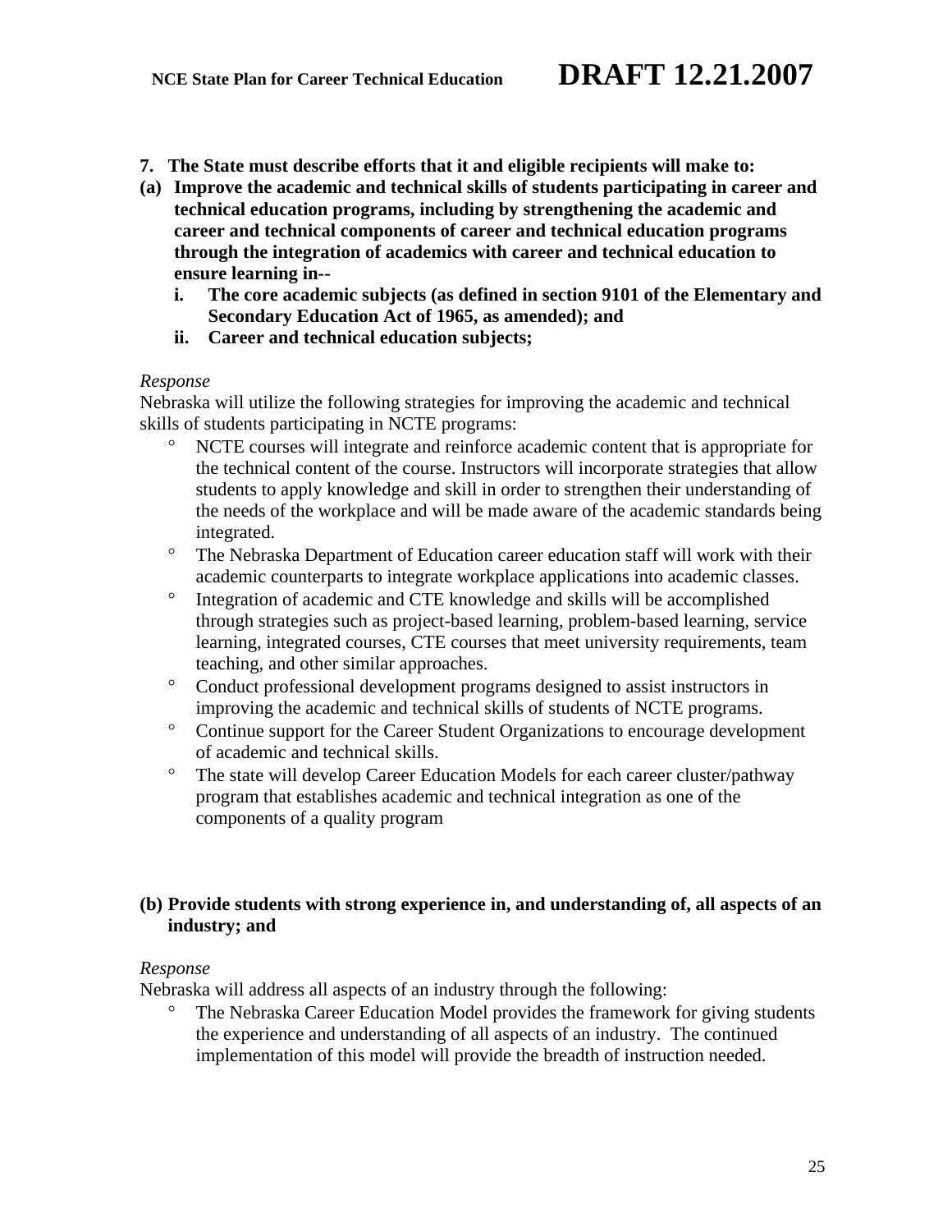**7. The State must describe efforts that it and eligible recipients will make to:**

**(a) Improve the academic and technical skills of students participating in career and technical education programs, including by strengthening the academic and career and technical components of career and technical education programs through the integration of academics with career and technical education to ensure learning in--**

**i. The core academic subjects (as defined in section 9101 of the Elementary and Secondary Education Act of 1965, as amended); and**

**ii. Career and technical education subjects;**

*Response*

Nebraska will utilize the following strategies for improving the academic and technical skills of students participating in NCTE programs:

- NCTE courses will integrate and reinforce academic content that is appropriate for the technical content of the course. Instructors will incorporate strategies that allow students to apply knowledge and skill in order to strengthen their understanding of the needs of the workplace and will be made aware of the academic standards being integrated.
- The Nebraska Department of Education career education staff will work with their academic counterparts to integrate workplace applications into academic classes.
- Integration of academic and CTE knowledge and skills will be accomplished through strategies such as project-based learning, problem-based learning, service learning, integrated courses, CTE courses that meet university requirements, team teaching, and other similar approaches.
- Conduct professional development programs designed to assist instructors in improving the academic and technical skills of students of NCTE programs.
- Continue support for the Career Student Organizations to encourage development of academic and technical skills.
- The state will develop Career Education Models for each career cluster/pathway program that establishes academic and technical integration as one of the components of a quality program

**(b) Provide students with strong experience in, and understanding of, all aspects of an industry; and**

*Response*

Nebraska will address all aspects of an industry through the following:

- The Nebraska Career Education Model provides the framework for giving students the experience and understanding of all aspects of an industry. The continued implementation of this model will provide the breadth of instruction needed.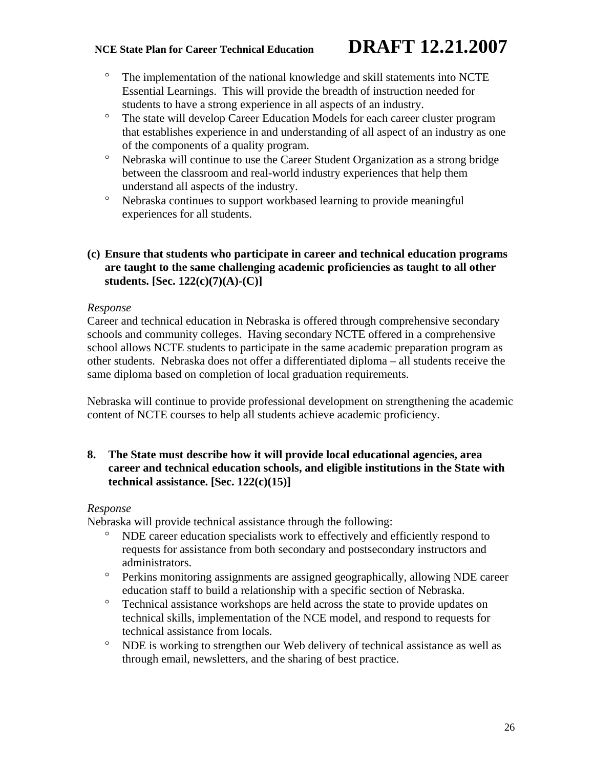- The implementation of the national knowledge and skill statements into NCTE Essential Learnings. This will provide the breadth of instruction needed for students to have a strong experience in all aspects of an industry.
- The state will develop Career Education Models for each career cluster program that establishes experience in and understanding of all aspect of an industry as one of the components of a quality program.
- Nebraska will continue to use the Career Student Organization as a strong bridge between the classroom and real-world industry experiences that help them understand all aspects of the industry.
- Nebraska continues to support workbased learning to provide meaningful experiences for all students.

**(c) Ensure that students who participate in career and technical education programs are taught to the same challenging academic proficiencies as taught to all other students. [Sec. 122(c)(7)(A)-(C)]**

*Response*

Career and technical education in Nebraska is offered through comprehensive secondary schools and community colleges. Having secondary NCTE offered in a comprehensive school allows NCTE students to participate in the same academic preparation program as other students. Nebraska does not offer a differentiated diploma – all students receive the same diploma based on completion of local graduation requirements.

Nebraska will continue to provide professional development on strengthening the academic content of NCTE courses to help all students achieve academic proficiency.

**8. The State must describe how it will provide local educational agencies, area career and technical education schools, and eligible institutions in the State with technical assistance. [Sec. 122(c)(15)]**

*Response*

Nebraska will provide technical assistance through the following:

- NDE career education specialists work to effectively and efficiently respond to requests for assistance from both secondary and postsecondary instructors and administrators.
- Perkins monitoring assignments are assigned geographically, allowing NDE career education staff to build a relationship with a specific section of Nebraska.
- Technical assistance workshops are held across the state to provide updates on technical skills, implementation of the NCE model, and respond to requests for technical assistance from locals.
- NDE is working to strengthen our Web delivery of technical assistance as well as through email, newsletters, and the sharing of best practice.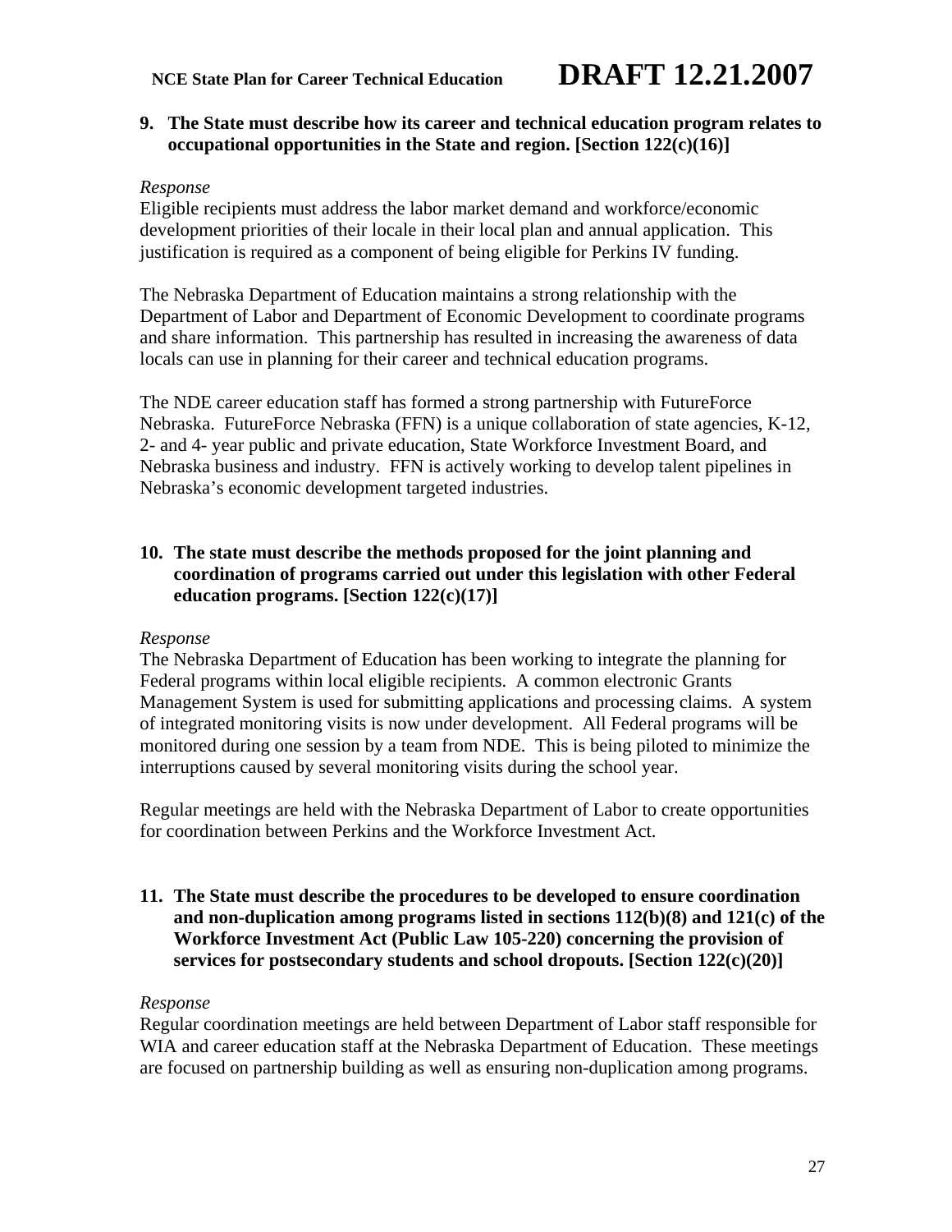**9. The State must describe how its career and technical education program relates to occupational opportunities in the State and region. [Section 122(c)(16)]**

*Response*

Eligible recipients must address the labor market demand and workforce/economic development priorities of their locale in their local plan and annual application. This justification is required as a component of being eligible for Perkins IV funding.

The Nebraska Department of Education maintains a strong relationship with the Department of Labor and Department of Economic Development to coordinate programs and share information. This partnership has resulted in increasing the awareness of data locals can use in planning for their career and technical education programs.

The NDE career education staff has formed a strong partnership with FutureForce Nebraska. FutureForce Nebraska (FFN) is a unique collaboration of state agencies, K-12, 2- and 4- year public and private education, State Workforce Investment Board, and Nebraska business and industry. FFN is actively working to develop talent pipelines in Nebraska's economic development targeted industries.

**10. The state must describe the methods proposed for the joint planning and coordination of programs carried out under this legislation with other Federal education programs. [Section 122(c)(17)]**

*Response*

The Nebraska Department of Education has been working to integrate the planning for Federal programs within local eligible recipients. A common electronic Grants Management System is used for submitting applications and processing claims. A system of integrated monitoring visits is now under development. All Federal programs will be monitored during one session by a team from NDE. This is being piloted to minimize the interruptions caused by several monitoring visits during the school year.

Regular meetings are held with the Nebraska Department of Labor to create opportunities for coordination between Perkins and the Workforce Investment Act.

**11. The State must describe the procedures to be developed to ensure coordination and non-duplication among programs listed in sections 112(b)(8) and 121(c) of the Workforce Investment Act (Public Law 105-220) concerning the provision of services for postsecondary students and school dropouts. [Section 122(c)(20)]**

*Response*

Regular coordination meetings are held between Department of Labor staff responsible for WIA and career education staff at the Nebraska Department of Education. These meetings are focused on partnership building as well as ensuring non-duplication among programs.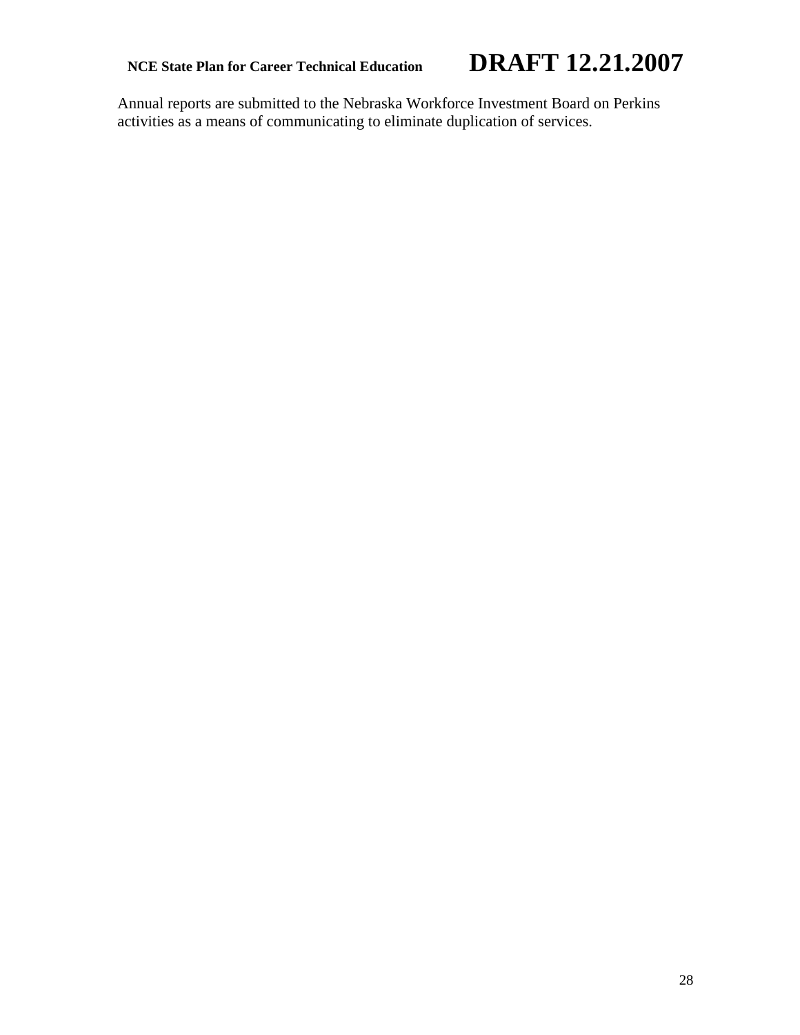Annual reports are submitted to the Nebraska Workforce Investment Board on Perkins activities as a means of communicating to eliminate duplication of services.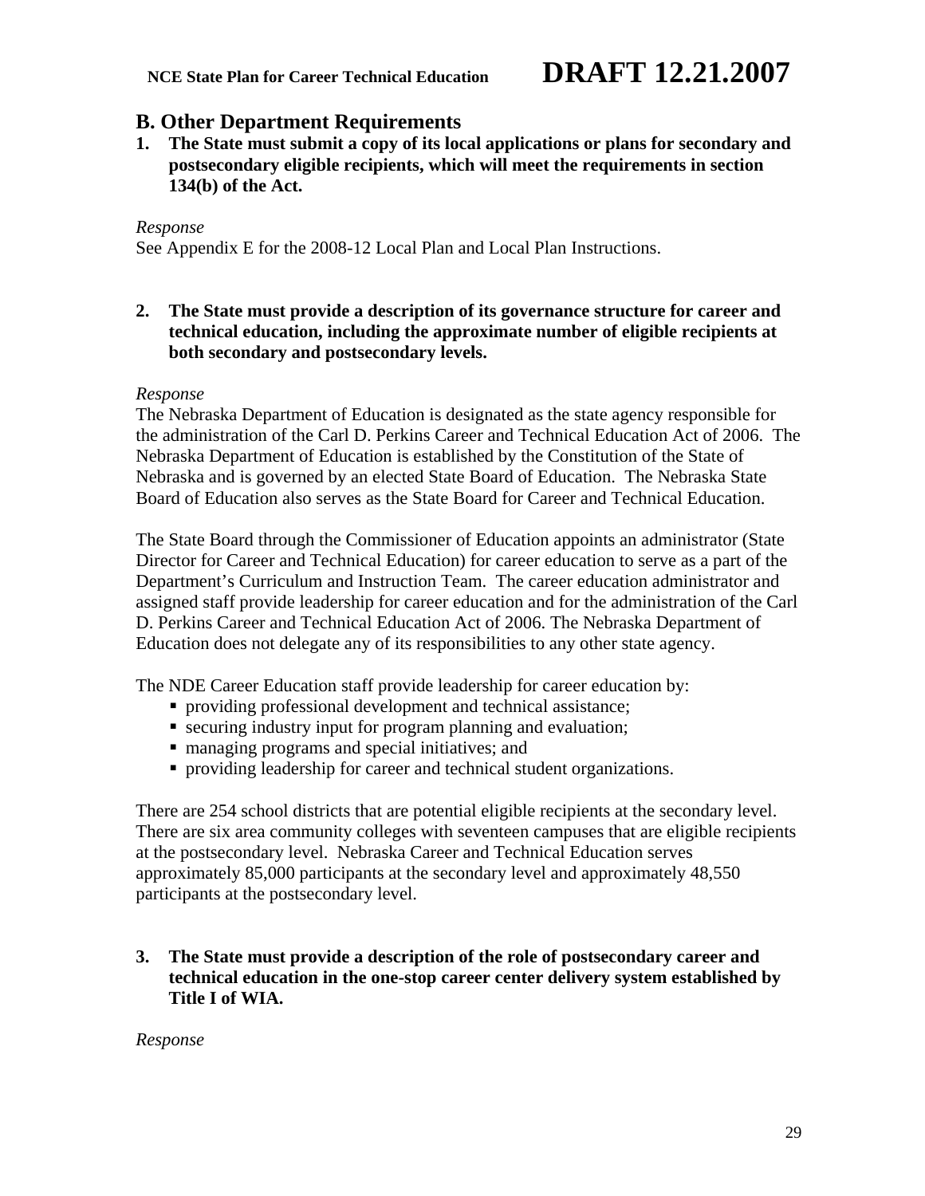## B. Other Department Requirements

**1. The State must submit a copy of its local applications or plans for secondary and postsecondary eligible recipients, which will meet the requirements in section 134(b) of the Act.**

*Response*

See Appendix E for the 2008-12 Local Plan and Local Plan Instructions.

**2. The State must provide a description of its governance structure for career and technical education, including the approximate number of eligible recipients at both secondary and postsecondary levels.**

*Response*

The Nebraska Department of Education is designated as the state agency responsible for the administration of the Carl D. Perkins Career and Technical Education Act of 2006. The Nebraska Department of Education is established by the Constitution of the State of Nebraska and is governed by an elected State Board of Education. The Nebraska State Board of Education also serves as the State Board for Career and Technical Education.

The State Board through the Commissioner of Education appoints an administrator (State Director for Career and Technical Education) for career education to serve as a part of the Department's Curriculum and Instruction Team. The career education administrator and assigned staff provide leadership for career education and for the administration of the Carl D. Perkins Career and Technical Education Act of 2006. The Nebraska Department of Education does not delegate any of its responsibilities to any other state agency.

The NDE Career Education staff provide leadership for career education by:

- providing professional development and technical assistance;
- securing industry input for program planning and evaluation;
- managing programs and special initiatives; and
- providing leadership for career and technical student organizations.

There are 254 school districts that are potential eligible recipients at the secondary level. There are six area community colleges with seventeen campuses that are eligible recipients at the postsecondary level. Nebraska Career and Technical Education serves approximately 85,000 participants at the secondary level and approximately 48,550 participants at the postsecondary level.

**3. The State must provide a description of the role of postsecondary career and technical education in the one-stop career center delivery system established by Title I of WIA.**

*Response*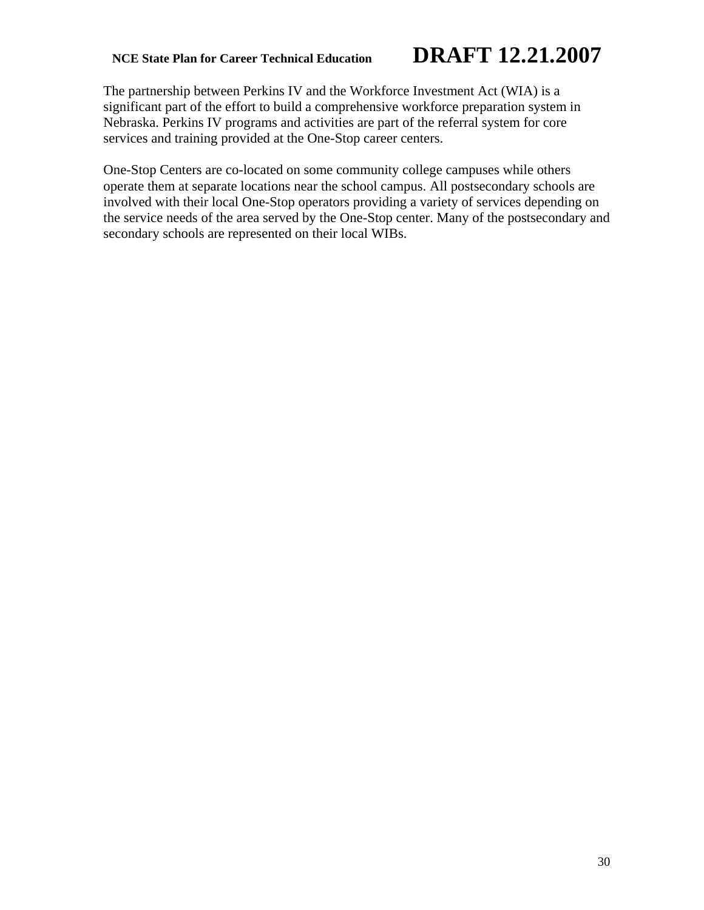The partnership between Perkins IV and the Workforce Investment Act (WIA) is a significant part of the effort to build a comprehensive workforce preparation system in Nebraska. Perkins IV programs and activities are part of the referral system for core services and training provided at the One-Stop career centers.

One-Stop Centers are co-located on some community college campuses while others operate them at separate locations near the school campus. All postsecondary schools are involved with their local One-Stop operators providing a variety of services depending on the service needs of the area served by the One-Stop center. Many of the postsecondary and secondary schools are represented on their local WIBs.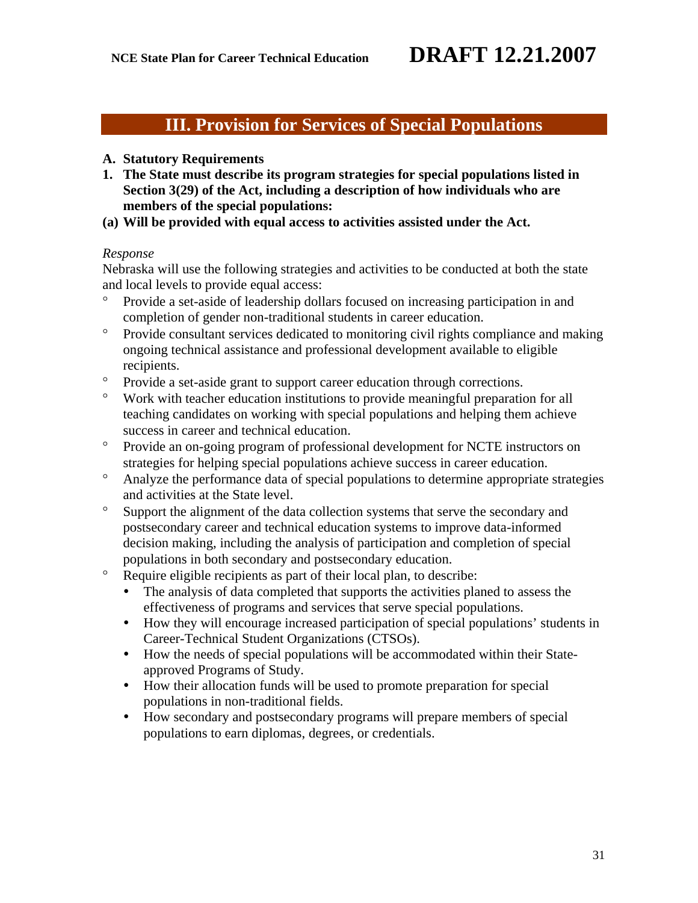## III. Provision for Services of Special Populations

**A. Statutory Requirements**

**1. The State must describe its program strategies for special populations listed in Section 3(29) of the Act, including a description of how individuals who are members of the special populations:**

**(a) Will be provided with equal access to activities assisted under the Act.**

*Response*

Nebraska will use the following strategies and activities to be conducted at both the state and local levels to provide equal access:

- Provide a set-aside of leadership dollars focused on increasing participation in and completion of gender non-traditional students in career education.
- Provide consultant services dedicated to monitoring civil rights compliance and making ongoing technical assistance and professional development available to eligible recipients.
- Provide a set-aside grant to support career education through corrections.
- Work with teacher education institutions to provide meaningful preparation for all teaching candidates on working with special populations and helping them achieve success in career and technical education.
- Provide an on-going program of professional development for NCTE instructors on strategies for helping special populations achieve success in career education.
- Analyze the performance data of special populations to determine appropriate strategies and activities at the State level.
- Support the alignment of the data collection systems that serve the secondary and postsecondary career and technical education systems to improve data-informed decision making, including the analysis of participation and completion of special populations in both secondary and postsecondary education.
- Require eligible recipients as part of their local plan, to describe:
  - The analysis of data completed that supports the activities planed to assess the effectiveness of programs and services that serve special populations.
  - How they will encourage increased participation of special populations' students in Career-Technical Student Organizations (CTSOs).
  - How the needs of special populations will be accommodated within their State-approved Programs of Study.
  - How their allocation funds will be used to promote preparation for special populations in non-traditional fields.
  - How secondary and postsecondary programs will prepare members of special populations to earn diplomas, degrees, or credentials.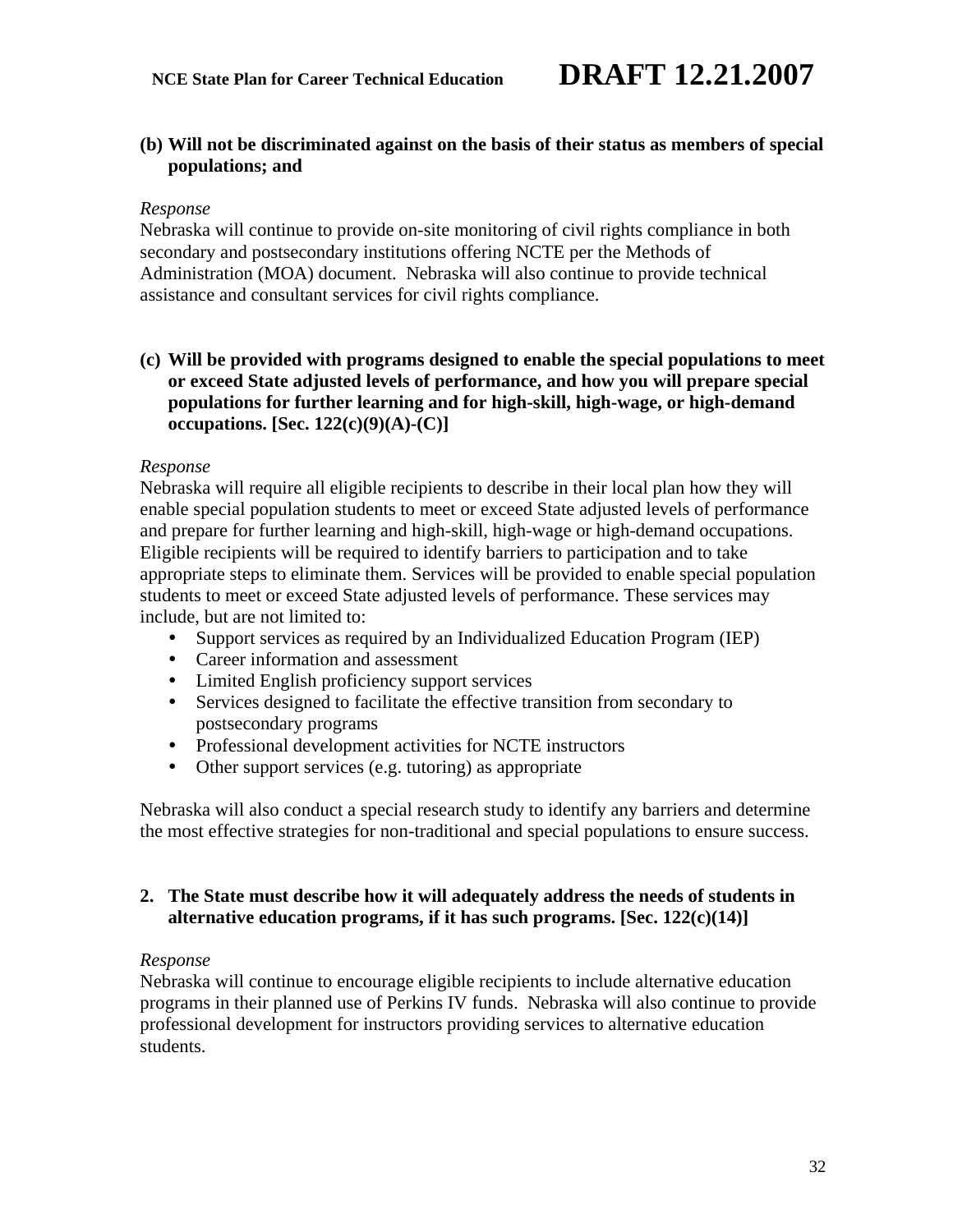**(b) Will not be discriminated against on the basis of their status as members of special populations; and**

*Response*

Nebraska will continue to provide on-site monitoring of civil rights compliance in both secondary and postsecondary institutions offering NCTE per the Methods of Administration (MOA) document. Nebraska will also continue to provide technical assistance and consultant services for civil rights compliance.

**(c) Will be provided with programs designed to enable the special populations to meet or exceed State adjusted levels of performance, and how you will prepare special populations for further learning and for high-skill, high-wage, or high-demand occupations. [Sec. 122(c)(9)(A)-(C)]**

*Response*

Nebraska will require all eligible recipients to describe in their local plan how they will enable special population students to meet or exceed State adjusted levels of performance and prepare for further learning and high-skill, high-wage or high-demand occupations. Eligible recipients will be required to identify barriers to participation and to take appropriate steps to eliminate them. Services will be provided to enable special population students to meet or exceed State adjusted levels of performance. These services may include, but are not limited to:

- Support services as required by an Individualized Education Program (IEP)
- Career information and assessment
- Limited English proficiency support services
- Services designed to facilitate the effective transition from secondary to postsecondary programs
- Professional development activities for NCTE instructors
- Other support services (e.g. tutoring) as appropriate

Nebraska will also conduct a special research study to identify any barriers and determine the most effective strategies for non-traditional and special populations to ensure success.

**2. The State must describe how it will adequately address the needs of students in alternative education programs, if it has such programs. [Sec. 122(c)(14)]**

*Response*

Nebraska will continue to encourage eligible recipients to include alternative education programs in their planned use of Perkins IV funds. Nebraska will also continue to provide professional development for instructors providing services to alternative education students.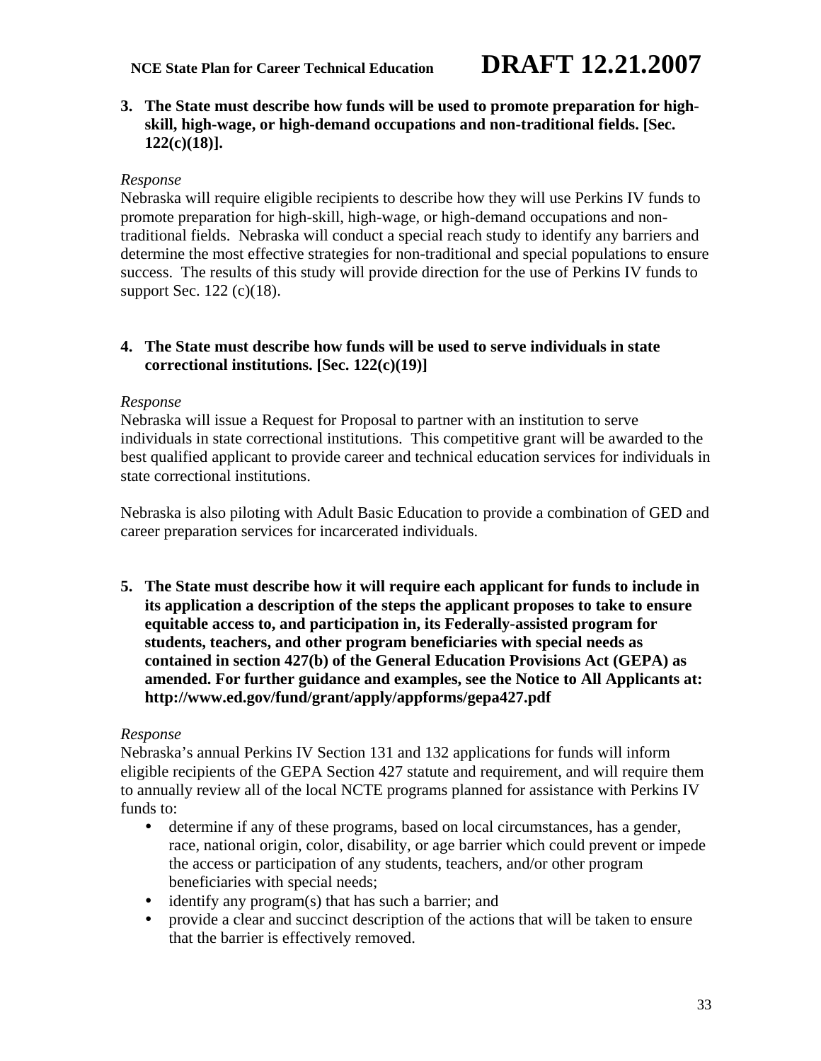**3. The State must describe how funds will be used to promote preparation for high-skill, high-wage, or high-demand occupations and non-traditional fields. [Sec. 122(c)(18)].**

*Response*

Nebraska will require eligible recipients to describe how they will use Perkins IV funds to promote preparation for high-skill, high-wage, or high-demand occupations and non-traditional fields. Nebraska will conduct a special reach study to identify any barriers and determine the most effective strategies for non-traditional and special populations to ensure success. The results of this study will provide direction for the use of Perkins IV funds to support Sec. 122 (c)(18).

**4. The State must describe how funds will be used to serve individuals in state correctional institutions. [Sec. 122(c)(19)]**

*Response*

Nebraska will issue a Request for Proposal to partner with an institution to serve individuals in state correctional institutions. This competitive grant will be awarded to the best qualified applicant to provide career and technical education services for individuals in state correctional institutions.

Nebraska is also piloting with Adult Basic Education to provide a combination of GED and career preparation services for incarcerated individuals.

**5. The State must describe how it will require each applicant for funds to include in its application a description of the steps the applicant proposes to take to ensure equitable access to, and participation in, its Federally-assisted program for students, teachers, and other program beneficiaries with special needs as contained in section 427(b) of the General Education Provisions Act (GEPA) as amended. For further guidance and examples, see the Notice to All Applicants at: http://www.ed.gov/fund/grant/apply/appforms/gepa427.pdf**

*Response*

Nebraska's annual Perkins IV Section 131 and 132 applications for funds will inform eligible recipients of the GEPA Section 427 statute and requirement, and will require them to annually review all of the local NCTE programs planned for assistance with Perkins IV funds to:

- determine if any of these programs, based on local circumstances, has a gender, race, national origin, color, disability, or age barrier which could prevent or impede the access or participation of any students, teachers, and/or other program beneficiaries with special needs;
- identify any program(s) that has such a barrier; and
- provide a clear and succinct description of the actions that will be taken to ensure that the barrier is effectively removed.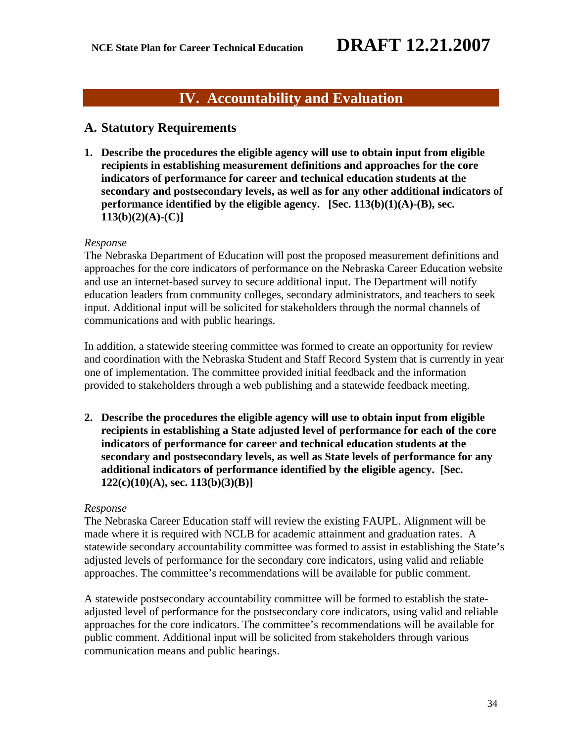## IV. Accountability and Evaluation

### A. Statutory Requirements

1. **Describe the procedures the eligible agency will use to obtain input from eligible recipients in establishing measurement definitions and approaches for the core indicators of performance for career and technical education students at the secondary and postsecondary levels, as well as for any other additional indicators of performance identified by the eligible agency. [Sec. 113(b)(1)(A)-(B), sec. 113(b)(2)(A)-(C)]**

*Response*

The Nebraska Department of Education will post the proposed measurement definitions and approaches for the core indicators of performance on the Nebraska Career Education website and use an internet-based survey to secure additional input. The Department will notify education leaders from community colleges, secondary administrators, and teachers to seek input. Additional input will be solicited for stakeholders through the normal channels of communications and with public hearings.

In addition, a statewide steering committee was formed to create an opportunity for review and coordination with the Nebraska Student and Staff Record System that is currently in year one of implementation. The committee provided initial feedback and the information provided to stakeholders through a web publishing and a statewide feedback meeting.

2. **Describe the procedures the eligible agency will use to obtain input from eligible recipients in establishing a State adjusted level of performance for each of the core indicators of performance for career and technical education students at the secondary and postsecondary levels, as well as State levels of performance for any additional indicators of performance identified by the eligible agency. [Sec. 122(c)(10)(A), sec. 113(b)(3)(B)]**

*Response*

The Nebraska Career Education staff will review the existing FAUPL. Alignment will be made where it is required with NCLB for academic attainment and graduation rates. A statewide secondary accountability committee was formed to assist in establishing the State's adjusted levels of performance for the secondary core indicators, using valid and reliable approaches. The committee's recommendations will be available for public comment.

A statewide postsecondary accountability committee will be formed to establish the state-adjusted level of performance for the postsecondary core indicators, using valid and reliable approaches for the core indicators. The committee's recommendations will be available for public comment. Additional input will be solicited from stakeholders through various communication means and public hearings.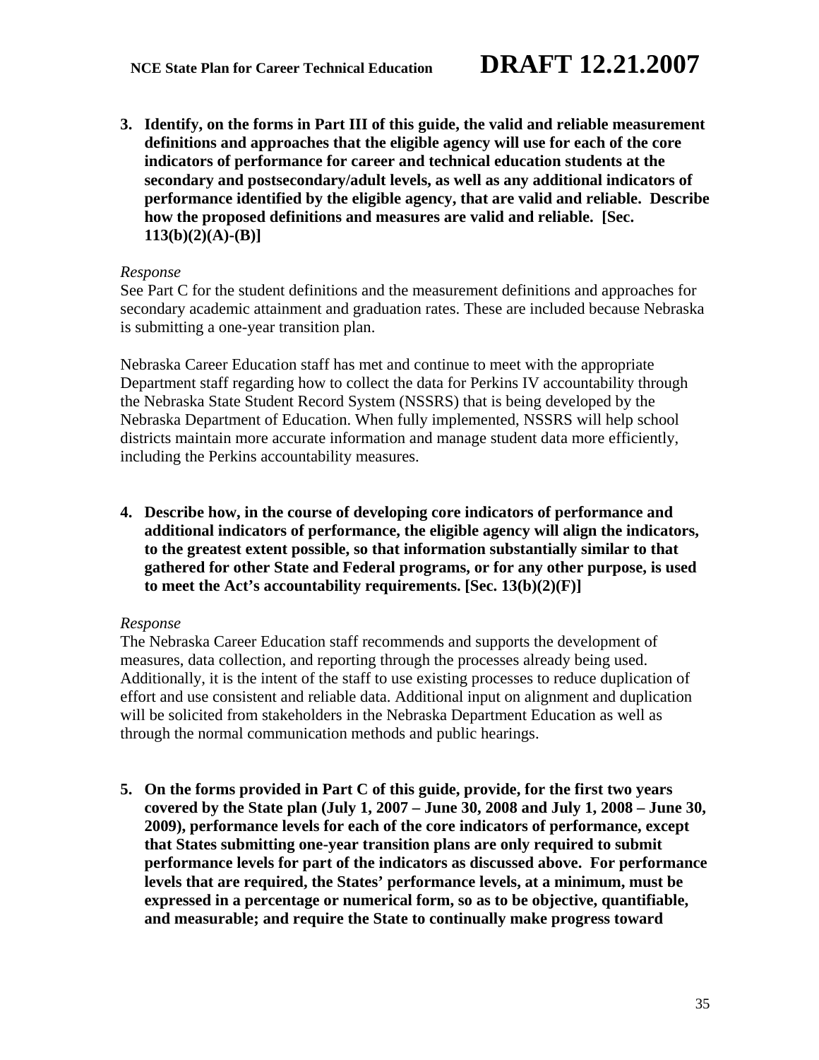3. **Identify, on the forms in Part III of this guide, the valid and reliable measurement definitions and approaches that the eligible agency will use for each of the core indicators of performance for career and technical education students at the secondary and postsecondary/adult levels, as well as any additional indicators of performance identified by the eligible agency, that are valid and reliable. Describe how the proposed definitions and measures are valid and reliable. [Sec. 113(b)(2)(A)-(B)]**

*Response*

See Part C for the student definitions and the measurement definitions and approaches for secondary academic attainment and graduation rates. These are included because Nebraska is submitting a one-year transition plan.

Nebraska Career Education staff has met and continue to meet with the appropriate Department staff regarding how to collect the data for Perkins IV accountability through the Nebraska State Student Record System (NSSRS) that is being developed by the Nebraska Department of Education. When fully implemented, NSSRS will help school districts maintain more accurate information and manage student data more efficiently, including the Perkins accountability measures.

4. **Describe how, in the course of developing core indicators of performance and additional indicators of performance, the eligible agency will align the indicators, to the greatest extent possible, so that information substantially similar to that gathered for other State and Federal programs, or for any other purpose, is used to meet the Act's accountability requirements. [Sec. 13(b)(2)(F)]**

*Response*

The Nebraska Career Education staff recommends and supports the development of measures, data collection, and reporting through the processes already being used. Additionally, it is the intent of the staff to use existing processes to reduce duplication of effort and use consistent and reliable data. Additional input on alignment and duplication will be solicited from stakeholders in the Nebraska Department Education as well as through the normal communication methods and public hearings.

5. **On the forms provided in Part C of this guide, provide, for the first two years covered by the State plan (July 1, 2007 – June 30, 2008 and July 1, 2008 – June 30, 2009), performance levels for each of the core indicators of performance, except that States submitting one-year transition plans are only required to submit performance levels for part of the indicators as discussed above. For performance levels that are required, the States' performance levels, at a minimum, must be expressed in a percentage or numerical form, so as to be objective, quantifiable, and measurable; and require the State to continually make progress toward**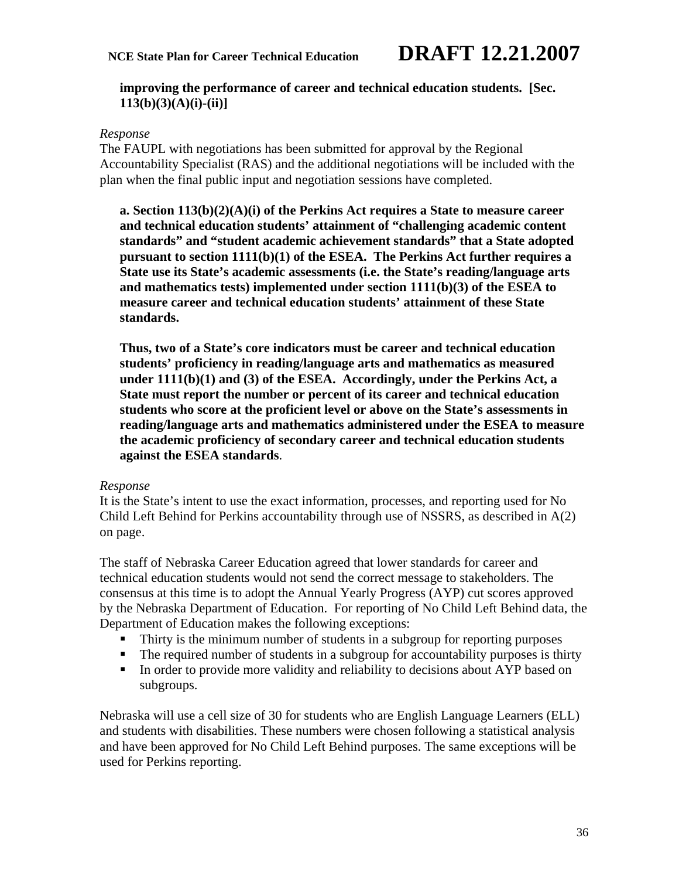**improving the performance of career and technical education students. [Sec. 113(b)(3)(A)(i)-(ii)]**

*Response*
The FAUPL with negotiations has been submitted for approval by the Regional Accountability Specialist (RAS) and the additional negotiations will be included with the plan when the final public input and negotiation sessions have completed.

**a. Section 113(b)(2)(A)(i) of the Perkins Act requires a State to measure career and technical education students' attainment of "challenging academic content standards" and "student academic achievement standards" that a State adopted pursuant to section 1111(b)(1) of the ESEA. The Perkins Act further requires a State use its State's academic assessments (i.e. the State's reading/language arts and mathematics tests) implemented under section 1111(b)(3) of the ESEA to measure career and technical education students' attainment of these State standards.**

**Thus, two of a State's core indicators must be career and technical education students' proficiency in reading/language arts and mathematics as measured under 1111(b)(1) and (3) of the ESEA. Accordingly, under the Perkins Act, a State must report the number or percent of its career and technical education students who score at the proficient level or above on the State's assessments in reading/language arts and mathematics administered under the ESEA to measure the academic proficiency of secondary career and technical education students against the ESEA standards**.

*Response*
It is the State's intent to use the exact information, processes, and reporting used for No Child Left Behind for Perkins accountability through use of NSSRS, as described in A(2) on page.

The staff of Nebraska Career Education agreed that lower standards for career and technical education students would not send the correct message to stakeholders. The consensus at this time is to adopt the Annual Yearly Progress (AYP) cut scores approved by the Nebraska Department of Education. For reporting of No Child Left Behind data, the Department of Education makes the following exceptions:

- Thirty is the minimum number of students in a subgroup for reporting purposes
- The required number of students in a subgroup for accountability purposes is thirty
- In order to provide more validity and reliability to decisions about AYP based on subgroups.

Nebraska will use a cell size of 30 for students who are English Language Learners (ELL) and students with disabilities. These numbers were chosen following a statistical analysis and have been approved for No Child Left Behind purposes. The same exceptions will be used for Perkins reporting.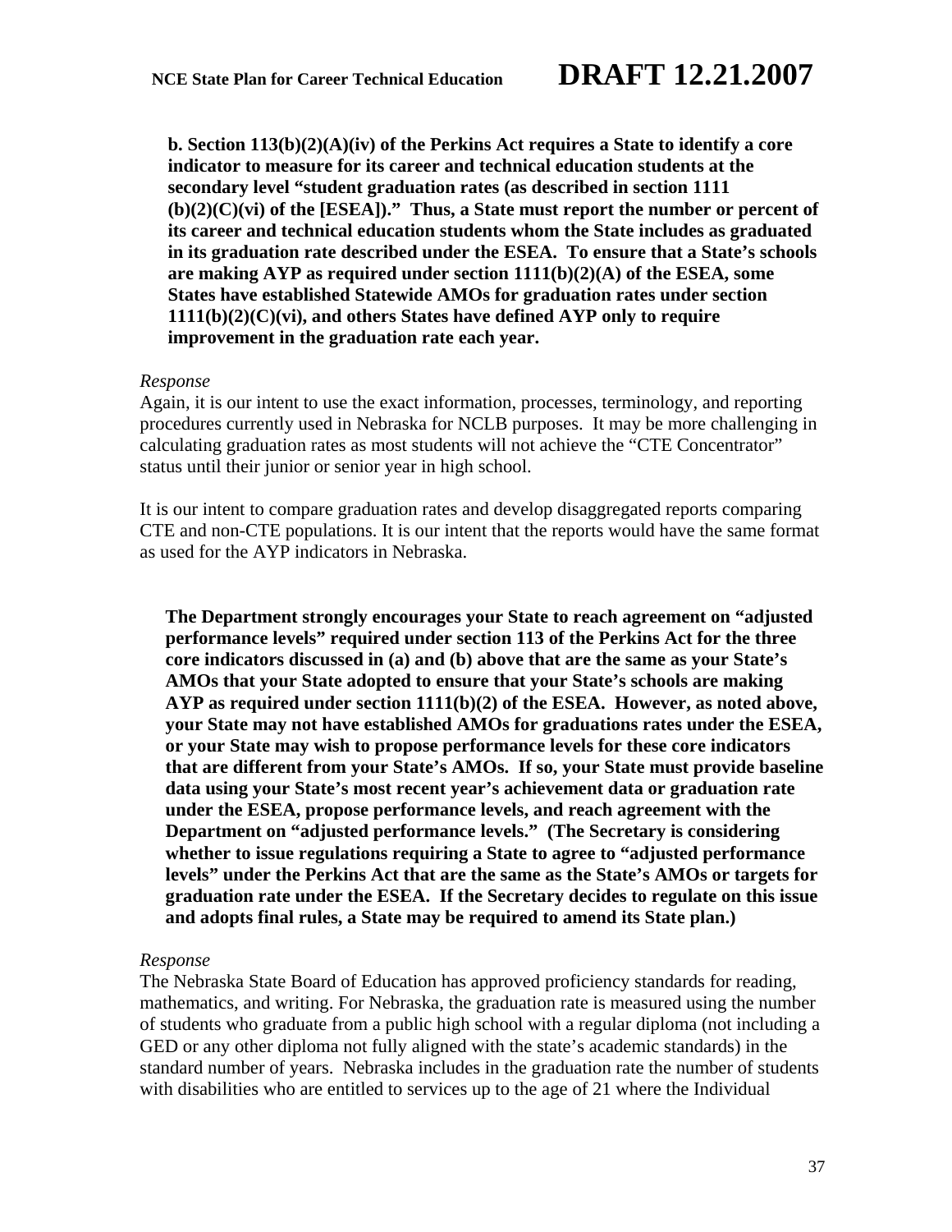**b. Section 113(b)(2)(A)(iv) of the Perkins Act requires a State to identify a core indicator to measure for its career and technical education students at the secondary level "student graduation rates (as described in section 1111 (b)(2)(C)(vi) of the [ESEA])." Thus, a State must report the number or percent of its career and technical education students whom the State includes as graduated in its graduation rate described under the ESEA. To ensure that a State's schools are making AYP as required under section 1111(b)(2)(A) of the ESEA, some States have established Statewide AMOs for graduation rates under section 1111(b)(2)(C)(vi), and others States have defined AYP only to require improvement in the graduation rate each year.**

*Response*

Again, it is our intent to use the exact information, processes, terminology, and reporting procedures currently used in Nebraska for NCLB purposes. It may be more challenging in calculating graduation rates as most students will not achieve the "CTE Concentrator" status until their junior or senior year in high school.

It is our intent to compare graduation rates and develop disaggregated reports comparing CTE and non-CTE populations. It is our intent that the reports would have the same format as used for the AYP indicators in Nebraska.

**The Department strongly encourages your State to reach agreement on "adjusted performance levels" required under section 113 of the Perkins Act for the three core indicators discussed in (a) and (b) above that are the same as your State's AMOs that your State adopted to ensure that your State's schools are making AYP as required under section 1111(b)(2) of the ESEA. However, as noted above, your State may not have established AMOs for graduations rates under the ESEA, or your State may wish to propose performance levels for these core indicators that are different from your State's AMOs. If so, your State must provide baseline data using your State's most recent year's achievement data or graduation rate under the ESEA, propose performance levels, and reach agreement with the Department on "adjusted performance levels." (The Secretary is considering whether to issue regulations requiring a State to agree to "adjusted performance levels" under the Perkins Act that are the same as the State's AMOs or targets for graduation rate under the ESEA. If the Secretary decides to regulate on this issue and adopts final rules, a State may be required to amend its State plan.)**

*Response*

The Nebraska State Board of Education has approved proficiency standards for reading, mathematics, and writing. For Nebraska, the graduation rate is measured using the number of students who graduate from a public high school with a regular diploma (not including a GED or any other diploma not fully aligned with the state's academic standards) in the standard number of years. Nebraska includes in the graduation rate the number of students with disabilities who are entitled to services up to the age of 21 where the Individual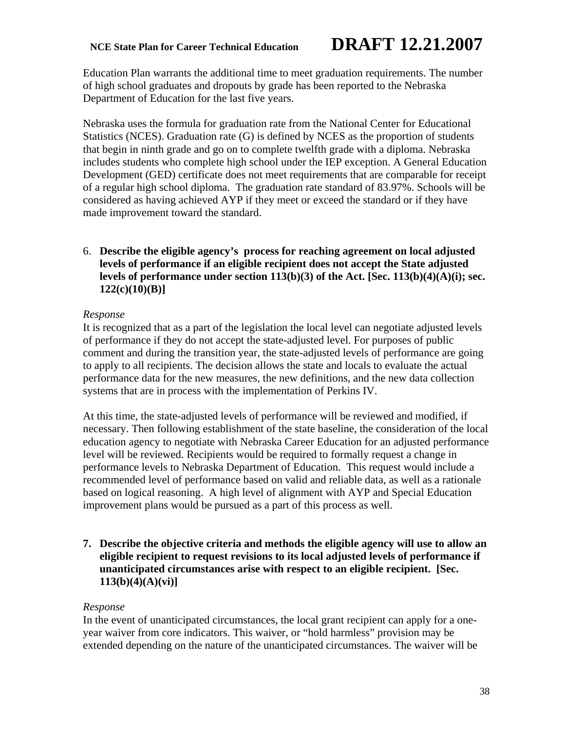Education Plan warrants the additional time to meet graduation requirements. The number of high school graduates and dropouts by grade has been reported to the Nebraska Department of Education for the last five years.

Nebraska uses the formula for graduation rate from the National Center for Educational Statistics (NCES). Graduation rate (G) is defined by NCES as the proportion of students that begin in ninth grade and go on to complete twelfth grade with a diploma. Nebraska includes students who complete high school under the IEP exception. A General Education Development (GED) certificate does not meet requirements that are comparable for receipt of a regular high school diploma. The graduation rate standard of 83.97%. Schools will be considered as having achieved AYP if they meet or exceed the standard or if they have made improvement toward the standard.

6. **Describe the eligible agency's process for reaching agreement on local adjusted levels of performance if an eligible recipient does not accept the State adjusted levels of performance under section 113(b)(3) of the Act. [Sec. 113(b)(4)(A)(i); sec. 122(c)(10)(B)]**

*Response*

It is recognized that as a part of the legislation the local level can negotiate adjusted levels of performance if they do not accept the state-adjusted level. For purposes of public comment and during the transition year, the state-adjusted levels of performance are going to apply to all recipients. The decision allows the state and locals to evaluate the actual performance data for the new measures, the new definitions, and the new data collection systems that are in process with the implementation of Perkins IV.

At this time, the state-adjusted levels of performance will be reviewed and modified, if necessary. Then following establishment of the state baseline, the consideration of the local education agency to negotiate with Nebraska Career Education for an adjusted performance level will be reviewed. Recipients would be required to formally request a change in performance levels to Nebraska Department of Education. This request would include a recommended level of performance based on valid and reliable data, as well as a rationale based on logical reasoning. A high level of alignment with AYP and Special Education improvement plans would be pursued as a part of this process as well.

7. **Describe the objective criteria and methods the eligible agency will use to allow an eligible recipient to request revisions to its local adjusted levels of performance if unanticipated circumstances arise with respect to an eligible recipient. [Sec. 113(b)(4)(A)(vi)]**

*Response*

In the event of unanticipated circumstances, the local grant recipient can apply for a one-year waiver from core indicators. This waiver, or "hold harmless" provision may be extended depending on the nature of the unanticipated circumstances. The waiver will be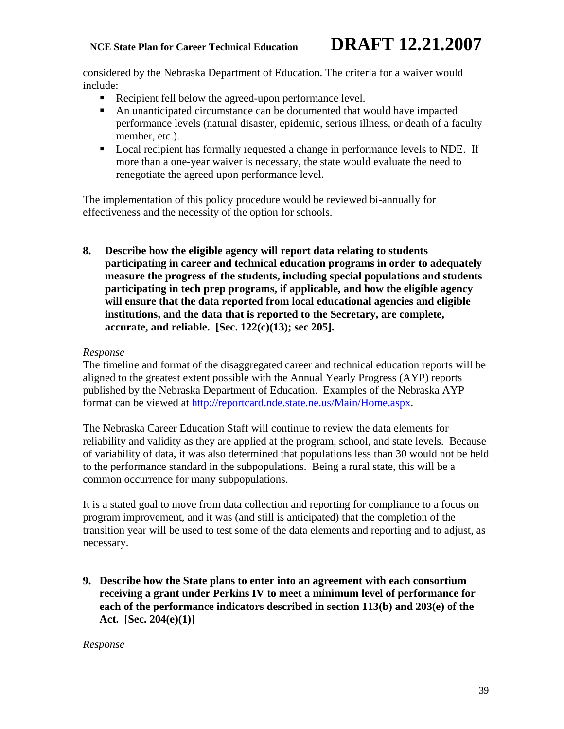considered by the Nebraska Department of Education. The criteria for a waiver would include:

- Recipient fell below the agreed-upon performance level.
- An unanticipated circumstance can be documented that would have impacted performance levels (natural disaster, epidemic, serious illness, or death of a faculty member, etc.).
- Local recipient has formally requested a change in performance levels to NDE. If more than a one-year waiver is necessary, the state would evaluate the need to renegotiate the agreed upon performance level.

The implementation of this policy procedure would be reviewed bi-annually for effectiveness and the necessity of the option for schools.

**8. Describe how the eligible agency will report data relating to students participating in career and technical education programs in order to adequately measure the progress of the students, including special populations and students participating in tech prep programs, if applicable, and how the eligible agency will ensure that the data reported from local educational agencies and eligible institutions, and the data that is reported to the Secretary, are complete, accurate, and reliable. [Sec. 122(c)(13); sec 205].**

*Response*

The timeline and format of the disaggregated career and technical education reports will be aligned to the greatest extent possible with the Annual Yearly Progress (AYP) reports published by the Nebraska Department of Education. Examples of the Nebraska AYP format can be viewed at http://reportcard.nde.state.ne.us/Main/Home.aspx.

The Nebraska Career Education Staff will continue to review the data elements for reliability and validity as they are applied at the program, school, and state levels. Because of variability of data, it was also determined that populations less than 30 would not be held to the performance standard in the subpopulations. Being a rural state, this will be a common occurrence for many subpopulations.

It is a stated goal to move from data collection and reporting for compliance to a focus on program improvement, and it was (and still is anticipated) that the completion of the transition year will be used to test some of the data elements and reporting and to adjust, as necessary.

**9. Describe how the State plans to enter into an agreement with each consortium receiving a grant under Perkins IV to meet a minimum level of performance for each of the performance indicators described in section 113(b) and 203(e) of the Act. [Sec. 204(e)(1)]**

*Response*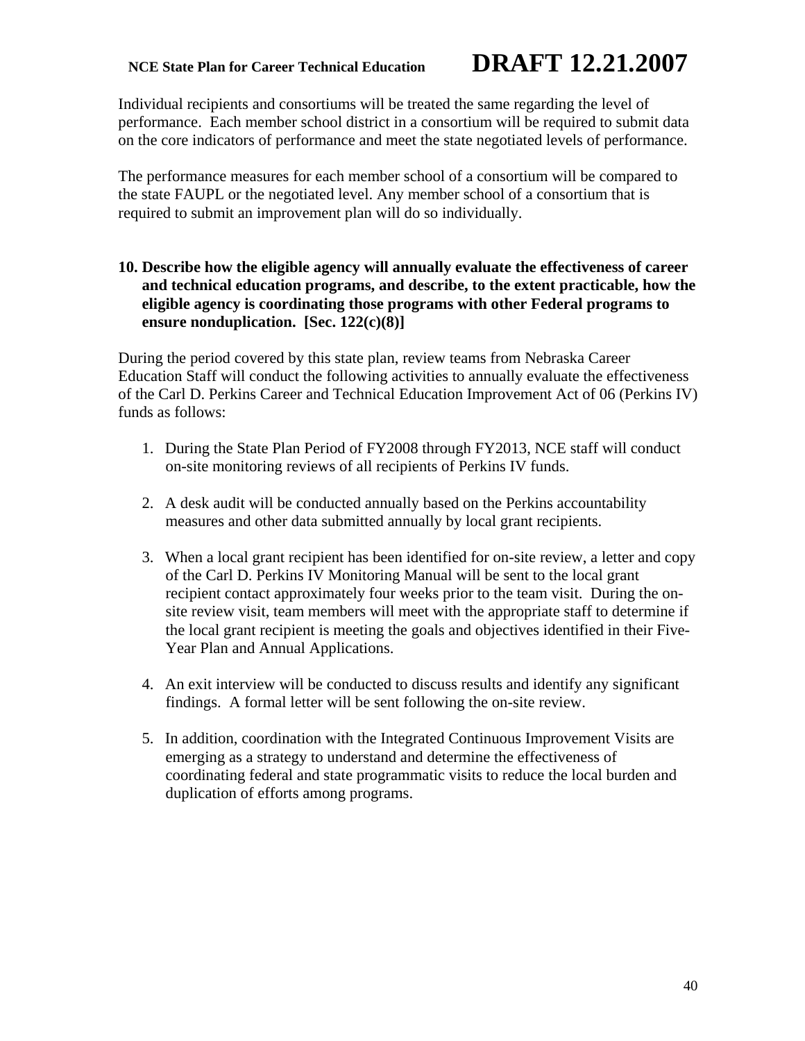Individual recipients and consortiums will be treated the same regarding the level of performance. Each member school district in a consortium will be required to submit data on the core indicators of performance and meet the state negotiated levels of performance.

The performance measures for each member school of a consortium will be compared to the state FAUPL or the negotiated level. Any member school of a consortium that is required to submit an improvement plan will do so individually.

**10. Describe how the eligible agency will annually evaluate the effectiveness of career and technical education programs, and describe, to the extent practicable, how the eligible agency is coordinating those programs with other Federal programs to ensure nonduplication. [Sec. 122(c)(8)]**

During the period covered by this state plan, review teams from Nebraska Career Education Staff will conduct the following activities to annually evaluate the effectiveness of the Carl D. Perkins Career and Technical Education Improvement Act of 06 (Perkins IV) funds as follows:

1. During the State Plan Period of FY2008 through FY2013, NCE staff will conduct on-site monitoring reviews of all recipients of Perkins IV funds.

2. A desk audit will be conducted annually based on the Perkins accountability measures and other data submitted annually by local grant recipients.

3. When a local grant recipient has been identified for on-site review, a letter and copy of the Carl D. Perkins IV Monitoring Manual will be sent to the local grant recipient contact approximately four weeks prior to the team visit. During the on-site review visit, team members will meet with the appropriate staff to determine if the local grant recipient is meeting the goals and objectives identified in their Five-Year Plan and Annual Applications.

4. An exit interview will be conducted to discuss results and identify any significant findings. A formal letter will be sent following the on-site review.

5. In addition, coordination with the Integrated Continuous Improvement Visits are emerging as a strategy to understand and determine the effectiveness of coordinating federal and state programmatic visits to reduce the local burden and duplication of efforts among programs.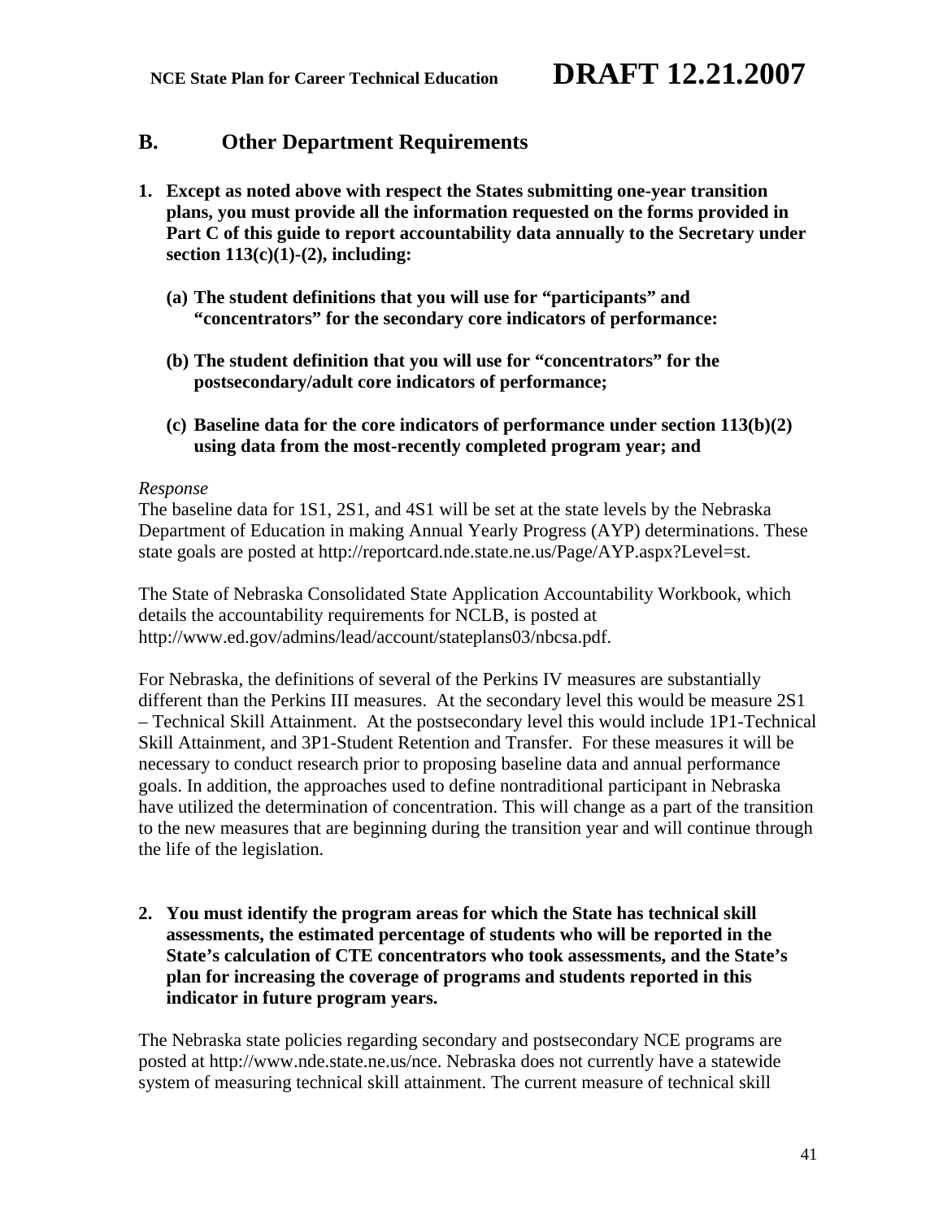## B. Other Department Requirements

1. **Except as noted above with respect the States submitting one-year transition plans, you must provide all the information requested on the forms provided in Part C of this guide to report accountability data annually to the Secretary under section 113(c)(1)-(2), including:**

   **(a) The student definitions that you will use for "participants" and "concentrators" for the secondary core indicators of performance:**

   **(b) The student definition that you will use for "concentrators" for the postsecondary/adult core indicators of performance;**

   **(c) Baseline data for the core indicators of performance under section 113(b)(2) using data from the most-recently completed program year; and**

*Response*

The baseline data for 1S1, 2S1, and 4S1 will be set at the state levels by the Nebraska Department of Education in making Annual Yearly Progress (AYP) determinations. These state goals are posted at http://reportcard.nde.state.ne.us/Page/AYP.aspx?Level=st.

The State of Nebraska Consolidated State Application Accountability Workbook, which details the accountability requirements for NCLB, is posted at http://www.ed.gov/admins/lead/account/stateplans03/nbcsa.pdf.

For Nebraska, the definitions of several of the Perkins IV measures are substantially different than the Perkins III measures. At the secondary level this would be measure 2S1 – Technical Skill Attainment. At the postsecondary level this would include 1P1-Technical Skill Attainment, and 3P1-Student Retention and Transfer. For these measures it will be necessary to conduct research prior to proposing baseline data and annual performance goals. In addition, the approaches used to define nontraditional participant in Nebraska have utilized the determination of concentration. This will change as a part of the transition to the new measures that are beginning during the transition year and will continue through the life of the legislation.

2. **You must identify the program areas for which the State has technical skill assessments, the estimated percentage of students who will be reported in the State's calculation of CTE concentrators who took assessments, and the State's plan for increasing the coverage of programs and students reported in this indicator in future program years.**

The Nebraska state policies regarding secondary and postsecondary NCE programs are posted at http://www.nde.state.ne.us/nce. Nebraska does not currently have a statewide system of measuring technical skill attainment. The current measure of technical skill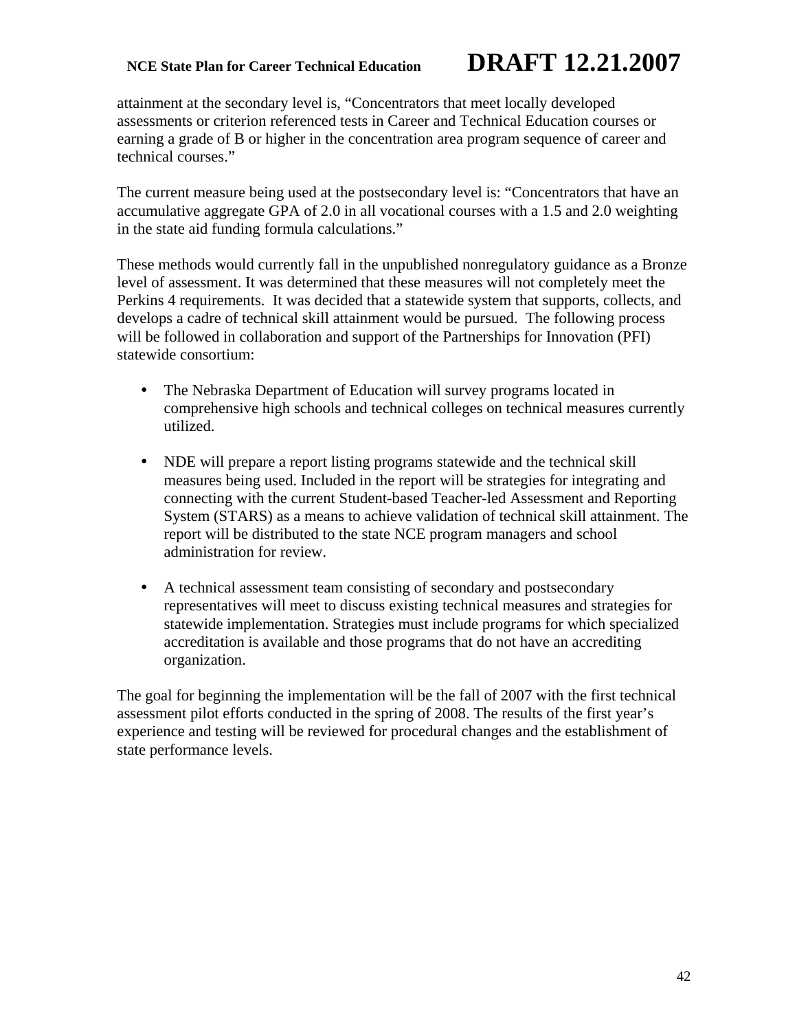attainment at the secondary level is, "Concentrators that meet locally developed assessments or criterion referenced tests in Career and Technical Education courses or earning a grade of B or higher in the concentration area program sequence of career and technical courses."

The current measure being used at the postsecondary level is: "Concentrators that have an accumulative aggregate GPA of 2.0 in all vocational courses with a 1.5 and 2.0 weighting in the state aid funding formula calculations."

These methods would currently fall in the unpublished nonregulatory guidance as a Bronze level of assessment. It was determined that these measures will not completely meet the Perkins 4 requirements. It was decided that a statewide system that supports, collects, and develops a cadre of technical skill attainment would be pursued. The following process will be followed in collaboration and support of the Partnerships for Innovation (PFI) statewide consortium:

- The Nebraska Department of Education will survey programs located in comprehensive high schools and technical colleges on technical measures currently utilized.

- NDE will prepare a report listing programs statewide and the technical skill measures being used. Included in the report will be strategies for integrating and connecting with the current Student-based Teacher-led Assessment and Reporting System (STARS) as a means to achieve validation of technical skill attainment. The report will be distributed to the state NCE program managers and school administration for review.

- A technical assessment team consisting of secondary and postsecondary representatives will meet to discuss existing technical measures and strategies for statewide implementation. Strategies must include programs for which specialized accreditation is available and those programs that do not have an accrediting organization.

The goal for beginning the implementation will be the fall of 2007 with the first technical assessment pilot efforts conducted in the spring of 2008. The results of the first year's experience and testing will be reviewed for procedural changes and the establishment of state performance levels.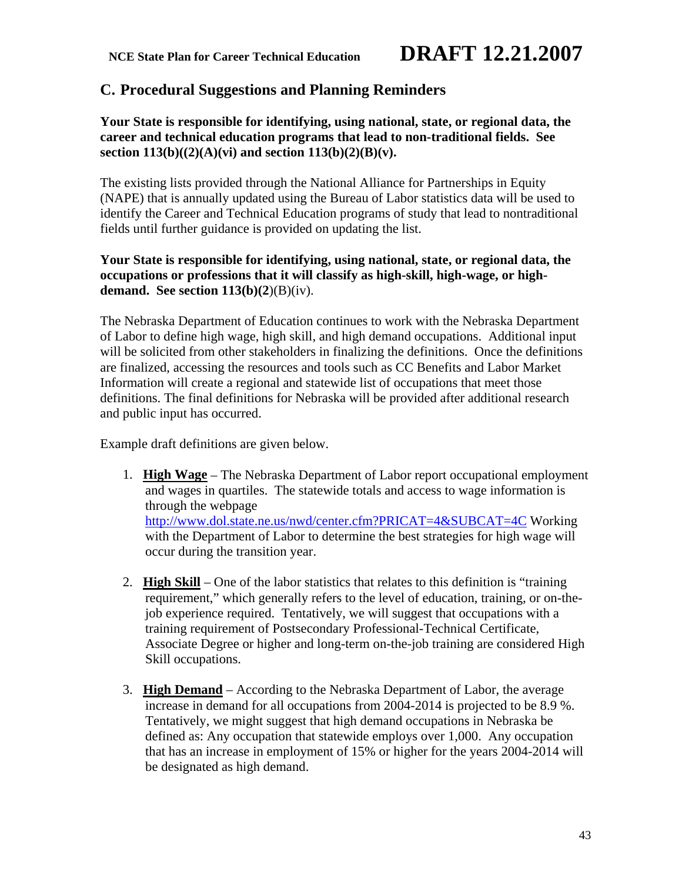## C. Procedural Suggestions and Planning Reminders

**Your State is responsible for identifying, using national, state, or regional data, the career and technical education programs that lead to non-traditional fields. See section 113(b)((2)(A)(vi) and section 113(b)(2)(B)(v).**

The existing lists provided through the National Alliance for Partnerships in Equity (NAPE) that is annually updated using the Bureau of Labor statistics data will be used to identify the Career and Technical Education programs of study that lead to nontraditional fields until further guidance is provided on updating the list.

**Your State is responsible for identifying, using national, state, or regional data, the occupations or professions that it will classify as high-skill, high-wage, or high-demand. See section 113(b)(2**)(B)(iv).

The Nebraska Department of Education continues to work with the Nebraska Department of Labor to define high wage, high skill, and high demand occupations. Additional input will be solicited from other stakeholders in finalizing the definitions. Once the definitions are finalized, accessing the resources and tools such as CC Benefits and Labor Market Information will create a regional and statewide list of occupations that meet those definitions. The final definitions for Nebraska will be provided after additional research and public input has occurred.

Example draft definitions are given below.

1. **High Wage** – The Nebraska Department of Labor report occupational employment and wages in quartiles. The statewide totals and access to wage information is through the webpage http://www.dol.state.ne.us/nwd/center.cfm?PRICAT=4&SUBCAT=4C Working with the Department of Labor to determine the best strategies for high wage will occur during the transition year.

2. **High Skill** – One of the labor statistics that relates to this definition is "training requirement," which generally refers to the level of education, training, or on-the-job experience required. Tentatively, we will suggest that occupations with a training requirement of Postsecondary Professional-Technical Certificate, Associate Degree or higher and long-term on-the-job training are considered High Skill occupations.

3. **High Demand** – According to the Nebraska Department of Labor, the average increase in demand for all occupations from 2004-2014 is projected to be 8.9 %. Tentatively, we might suggest that high demand occupations in Nebraska be defined as: Any occupation that statewide employs over 1,000. Any occupation that has an increase in employment of 15% or higher for the years 2004-2014 will be designated as high demand.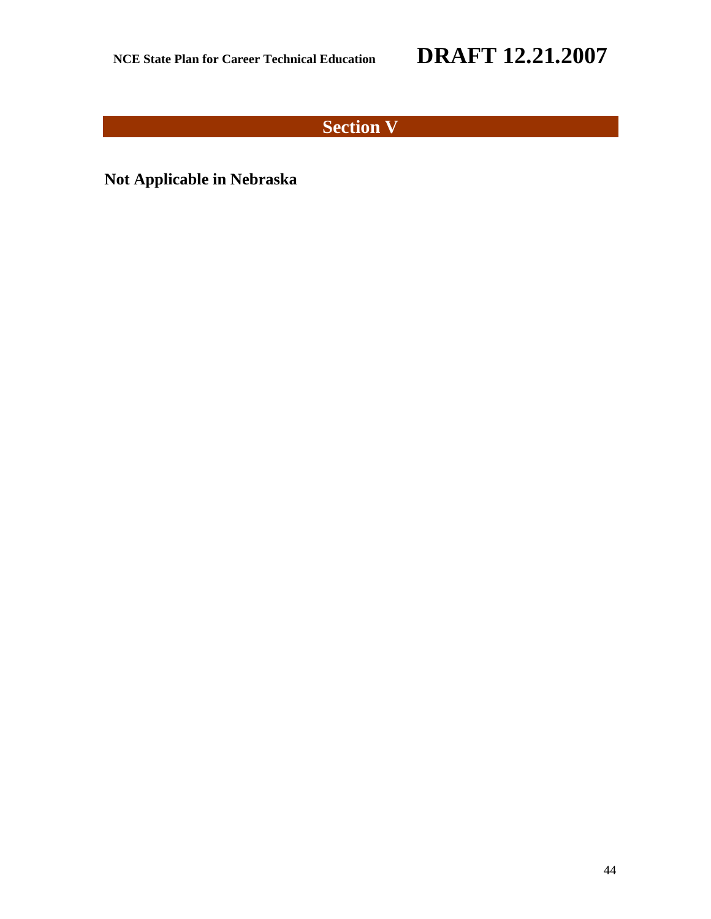# Section V

**Not Applicable in Nebraska**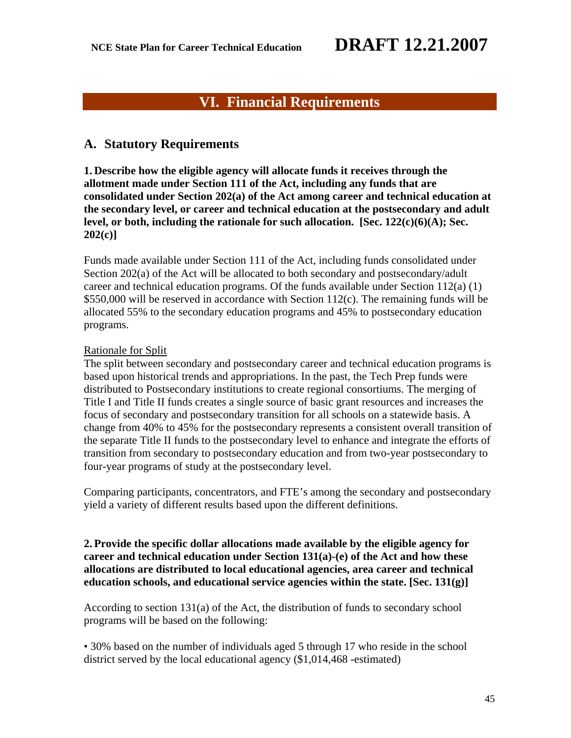# VI. Financial Requirements

## A. Statutory Requirements

**1. Describe how the eligible agency will allocate funds it receives through the allotment made under Section 111 of the Act, including any funds that are consolidated under Section 202(a) of the Act among career and technical education at the secondary level, or career and technical education at the postsecondary and adult level, or both, including the rationale for such allocation. [Sec. 122(c)(6)(A); Sec. 202(c)]**

Funds made available under Section 111 of the Act, including funds consolidated under Section 202(a) of the Act will be allocated to both secondary and postsecondary/adult career and technical education programs. Of the funds available under Section 112(a) (1) $550,000 will be reserved in accordance with Section 112(c). The remaining funds will be allocated 55% to the secondary education programs and 45% to postsecondary education programs.

Rationale for Split

The split between secondary and postsecondary career and technical education programs is based upon historical trends and appropriations. In the past, the Tech Prep funds were distributed to Postsecondary institutions to create regional consortiums. The merging of Title I and Title II funds creates a single source of basic grant resources and increases the focus of secondary and postsecondary transition for all schools on a statewide basis. A change from 40% to 45% for the postsecondary represents a consistent overall transition of the separate Title II funds to the postsecondary level to enhance and integrate the efforts of transition from secondary to postsecondary education and from two-year postsecondary to four-year programs of study at the postsecondary level.

Comparing participants, concentrators, and FTE's among the secondary and postsecondary yield a variety of different results based upon the different definitions.

**2. Provide the specific dollar allocations made available by the eligible agency for career and technical education under Section 131(a)-(e) of the Act and how these allocations are distributed to local educational agencies, area career and technical education schools, and educational service agencies within the state. [Sec. 131(g)]**

According to section 131(a) of the Act, the distribution of funds to secondary school programs will be based on the following:

• 30% based on the number of individuals aged 5 through 17 who reside in the school district served by the local educational agency ($1,014,468 -estimated)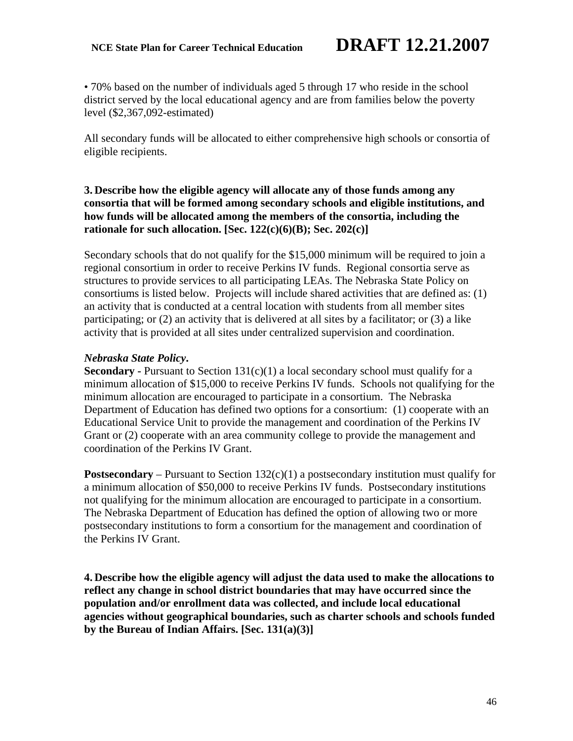• 70% based on the number of individuals aged 5 through 17 who reside in the school district served by the local educational agency and are from families below the poverty level ($2,367,092-estimated)

All secondary funds will be allocated to either comprehensive high schools or consortia of eligible recipients.

**3. Describe how the eligible agency will allocate any of those funds among any consortia that will be formed among secondary schools and eligible institutions, and how funds will be allocated among the members of the consortia, including the rationale for such allocation. [Sec. 122(c)(6)(B); Sec. 202(c)]**

Secondary schools that do not qualify for the $15,000 minimum will be required to join a regional consortium in order to receive Perkins IV funds. Regional consortia serve as structures to provide services to all participating LEAs. The Nebraska State Policy on consortiums is listed below. Projects will include shared activities that are defined as: (1) an activity that is conducted at a central location with students from all member sites participating; or (2) an activity that is delivered at all sites by a facilitator; or (3) a like activity that is provided at all sites under centralized supervision and coordination.

***Nebraska State Policy.***

**Secondary -** Pursuant to Section 131(c)(1) a local secondary school must qualify for a minimum allocation of $15,000 to receive Perkins IV funds. Schools not qualifying for the minimum allocation are encouraged to participate in a consortium. The Nebraska Department of Education has defined two options for a consortium: (1) cooperate with an Educational Service Unit to provide the management and coordination of the Perkins IV Grant or (2) cooperate with an area community college to provide the management and coordination of the Perkins IV Grant.

**Postsecondary** – Pursuant to Section 132(c)(1) a postsecondary institution must qualify for a minimum allocation of $50,000 to receive Perkins IV funds. Postsecondary institutions not qualifying for the minimum allocation are encouraged to participate in a consortium. The Nebraska Department of Education has defined the option of allowing two or more postsecondary institutions to form a consortium for the management and coordination of the Perkins IV Grant.

**4. Describe how the eligible agency will adjust the data used to make the allocations to reflect any change in school district boundaries that may have occurred since the population and/or enrollment data was collected, and include local educational agencies without geographical boundaries, such as charter schools and schools funded by the Bureau of Indian Affairs. [Sec. 131(a)(3)]**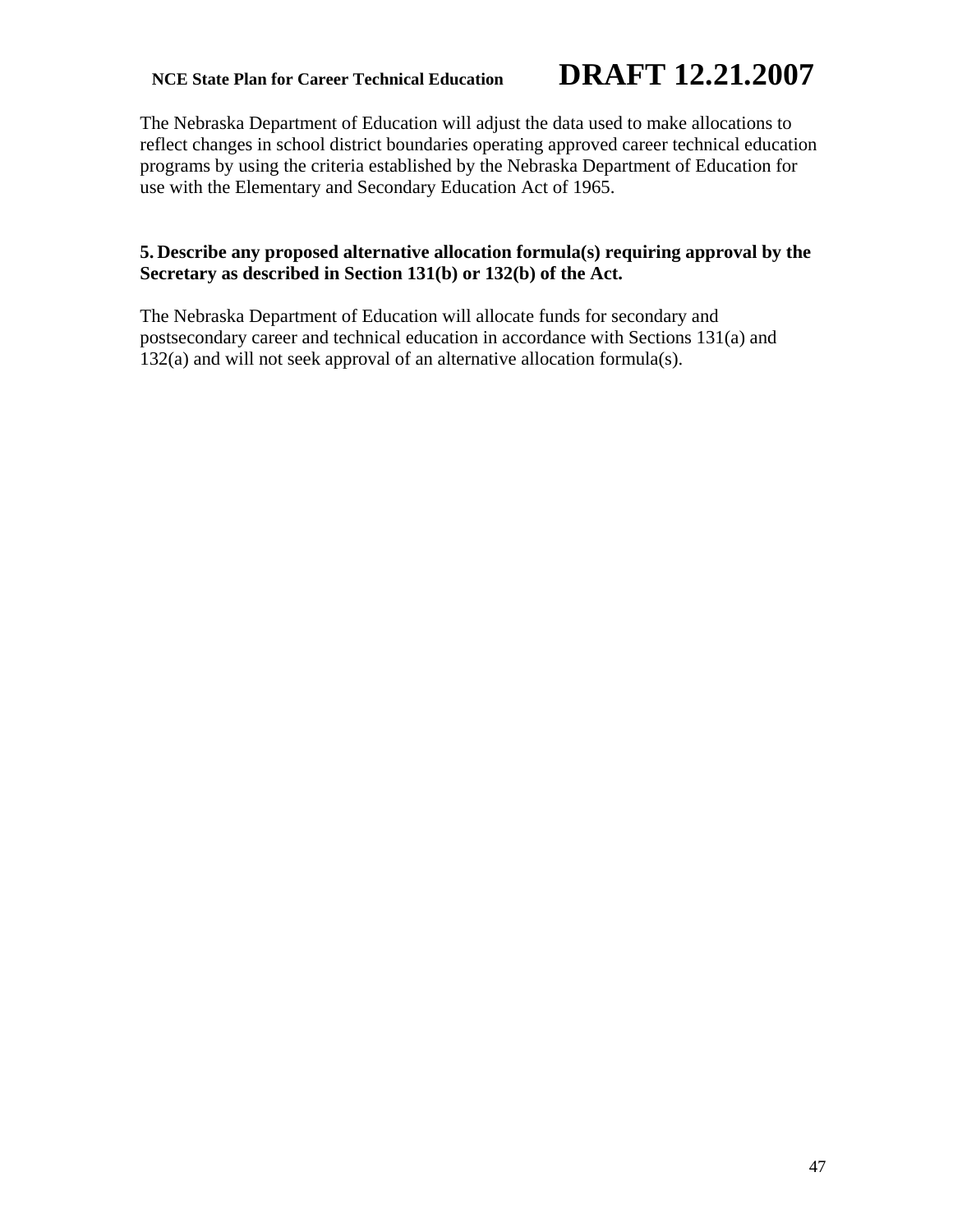The Nebraska Department of Education will adjust the data used to make allocations to reflect changes in school district boundaries operating approved career technical education programs by using the criteria established by the Nebraska Department of Education for use with the Elementary and Secondary Education Act of 1965.

**5. Describe any proposed alternative allocation formula(s) requiring approval by the Secretary as described in Section 131(b) or 132(b) of the Act.**

The Nebraska Department of Education will allocate funds for secondary and postsecondary career and technical education in accordance with Sections 131(a) and 132(a) and will not seek approval of an alternative allocation formula(s).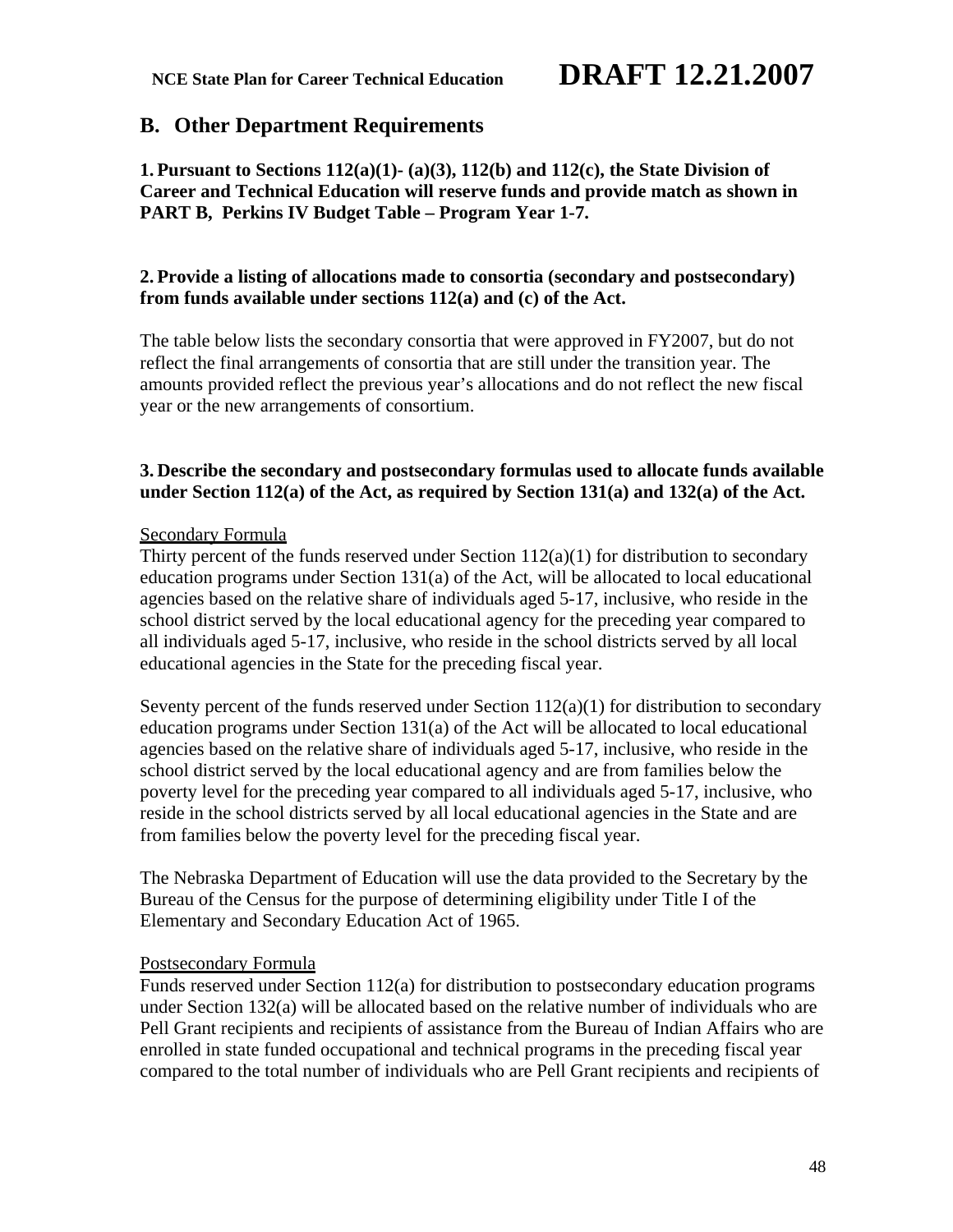## B. Other Department Requirements

**1. Pursuant to Sections 112(a)(1)- (a)(3), 112(b) and 112(c), the State Division of Career and Technical Education will reserve funds and provide match as shown in PART B, Perkins IV Budget Table – Program Year 1-7.**

**2. Provide a listing of allocations made to consortia (secondary and postsecondary) from funds available under sections 112(a) and (c) of the Act.**

The table below lists the secondary consortia that were approved in FY2007, but do not reflect the final arrangements of consortia that are still under the transition year. The amounts provided reflect the previous year's allocations and do not reflect the new fiscal year or the new arrangements of consortium.

**3. Describe the secondary and postsecondary formulas used to allocate funds available under Section 112(a) of the Act, as required by Section 131(a) and 132(a) of the Act.**

<u>Secondary Formula</u>

Thirty percent of the funds reserved under Section 112(a)(1) for distribution to secondary education programs under Section 131(a) of the Act, will be allocated to local educational agencies based on the relative share of individuals aged 5-17, inclusive, who reside in the school district served by the local educational agency for the preceding year compared to all individuals aged 5-17, inclusive, who reside in the school districts served by all local educational agencies in the State for the preceding fiscal year.

Seventy percent of the funds reserved under Section 112(a)(1) for distribution to secondary education programs under Section 131(a) of the Act will be allocated to local educational agencies based on the relative share of individuals aged 5-17, inclusive, who reside in the school district served by the local educational agency and are from families below the poverty level for the preceding year compared to all individuals aged 5-17, inclusive, who reside in the school districts served by all local educational agencies in the State and are from families below the poverty level for the preceding fiscal year.

The Nebraska Department of Education will use the data provided to the Secretary by the Bureau of the Census for the purpose of determining eligibility under Title I of the Elementary and Secondary Education Act of 1965.

<u>Postsecondary Formula</u>

Funds reserved under Section 112(a) for distribution to postsecondary education programs under Section 132(a) will be allocated based on the relative number of individuals who are Pell Grant recipients and recipients of assistance from the Bureau of Indian Affairs who are enrolled in state funded occupational and technical programs in the preceding fiscal year compared to the total number of individuals who are Pell Grant recipients and recipients of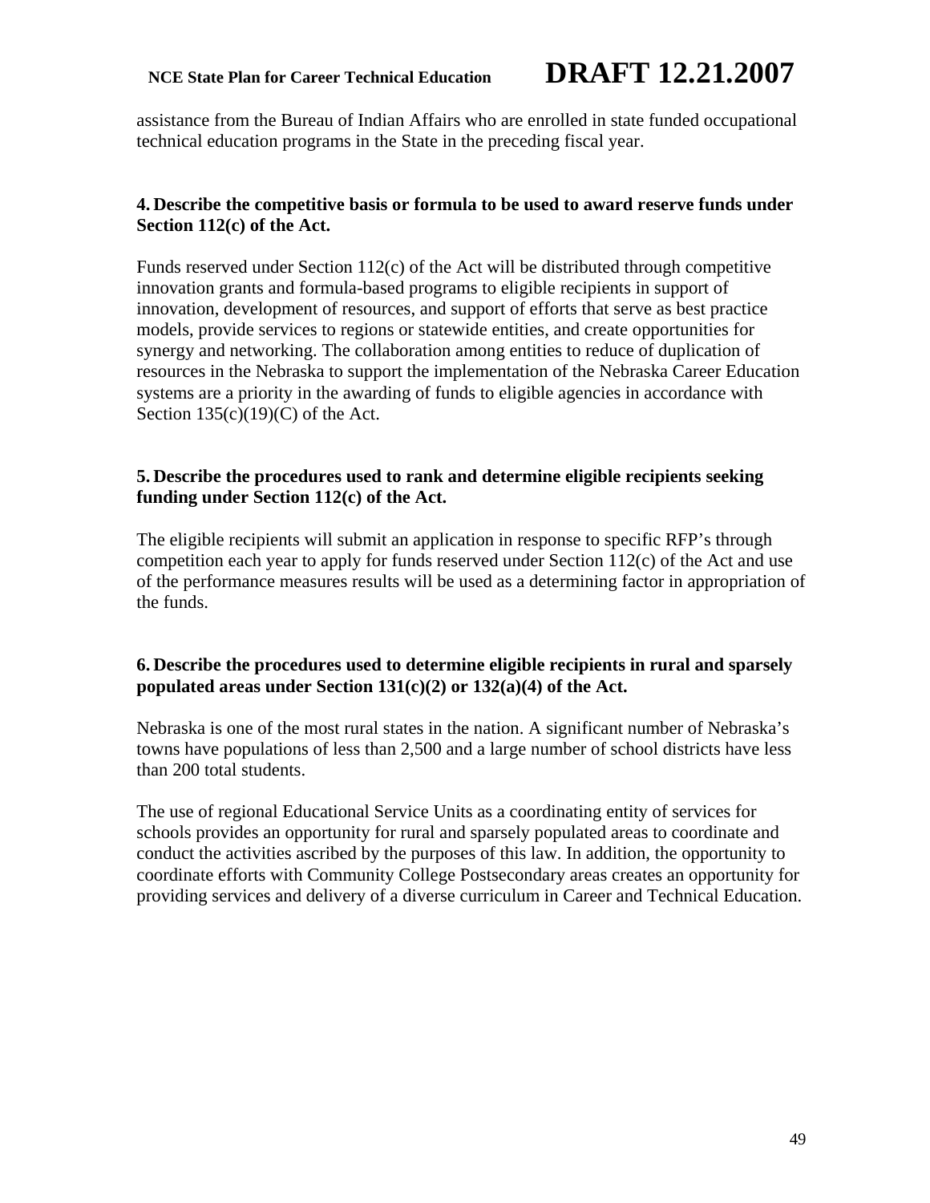assistance from the Bureau of Indian Affairs who are enrolled in state funded occupational technical education programs in the State in the preceding fiscal year.

**4. Describe the competitive basis or formula to be used to award reserve funds under Section 112(c) of the Act.**

Funds reserved under Section 112(c) of the Act will be distributed through competitive innovation grants and formula-based programs to eligible recipients in support of innovation, development of resources, and support of efforts that serve as best practice models, provide services to regions or statewide entities, and create opportunities for synergy and networking. The collaboration among entities to reduce of duplication of resources in the Nebraska to support the implementation of the Nebraska Career Education systems are a priority in the awarding of funds to eligible agencies in accordance with Section 135(c)(19)(C) of the Act.

**5. Describe the procedures used to rank and determine eligible recipients seeking funding under Section 112(c) of the Act.**

The eligible recipients will submit an application in response to specific RFP's through competition each year to apply for funds reserved under Section 112(c) of the Act and use of the performance measures results will be used as a determining factor in appropriation of the funds.

**6. Describe the procedures used to determine eligible recipients in rural and sparsely populated areas under Section 131(c)(2) or 132(a)(4) of the Act.**

Nebraska is one of the most rural states in the nation. A significant number of Nebraska's towns have populations of less than 2,500 and a large number of school districts have less than 200 total students.

The use of regional Educational Service Units as a coordinating entity of services for schools provides an opportunity for rural and sparsely populated areas to coordinate and conduct the activities ascribed by the purposes of this law. In addition, the opportunity to coordinate efforts with Community College Postsecondary areas creates an opportunity for providing services and delivery of a diverse curriculum in Career and Technical Education.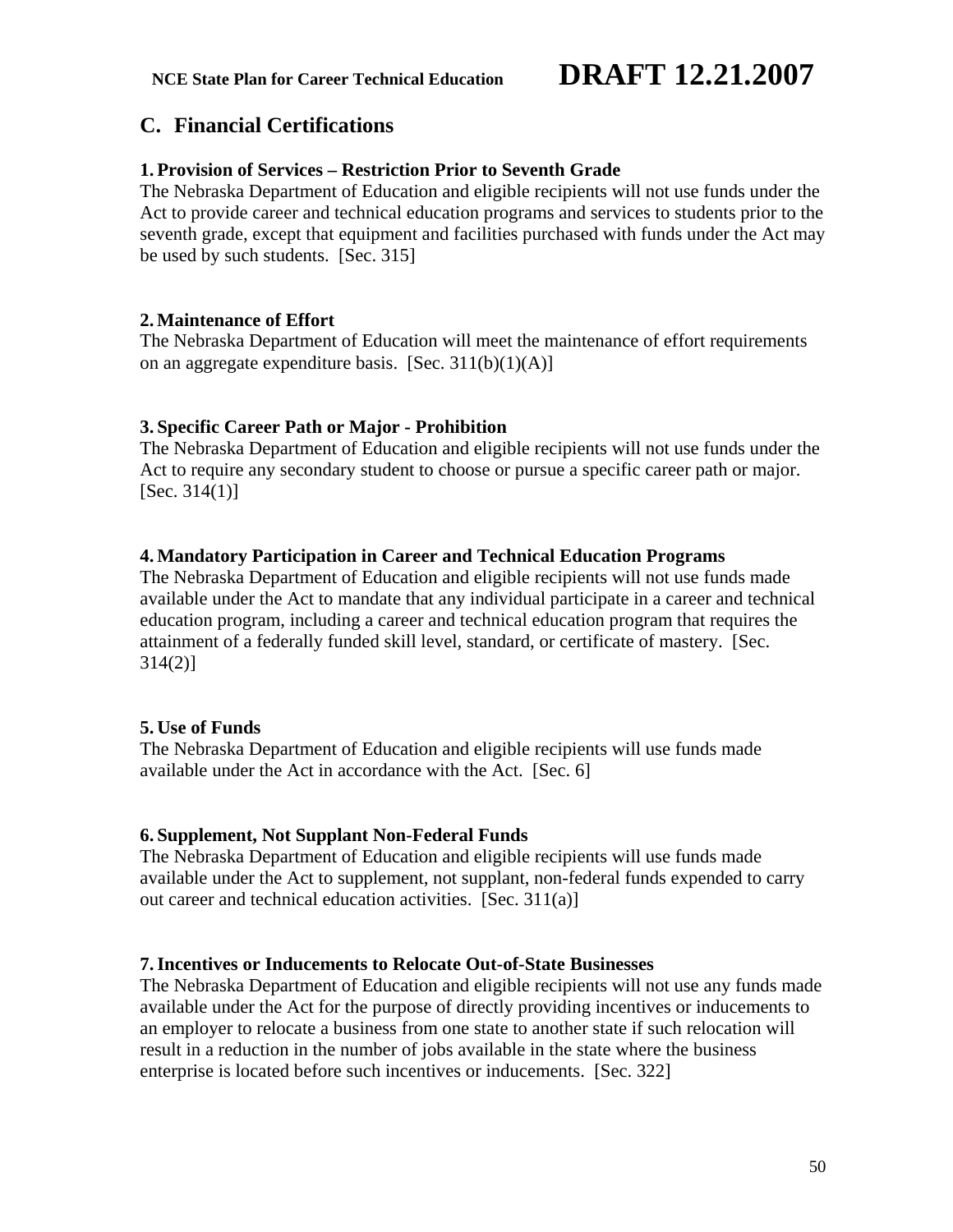## C. Financial Certifications

### 1. Provision of Services – Restriction Prior to Seventh Grade

The Nebraska Department of Education and eligible recipients will not use funds under the Act to provide career and technical education programs and services to students prior to the seventh grade, except that equipment and facilities purchased with funds under the Act may be used by such students. [Sec. 315]

### 2. Maintenance of Effort

The Nebraska Department of Education will meet the maintenance of effort requirements on an aggregate expenditure basis. [Sec. 311(b)(1)(A)]

### 3. Specific Career Path or Major - Prohibition

The Nebraska Department of Education and eligible recipients will not use funds under the Act to require any secondary student to choose or pursue a specific career path or major. [Sec. 314(1)]

### 4. Mandatory Participation in Career and Technical Education Programs

The Nebraska Department of Education and eligible recipients will not use funds made available under the Act to mandate that any individual participate in a career and technical education program, including a career and technical education program that requires the attainment of a federally funded skill level, standard, or certificate of mastery. [Sec. 314(2)]

### 5. Use of Funds

The Nebraska Department of Education and eligible recipients will use funds made available under the Act in accordance with the Act. [Sec. 6]

### 6. Supplement, Not Supplant Non-Federal Funds

The Nebraska Department of Education and eligible recipients will use funds made available under the Act to supplement, not supplant, non-federal funds expended to carry out career and technical education activities. [Sec. 311(a)]

### 7. Incentives or Inducements to Relocate Out-of-State Businesses

The Nebraska Department of Education and eligible recipients will not use any funds made available under the Act for the purpose of directly providing incentives or inducements to an employer to relocate a business from one state to another state if such relocation will result in a reduction in the number of jobs available in the state where the business enterprise is located before such incentives or inducements. [Sec. 322]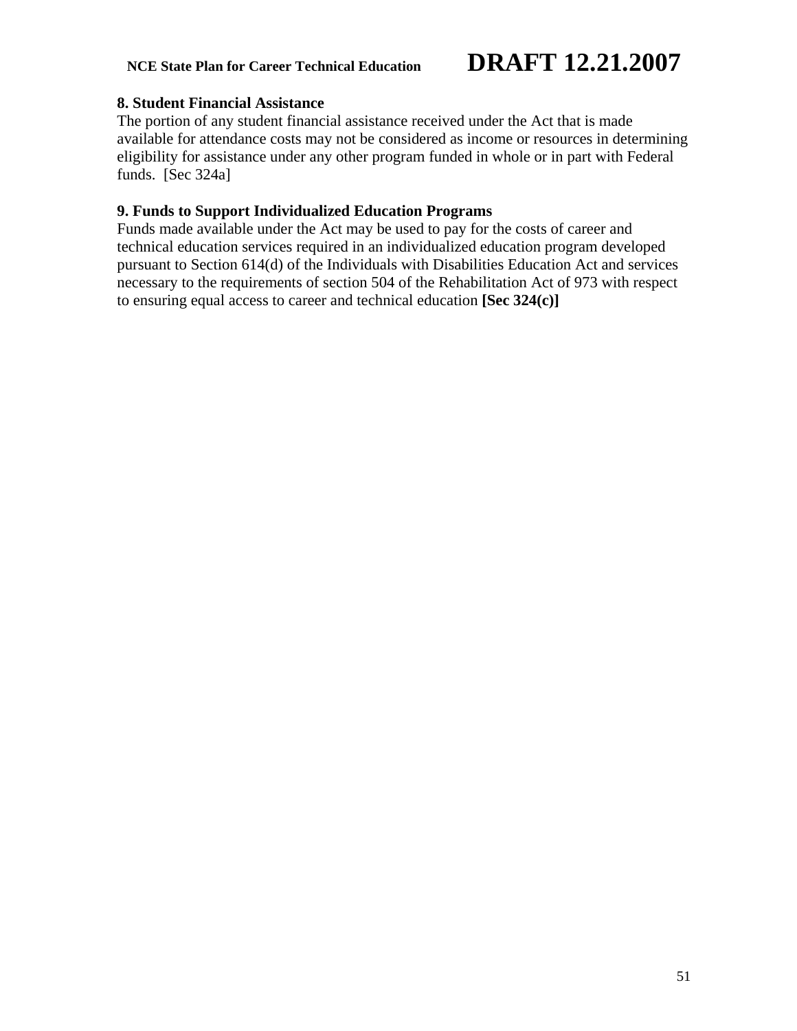**8. Student Financial Assistance**

The portion of any student financial assistance received under the Act that is made available for attendance costs may not be considered as income or resources in determining eligibility for assistance under any other program funded in whole or in part with Federal funds.  [Sec 324a]

**9. Funds to Support Individualized Education Programs**

Funds made available under the Act may be used to pay for the costs of career and technical education services required in an individualized education program developed pursuant to Section 614(d) of the Individuals with Disabilities Education Act and services necessary to the requirements of section 504 of the Rehabilitation Act of 973 with respect to ensuring equal access to career and technical education **[Sec 324(c)]**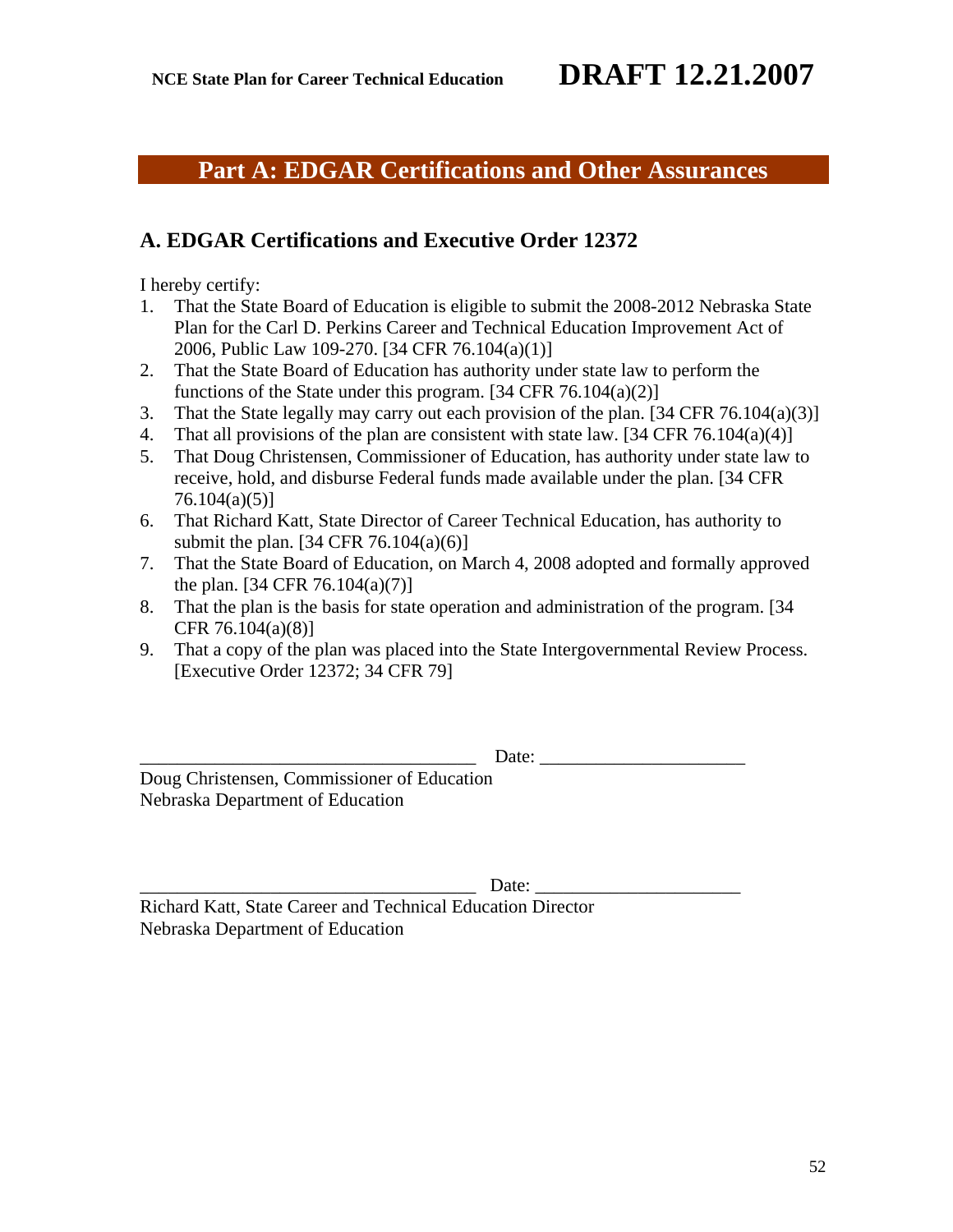# Part A: EDGAR Certifications and Other Assurances

## A. EDGAR Certifications and Executive Order 12372

I hereby certify:

1. That the State Board of Education is eligible to submit the 2008-2012 Nebraska State Plan for the Carl D. Perkins Career and Technical Education Improvement Act of 2006, Public Law 109-270. [34 CFR 76.104(a)(1)]
2. That the State Board of Education has authority under state law to perform the functions of the State under this program. [34 CFR 76.104(a)(2)]
3. That the State legally may carry out each provision of the plan. [34 CFR 76.104(a)(3)]
4. That all provisions of the plan are consistent with state law. [34 CFR 76.104(a)(4)]
5. That Doug Christensen, Commissioner of Education, has authority under state law to receive, hold, and disburse Federal funds made available under the plan. [34 CFR 76.104(a)(5)]
6. That Richard Katt, State Director of Career Technical Education, has authority to submit the plan. [34 CFR 76.104(a)(6)]
7. That the State Board of Education, on March 4, 2008 adopted and formally approved the plan. [34 CFR 76.104(a)(7)]
8. That the plan is the basis for state operation and administration of the program. [34 CFR 76.104(a)(8)]
9. That a copy of the plan was placed into the State Intergovernmental Review Process. [Executive Order 12372; 34 CFR 79]

____________________________________ Date: _____________________

Doug Christensen, Commissioner of Education
Nebraska Department of Education

____________________________________ Date: _____________________

Richard Katt, State Career and Technical Education Director
Nebraska Department of Education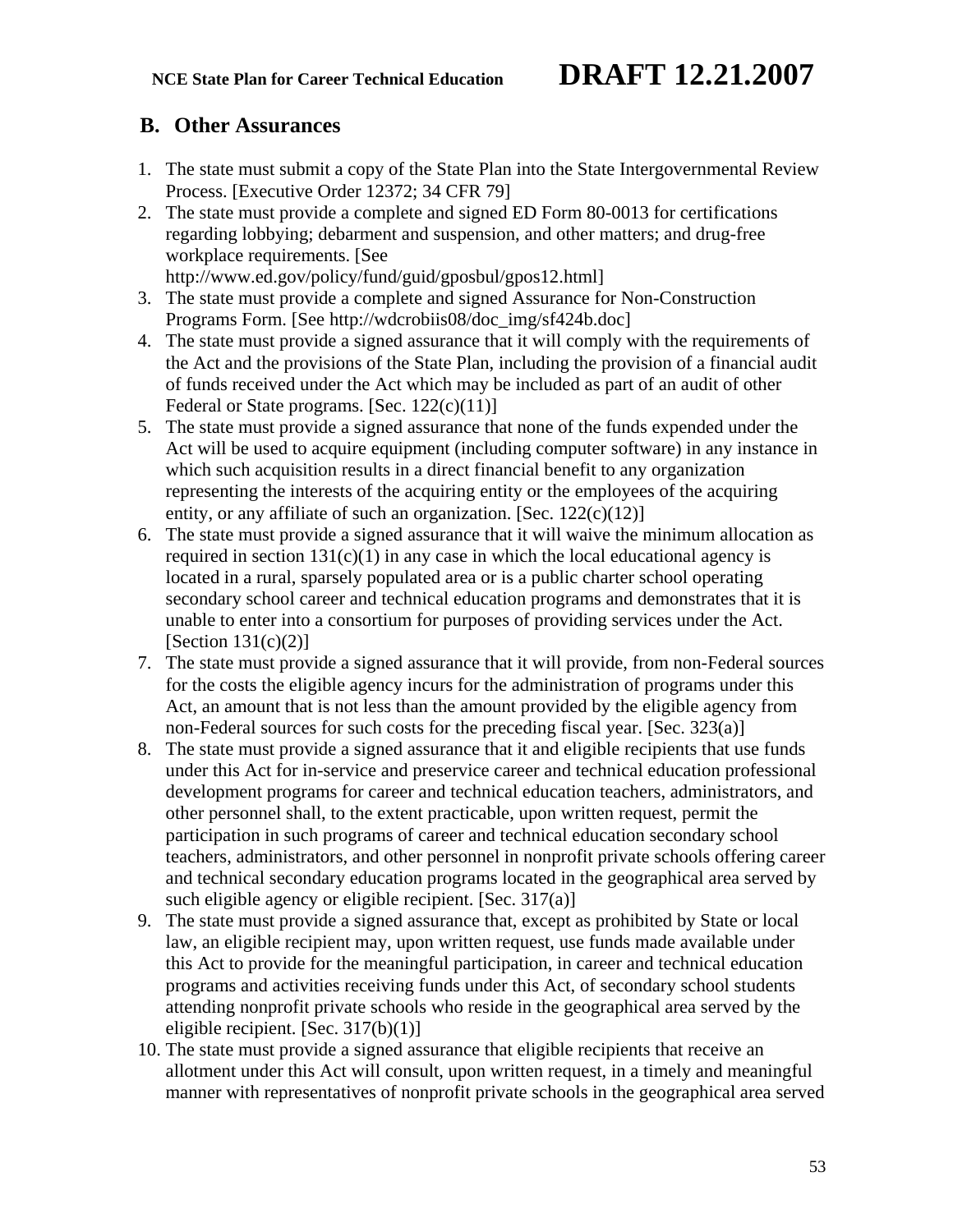## B. Other Assurances

1. The state must submit a copy of the State Plan into the State Intergovernmental Review Process. [Executive Order 12372; 34 CFR 79]
2. The state must provide a complete and signed ED Form 80-0013 for certifications regarding lobbying; debarment and suspension, and other matters; and drug-free workplace requirements. [See http://www.ed.gov/policy/fund/guid/gposbul/gpos12.html]
3. The state must provide a complete and signed Assurance for Non-Construction Programs Form. [See http://wdcrobiis08/doc_img/sf424b.doc]
4. The state must provide a signed assurance that it will comply with the requirements of the Act and the provisions of the State Plan, including the provision of a financial audit of funds received under the Act which may be included as part of an audit of other Federal or State programs. [Sec. 122(c)(11)]
5. The state must provide a signed assurance that none of the funds expended under the Act will be used to acquire equipment (including computer software) in any instance in which such acquisition results in a direct financial benefit to any organization representing the interests of the acquiring entity or the employees of the acquiring entity, or any affiliate of such an organization. [Sec. 122(c)(12)]
6. The state must provide a signed assurance that it will waive the minimum allocation as required in section 131(c)(1) in any case in which the local educational agency is located in a rural, sparsely populated area or is a public charter school operating secondary school career and technical education programs and demonstrates that it is unable to enter into a consortium for purposes of providing services under the Act. [Section 131(c)(2)]
7. The state must provide a signed assurance that it will provide, from non-Federal sources for the costs the eligible agency incurs for the administration of programs under this Act, an amount that is not less than the amount provided by the eligible agency from non-Federal sources for such costs for the preceding fiscal year. [Sec. 323(a)]
8. The state must provide a signed assurance that it and eligible recipients that use funds under this Act for in-service and preservice career and technical education professional development programs for career and technical education teachers, administrators, and other personnel shall, to the extent practicable, upon written request, permit the participation in such programs of career and technical education secondary school teachers, administrators, and other personnel in nonprofit private schools offering career and technical secondary education programs located in the geographical area served by such eligible agency or eligible recipient. [Sec. 317(a)]
9. The state must provide a signed assurance that, except as prohibited by State or local law, an eligible recipient may, upon written request, use funds made available under this Act to provide for the meaningful participation, in career and technical education programs and activities receiving funds under this Act, of secondary school students attending nonprofit private schools who reside in the geographical area served by the eligible recipient. [Sec. 317(b)(1)]
10. The state must provide a signed assurance that eligible recipients that receive an allotment under this Act will consult, upon written request, in a timely and meaningful manner with representatives of nonprofit private schools in the geographical area served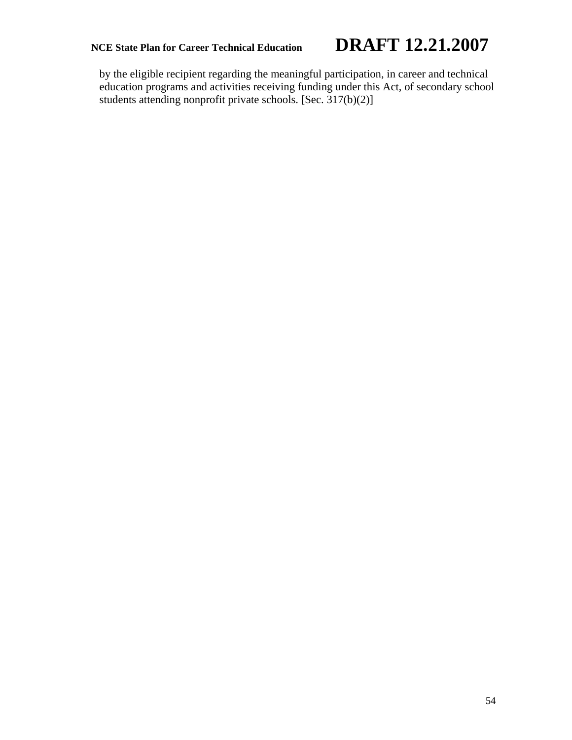by the eligible recipient regarding the meaningful participation, in career and technical education programs and activities receiving funding under this Act, of secondary school students attending nonprofit private schools. [Sec. 317(b)(2)]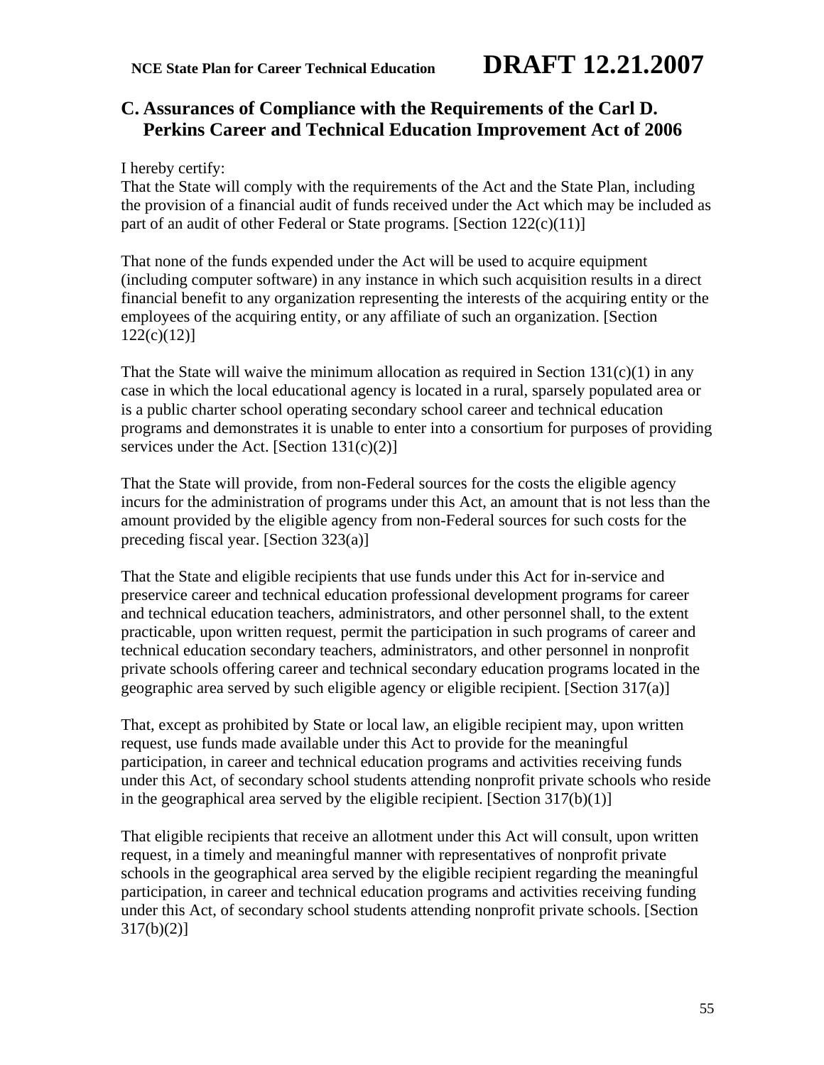## C. Assurances of Compliance with the Requirements of the Carl D. Perkins Career and Technical Education Improvement Act of 2006

I hereby certify:

That the State will comply with the requirements of the Act and the State Plan, including the provision of a financial audit of funds received under the Act which may be included as part of an audit of other Federal or State programs. [Section 122(c)(11)]

That none of the funds expended under the Act will be used to acquire equipment (including computer software) in any instance in which such acquisition results in a direct financial benefit to any organization representing the interests of the acquiring entity or the employees of the acquiring entity, or any affiliate of such an organization. [Section 122(c)(12)]

That the State will waive the minimum allocation as required in Section 131(c)(1) in any case in which the local educational agency is located in a rural, sparsely populated area or is a public charter school operating secondary school career and technical education programs and demonstrates it is unable to enter into a consortium for purposes of providing services under the Act. [Section 131(c)(2)]

That the State will provide, from non-Federal sources for the costs the eligible agency incurs for the administration of programs under this Act, an amount that is not less than the amount provided by the eligible agency from non-Federal sources for such costs for the preceding fiscal year. [Section 323(a)]

That the State and eligible recipients that use funds under this Act for in-service and preservice career and technical education professional development programs for career and technical education teachers, administrators, and other personnel shall, to the extent practicable, upon written request, permit the participation in such programs of career and technical education secondary teachers, administrators, and other personnel in nonprofit private schools offering career and technical secondary education programs located in the geographic area served by such eligible agency or eligible recipient. [Section 317(a)]

That, except as prohibited by State or local law, an eligible recipient may, upon written request, use funds made available under this Act to provide for the meaningful participation, in career and technical education programs and activities receiving funds under this Act, of secondary school students attending nonprofit private schools who reside in the geographical area served by the eligible recipient. [Section 317(b)(1)]

That eligible recipients that receive an allotment under this Act will consult, upon written request, in a timely and meaningful manner with representatives of nonprofit private schools in the geographical area served by the eligible recipient regarding the meaningful participation, in career and technical education programs and activities receiving funding under this Act, of secondary school students attending nonprofit private schools. [Section 317(b)(2)]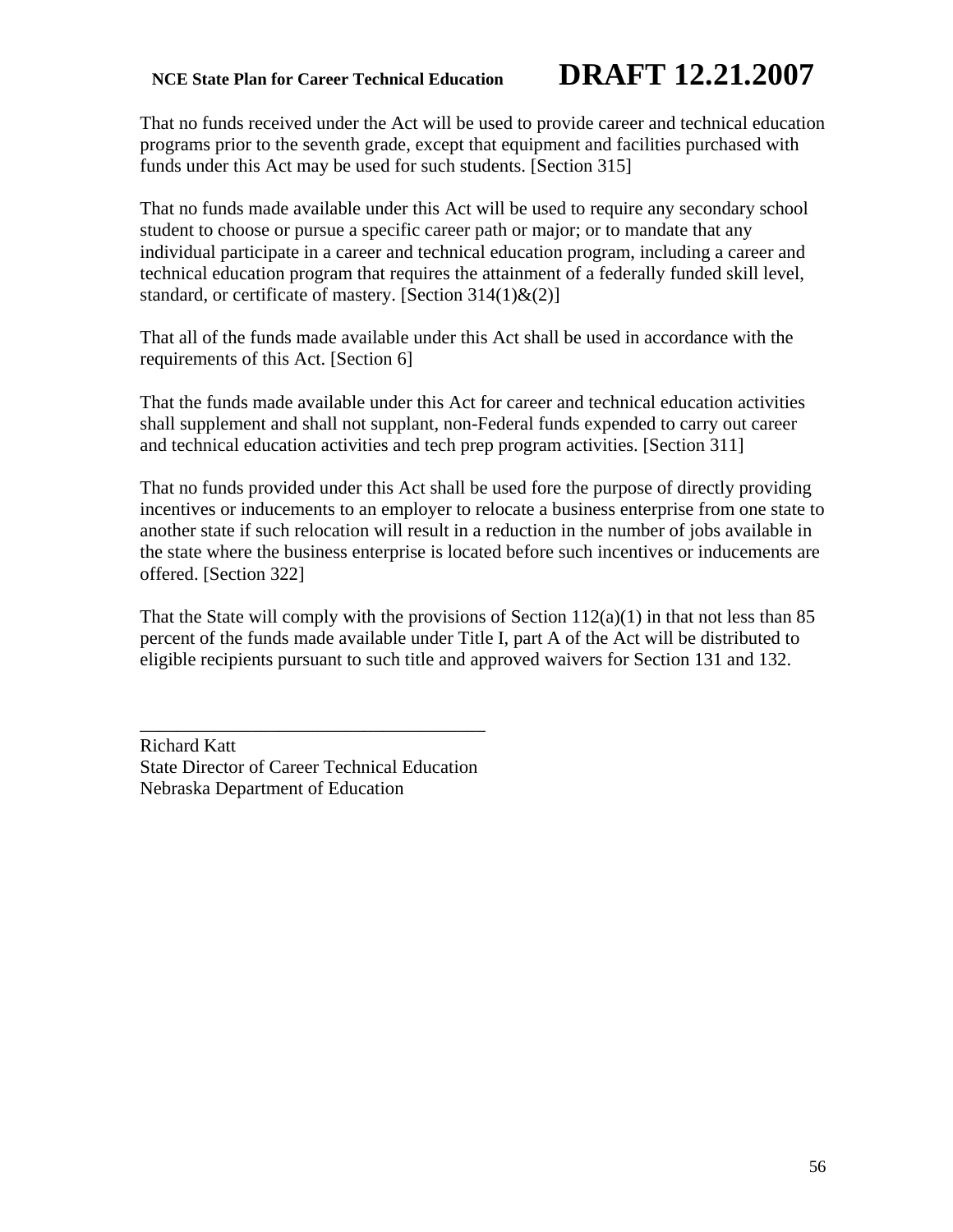That no funds received under the Act will be used to provide career and technical education programs prior to the seventh grade, except that equipment and facilities purchased with funds under this Act may be used for such students. [Section 315]

That no funds made available under this Act will be used to require any secondary school student to choose or pursue a specific career path or major; or to mandate that any individual participate in a career and technical education program, including a career and technical education program that requires the attainment of a federally funded skill level, standard, or certificate of mastery. [Section 314(1)&(2)]

That all of the funds made available under this Act shall be used in accordance with the requirements of this Act. [Section 6]

That the funds made available under this Act for career and technical education activities shall supplement and shall not supplant, non-Federal funds expended to carry out career and technical education activities and tech prep program activities. [Section 311]

That no funds provided under this Act shall be used fore the purpose of directly providing incentives or inducements to an employer to relocate a business enterprise from one state to another state if such relocation will result in a reduction in the number of jobs available in the state where the business enterprise is located before such incentives or inducements are offered. [Section 322]

That the State will comply with the provisions of Section 112(a)(1) in that not less than 85 percent of the funds made available under Title I, part A of the Act will be distributed to eligible recipients pursuant to such title and approved waivers for Section 131 and 132.

_____________________________________

Richard Katt
State Director of Career Technical Education
Nebraska Department of Education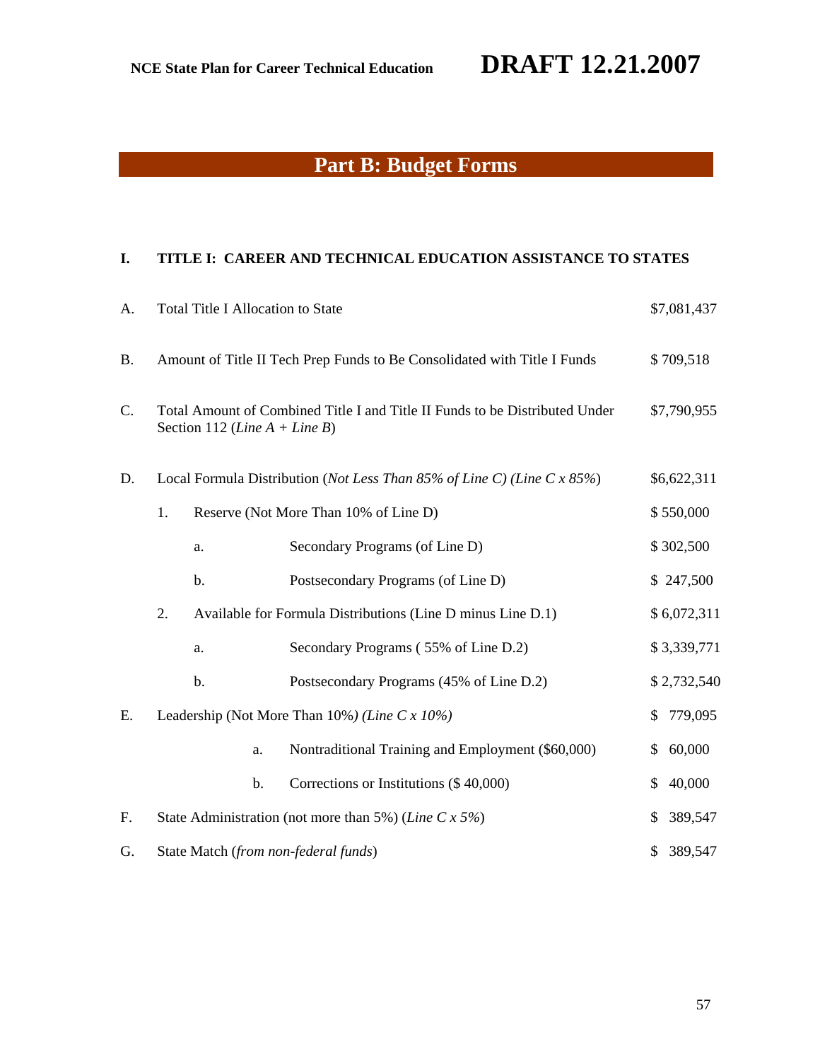# Part B: Budget Forms

## I. TITLE I: CAREER AND TECHNICAL EDUCATION ASSISTANCE TO STATES

| | | | | |
|---|---|---|---|---|
| A. | Total Title I Allocation to State | | | $7,081,437 |
| B. | Amount of Title II Tech Prep Funds to Be Consolidated with Title I Funds | | | $ 709,518 |
| C. | Total Amount of Combined Title I and Title II Funds to be Distributed Under Section 112 (*Line A + Line B*) | | | $7,790,955 |
| D. | Local Formula Distribution (*Not Less Than 85% of Line C) (Line C x 85%*) | | | $6,622,311 |
| | 1. | Reserve (Not More Than 10% of Line D) | | $ 550,000 |
| | | a. | Secondary Programs (of Line D) | $ 302,500 |
| | | b. | Postsecondary Programs (of Line D) | $ 247,500 |
| | 2. | Available for Formula Distributions (Line D minus Line D.1) | | $ 6,072,311 |
| | | a. | Secondary Programs ( 55% of Line D.2) | $ 3,339,771 |
| | | b. | Postsecondary Programs (45% of Line D.2) | $ 2,732,540 |
| E. | Leadership (Not More Than 10%) *(Line C x 10%)* | | | $ 779,095 |
| | | a. | Nontraditional Training and Employment ($60,000) | $ 60,000 |
| | | b. | Corrections or Institutions ($ 40,000) | $ 40,000 |
| F. | State Administration (not more than 5%) (*Line C x 5%*) | | | $ 389,547 |
| G. | State Match (*from non-federal funds*) | | | $ 389,547 |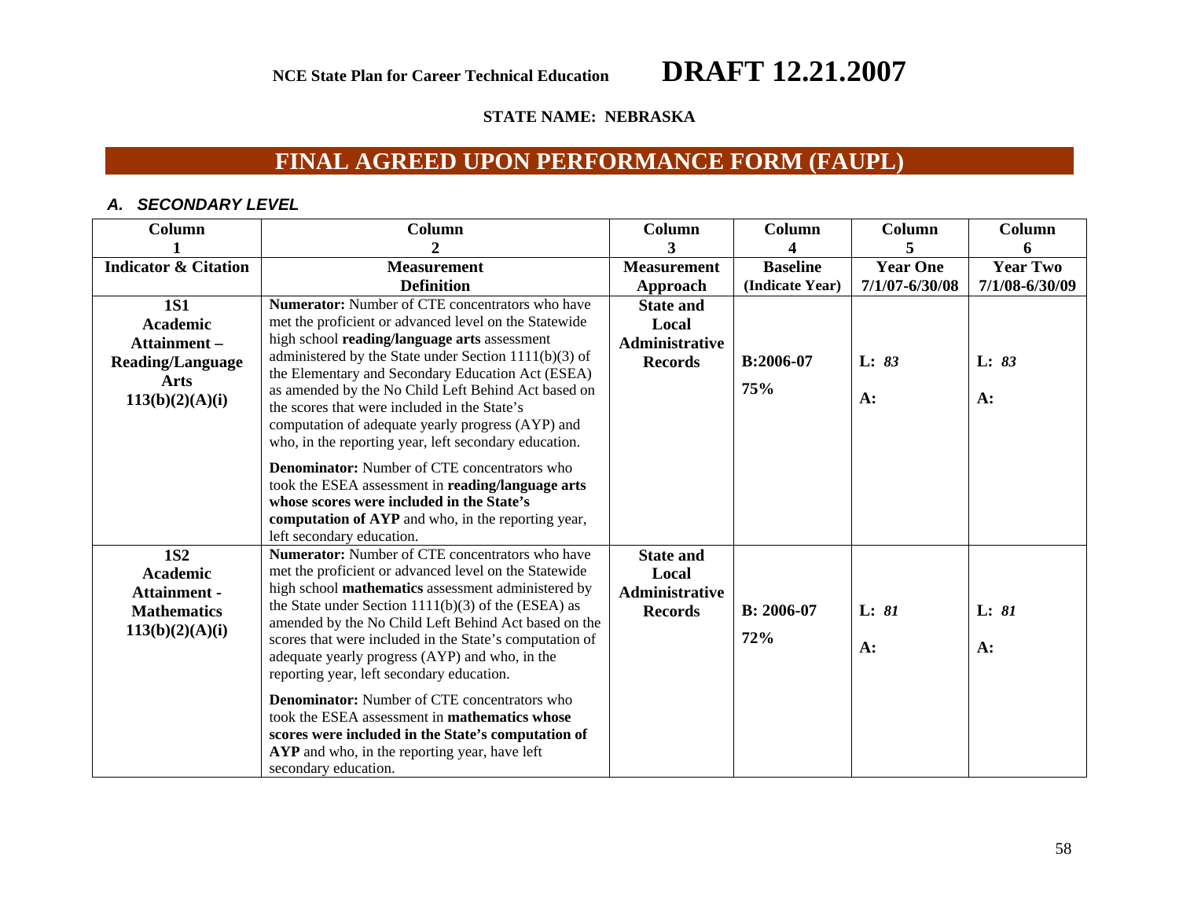NCE State Plan for Career Technical Education **DRAFT 12.21.2007**

**STATE NAME: NEBRASKA**

# FINAL AGREED UPON PERFORMANCE FORM (FAUPL)

## *A. SECONDARY LEVEL*

| Column 1 | Column 2 | Column 3 | Column 4 | Column 5 | Column 6 |
|---|---|---|---|---|---|
| **Indicator & Citation** | **Measurement Definition** | **Measurement Approach** | **Baseline (Indicate Year)** | **Year One 7/1/07-6/30/08** | **Year Two 7/1/08-6/30/09** |
| **1S1 Academic Attainment – Reading/Language Arts 113(b)(2)(A)(i)** | **Numerator:** Number of CTE concentrators who have met the proficient or advanced level on the Statewide high school **reading/language arts** assessment administered by the State under Section 1111(b)(3) of the Elementary and Secondary Education Act (ESEA) as amended by the No Child Left Behind Act based on the scores that were included in the State's computation of adequate yearly progress (AYP) and who, in the reporting year, left secondary education.<br><br>**Denominator:** Number of CTE concentrators who took the ESEA assessment in **reading/language arts whose scores were included in the State's computation of AYP** and who, in the reporting year, left secondary education. | **State and Local Administrative Records** | **B:2006-07**<br>**75%** | **L:** ***83***<br>**A:** | **L:** ***83***<br>**A:** |
| **1S2 Academic Attainment - Mathematics 113(b)(2)(A)(i)** | **Numerator:** Number of CTE concentrators who have met the proficient or advanced level on the Statewide high school **mathematics** assessment administered by the State under Section 1111(b)(3) of the (ESEA) as amended by the No Child Left Behind Act based on the scores that were included in the State's computation of adequate yearly progress (AYP) and who, in the reporting year, left secondary education.<br><br>**Denominator:** Number of CTE concentrators who took the ESEA assessment in **mathematics whose scores were included in the State's computation of AYP** and who, in the reporting year, have left secondary education. | **State and Local Administrative Records** | **B: 2006-07**<br>**72%** | **L:** ***81***<br>**A:** | **L:** ***81***<br>**A:** |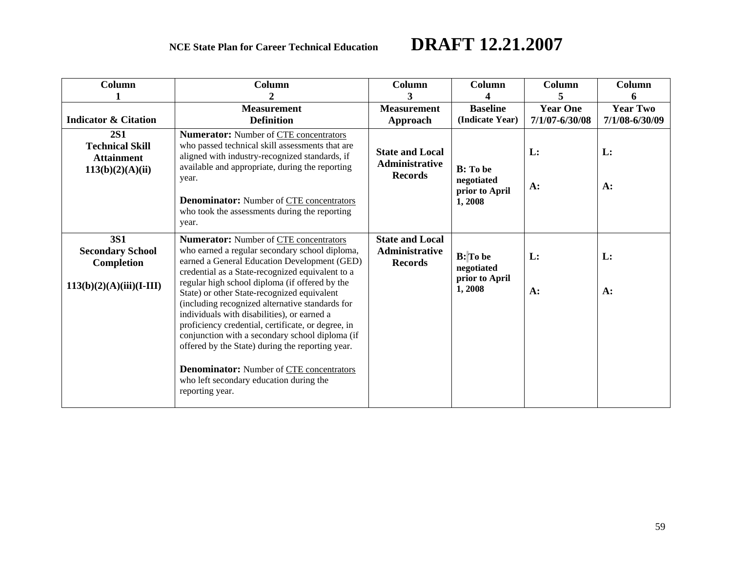**NCE State Plan for Career Technical Education** **DRAFT 12.21.2007**

| Column 1 | Column 2 | Column 3 | Column 4 | Column 5 | Column 6 |
|---|---|---|---|---|---|
| **Indicator & Citation** | **Measurement Definition** | **Measurement Approach** | **Baseline (Indicate Year)** | **Year One 7/1/07-6/30/08** | **Year Two 7/1/08-6/30/09** |
| **2S1 Technical Skill Attainment 113(b)(2)(A)(ii)** | **Numerator:** Number of CTE concentrators who passed technical skill assessments that are aligned with industry-recognized standards, if available and appropriate, during the reporting year.<br><br>**Denominator:** Number of CTE concentrators who took the assessments during the reporting year. | **State and Local Administrative Records** | **B: To be negotiated prior to April 1, 2008** | **L:**<br><br>**A:** | **L:**<br><br>**A:** |
| **3S1 Secondary School Completion**<br><br>**113(b)(2)(A)(iii)(I-III)** | **Numerator:** Number of CTE concentrators who earned a regular secondary school diploma, earned a General Education Development (GED) credential as a State-recognized equivalent to a regular high school diploma (if offered by the State) or other State-recognized equivalent (including recognized alternative standards for individuals with disabilities), or earned a proficiency credential, certificate, or degree, in conjunction with a secondary school diploma (if offered by the State) during the reporting year.<br><br>**Denominator:** Number of CTE concentrators who left secondary education during the reporting year. | **State and Local Administrative Records** | **B: To be negotiated prior to April 1, 2008** | **L:**<br><br>**A:** | **L:**<br><br>**A:** |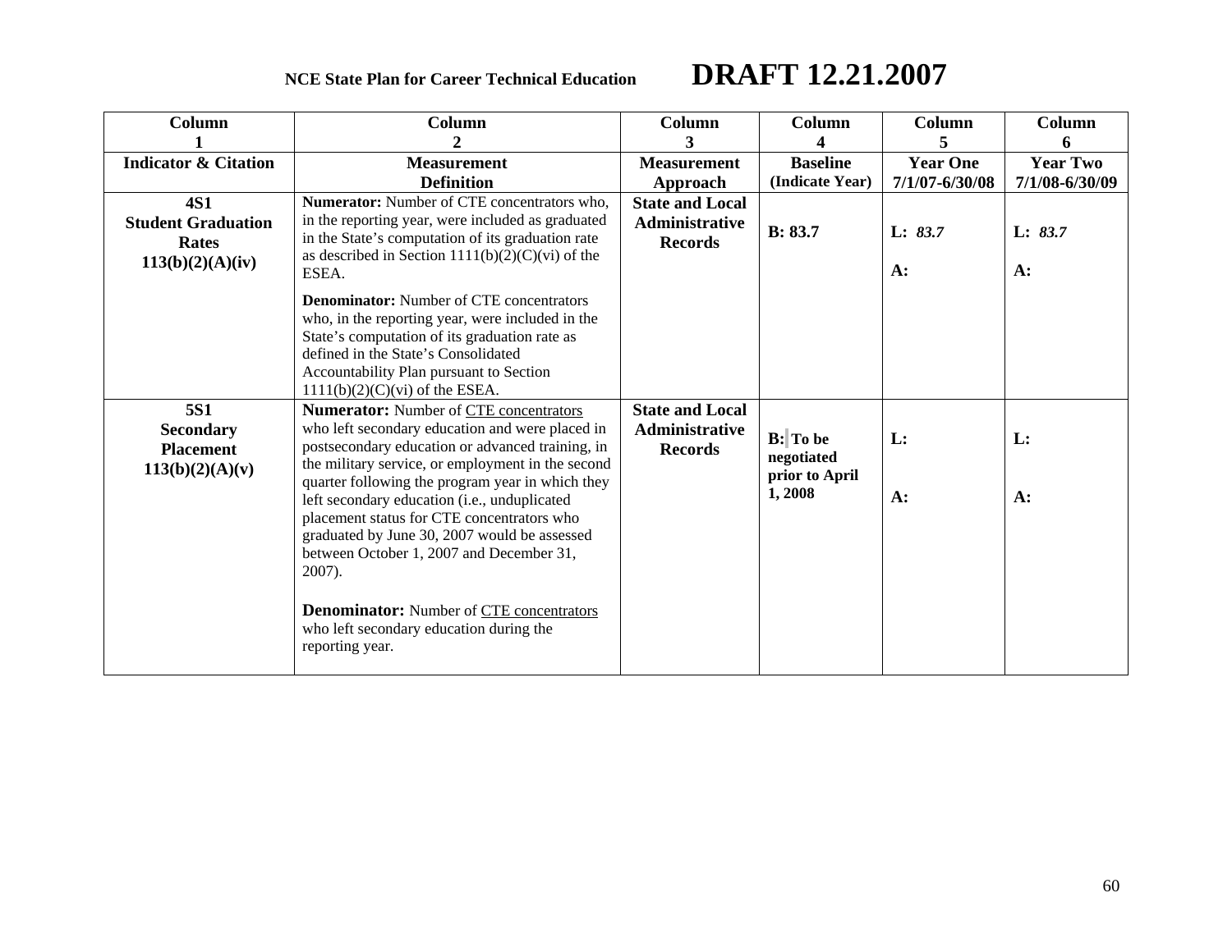| Column 1 | Column 2 | Column 3 | Column 4 | Column 5 | Column 6 |
|---|---|---|---|---|---|
| **Indicator & Citation** | **Measurement Definition** | **Measurement Approach** | **Baseline (Indicate Year)** | **Year One 7/1/07-6/30/08** | **Year Two 7/1/08-6/30/09** |
| **4S1 Student Graduation Rates 113(b)(2)(A)(iv)** | **Numerator:** Number of CTE concentrators who, in the reporting year, were included as graduated in the State's computation of its graduation rate as described in Section 1111(b)(2)(C)(vi) of the ESEA.<br><br>**Denominator:** Number of CTE concentrators who, in the reporting year, were included in the State's computation of its graduation rate as defined in the State's Consolidated Accountability Plan pursuant to Section 1111(b)(2)(C)(vi) of the ESEA. | **State and Local Administrative Records** | **B: 83.7** | **L:** *83.7*<br><br>**A:** | **L:** *83.7*<br><br>**A:** |
| **5S1 Secondary Placement 113(b)(2)(A)(v)** | **Numerator:** Number of CTE concentrators who left secondary education and were placed in postsecondary education or advanced training, in the military service, or employment in the second quarter following the program year in which they left secondary education (i.e., unduplicated placement status for CTE concentrators who graduated by June 30, 2007 would be assessed between October 1, 2007 and December 31, 2007).<br><br>**Denominator:** Number of CTE concentrators who left secondary education during the reporting year. | **State and Local Administrative Records** | **B: To be negotiated prior to April 1, 2008** | **L:**<br><br>**A:** | **L:**<br><br>**A:** |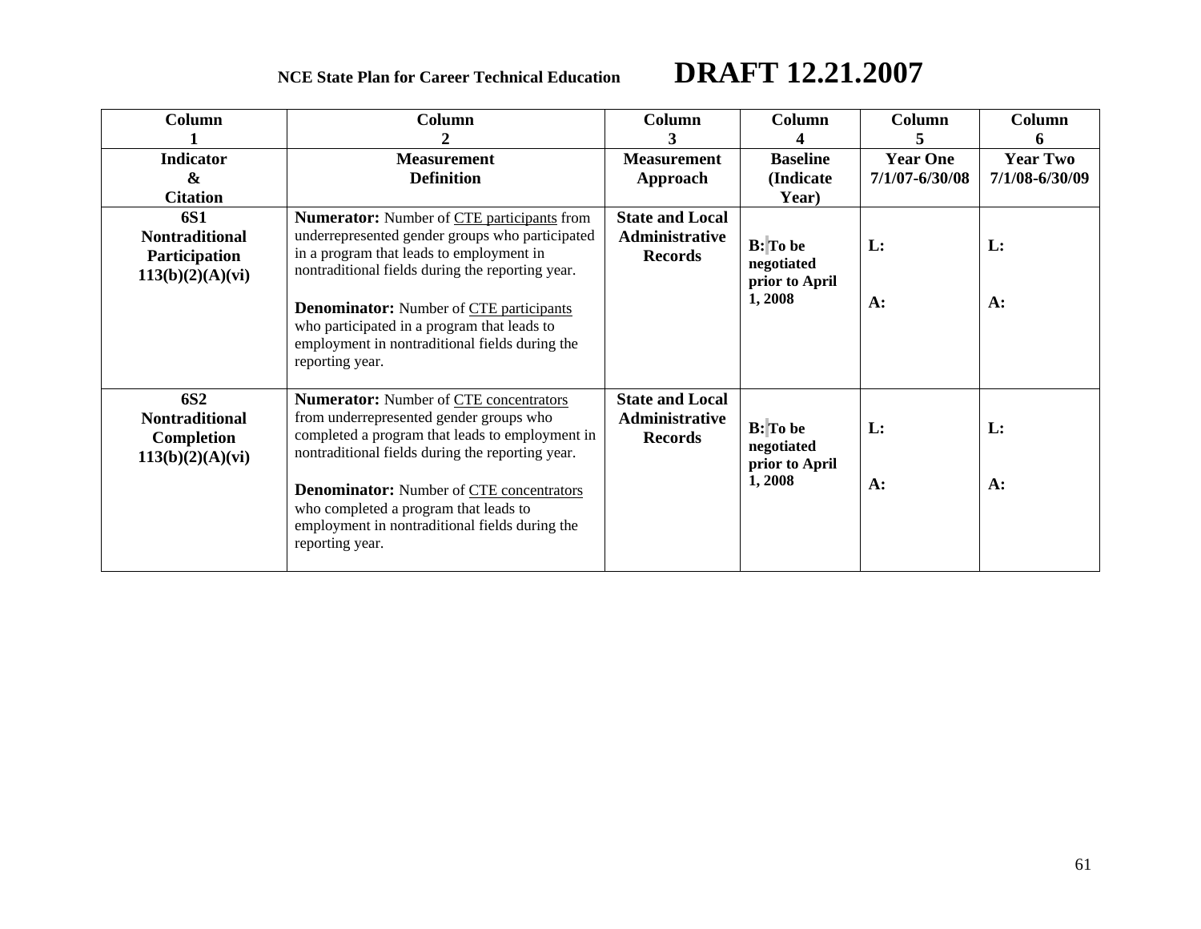**NCE State Plan for Career Technical Education** **DRAFT 12.21.2007**

| Column 1 | Column 2 | Column 3 | Column 4 | Column 5 | Column 6 |
|---|---|---|---|---|---|
| **Indicator & Citation** | **Measurement Definition** | **Measurement Approach** | **Baseline (Indicate Year)** | **Year One 7/1/07-6/30/08** | **Year Two 7/1/08-6/30/09** |
| **6S1 Nontraditional Participation 113(b)(2)(A)(vi)** | **Numerator:** Number of <u>CTE participants</u> from underrepresented gender groups who participated in a program that leads to employment in nontraditional fields during the reporting year.<br><br>**Denominator:** Number of <u>CTE participants</u> who participated in a program that leads to employment in nontraditional fields during the reporting year. | **State and Local Administrative Records** | **B: To be negotiated prior to April 1, 2008** | **L:**<br><br>**A:** | **L:**<br><br>**A:** |
| **6S2 Nontraditional Completion 113(b)(2)(A)(vi)** | **Numerator:** Number of <u>CTE concentrators</u> from underrepresented gender groups who completed a program that leads to employment in nontraditional fields during the reporting year.<br><br>**Denominator:** Number of <u>CTE concentrators</u> who completed a program that leads to employment in nontraditional fields during the reporting year. | **State and Local Administrative Records** | **B: To be negotiated prior to April 1, 2008** | **L:**<br><br>**A:** | **L:**<br><br>**A:** |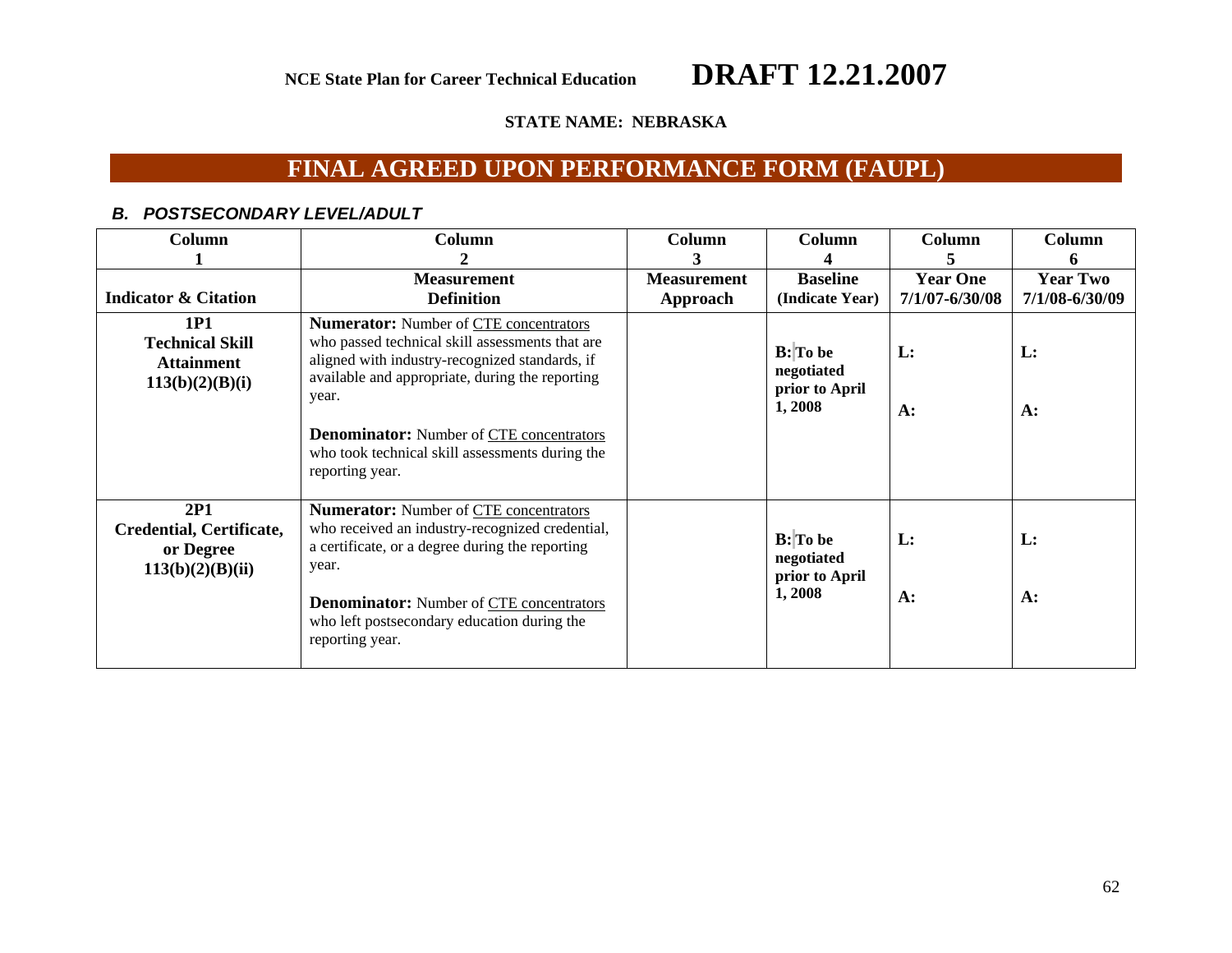NCE State Plan for Career Technical Education **DRAFT 12.21.2007**

**STATE NAME: NEBRASKA**

# FINAL AGREED UPON PERFORMANCE FORM (FAUPL)

***B. POSTSECONDARY LEVEL/ADULT***

| Column 1 | Column 2 | Column 3 | Column 4 | Column 5 | Column 6 |
|---|---|---|---|---|---|
| **Indicator & Citation** | **Measurement Definition** | **Measurement Approach** | **Baseline (Indicate Year)** | **Year One 7/1/07-6/30/08** | **Year Two 7/1/08-6/30/09** |
| **1P1 Technical Skill Attainment 113(b)(2)(B)(i)** | **Numerator:** Number of CTE concentrators who passed technical skill assessments that are aligned with industry-recognized standards, if available and appropriate, during the reporting year.<br><br>**Denominator:** Number of CTE concentrators who took technical skill assessments during the reporting year. | | **B: To be negotiated prior to April 1, 2008** | **L:**<br><br>**A:** | **L:**<br><br>**A:** |
| **2P1 Credential, Certificate, or Degree 113(b)(2)(B)(ii)** | **Numerator:** Number of CTE concentrators who received an industry-recognized credential, a certificate, or a degree during the reporting year.<br><br>**Denominator:** Number of CTE concentrators who left postsecondary education during the reporting year. | | **B: To be negotiated prior to April 1, 2008** | **L:**<br><br>**A:** | **L:**<br><br>**A:** |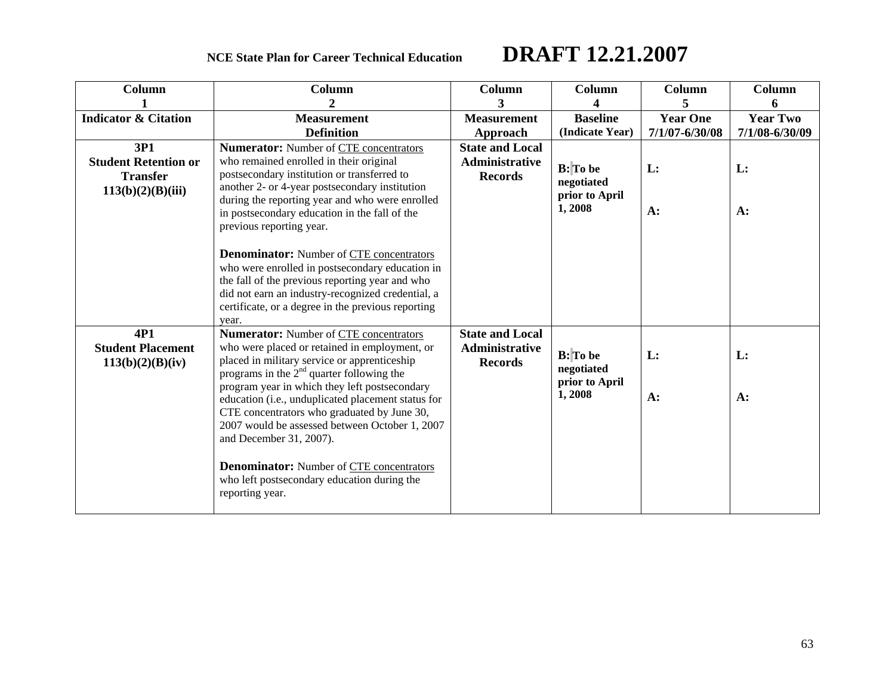| Column 1 | Column 2 | Column 3 | Column 4 | Column 5 | Column 6 |
|---|---|---|---|---|---|
| **Indicator & Citation** | **Measurement Definition** | **Measurement Approach** | **Baseline (Indicate Year)** | **Year One 7/1/07-6/30/08** | **Year Two 7/1/08-6/30/09** |
| **3P1 Student Retention or Transfer 113(b)(2)(B)(iii)** | **Numerator:** Number of CTE concentrators who remained enrolled in their original postsecondary institution or transferred to another 2- or 4-year postsecondary institution during the reporting year and who were enrolled in postsecondary education in the fall of the previous reporting year.<br><br>**Denominator:** Number of CTE concentrators who were enrolled in postsecondary education in the fall of the previous reporting year and who did not earn an industry-recognized credential, a certificate, or a degree in the previous reporting year. | **State and Local Administrative Records** | **B: To be negotiated prior to April 1, 2008** | **L:**<br><br>**A:** | **L:**<br><br>**A:** |
| **4P1 Student Placement 113(b)(2)(B)(iv)** | **Numerator:** Number of CTE concentrators who were placed or retained in employment, or placed in military service or apprenticeship programs in the 2nd quarter following the program year in which they left postsecondary education (i.e., unduplicated placement status for CTE concentrators who graduated by June 30, 2007 would be assessed between October 1, 2007 and December 31, 2007).<br><br>**Denominator:** Number of CTE concentrators who left postsecondary education during the reporting year. | **State and Local Administrative Records** | **B: To be negotiated prior to April 1, 2008** | **L:**<br><br>**A:** | **L:**<br><br>**A:** |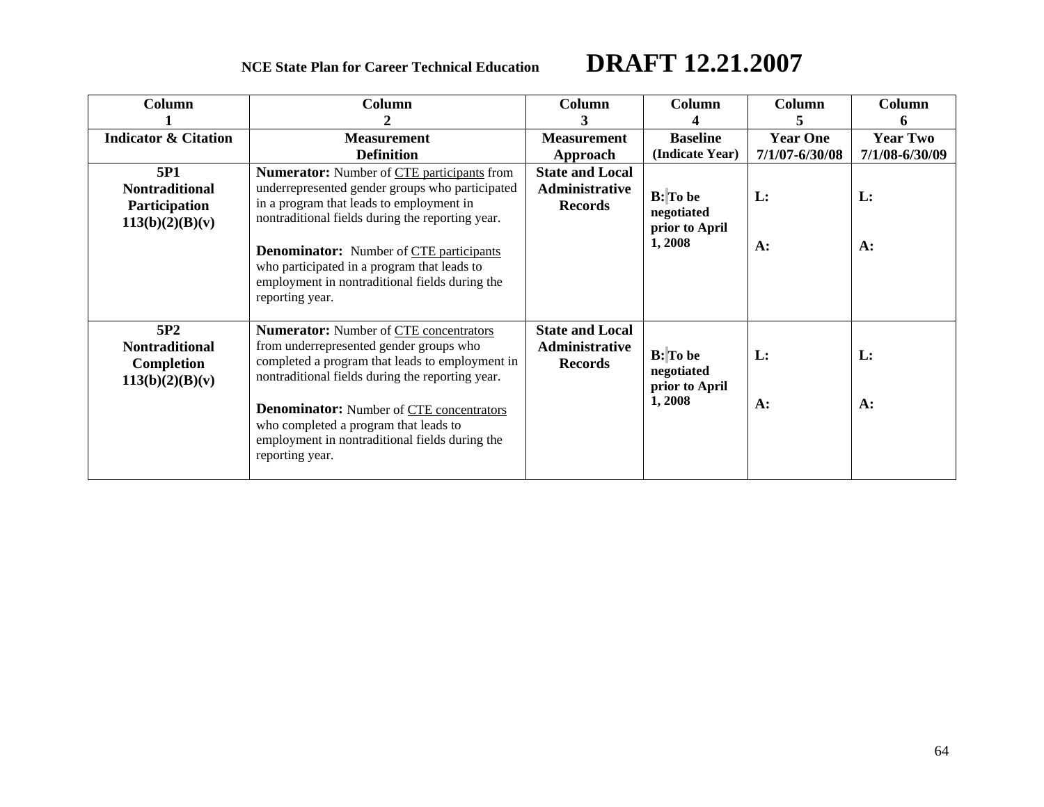| Column 1 | Column 2 | Column 3 | Column 4 | Column 5 | Column 6 |
|---|---|---|---|---|---|
| **Indicator & Citation** | **Measurement Definition** | **Measurement Approach** | **Baseline (Indicate Year)** | **Year One 7/1/07-6/30/08** | **Year Two 7/1/08-6/30/09** |
| **5P1 Nontraditional Participation 113(b)(2)(B)(v)** | **Numerator:** Number of CTE participants from underrepresented gender groups who participated in a program that leads to employment in nontraditional fields during the reporting year. **Denominator:** Number of CTE participants who participated in a program that leads to employment in nontraditional fields during the reporting year. | **State and Local Administrative Records** | **B: To be negotiated prior to April 1, 2008** | **L:** **A:** | **L:** **A:** |
| **5P2 Nontraditional Completion 113(b)(2)(B)(v)** | **Numerator:** Number of CTE concentrators from underrepresented gender groups who completed a program that leads to employment in nontraditional fields during the reporting year. **Denominator:** Number of CTE concentrators who completed a program that leads to employment in nontraditional fields during the reporting year. | **State and Local Administrative Records** | **B: To be negotiated prior to April 1, 2008** | **L:** **A:** | **L:** **A:** |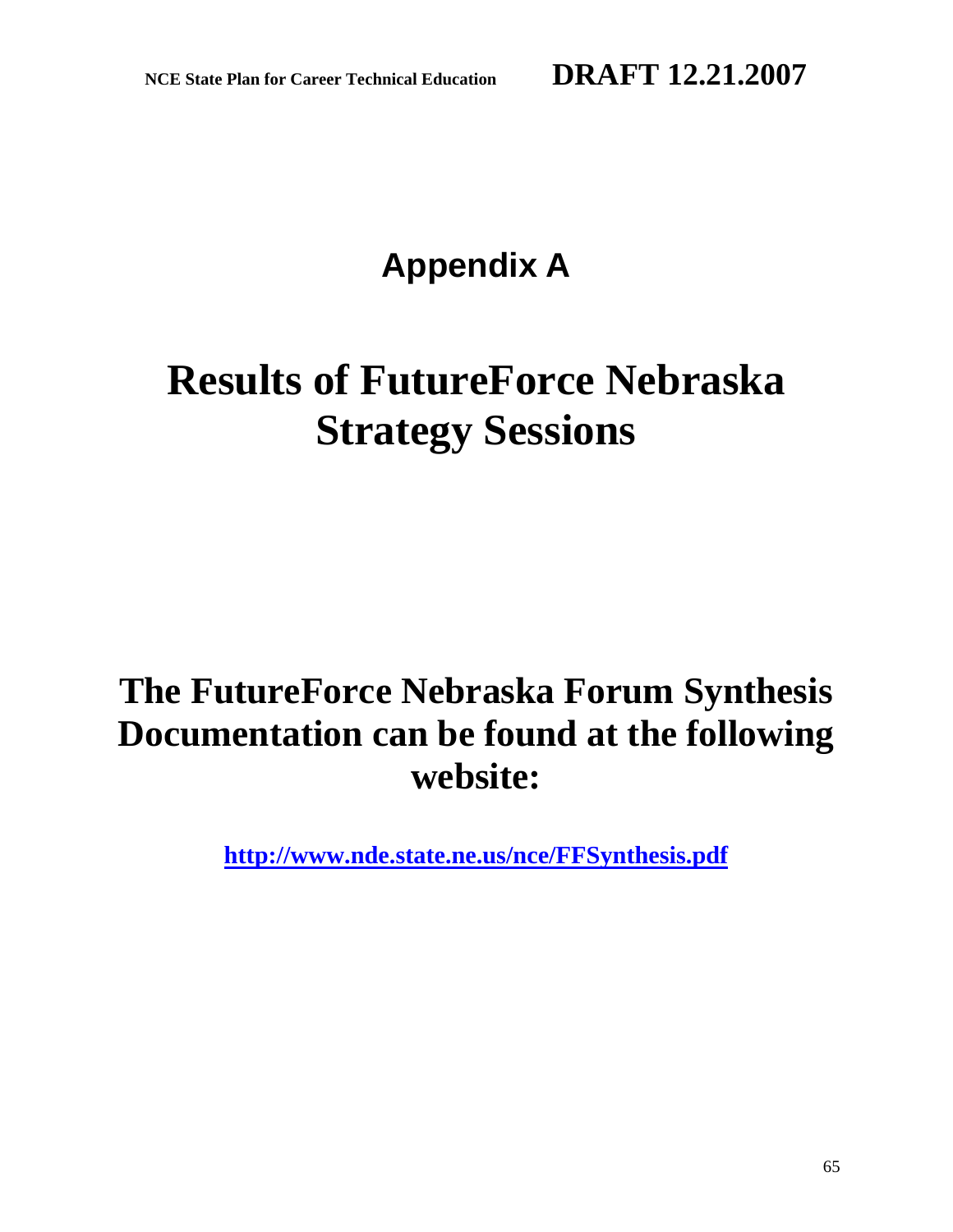# Appendix A

# Results of FutureForce Nebraska Strategy Sessions

## The FutureForce Nebraska Forum Synthesis Documentation can be found at the following website:

**http://www.nde.state.ne.us/nce/FFSynthesis.pdf**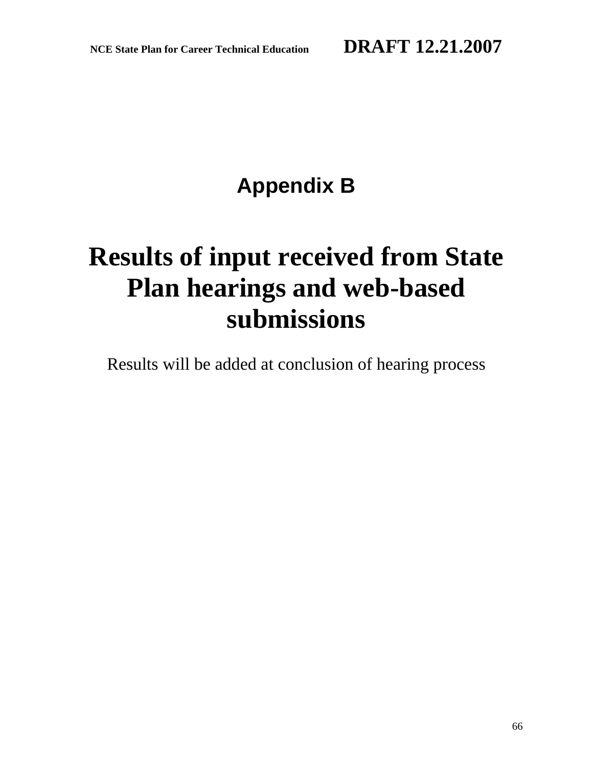## Appendix B

# Results of input received from State Plan hearings and web-based submissions

Results will be added at conclusion of hearing process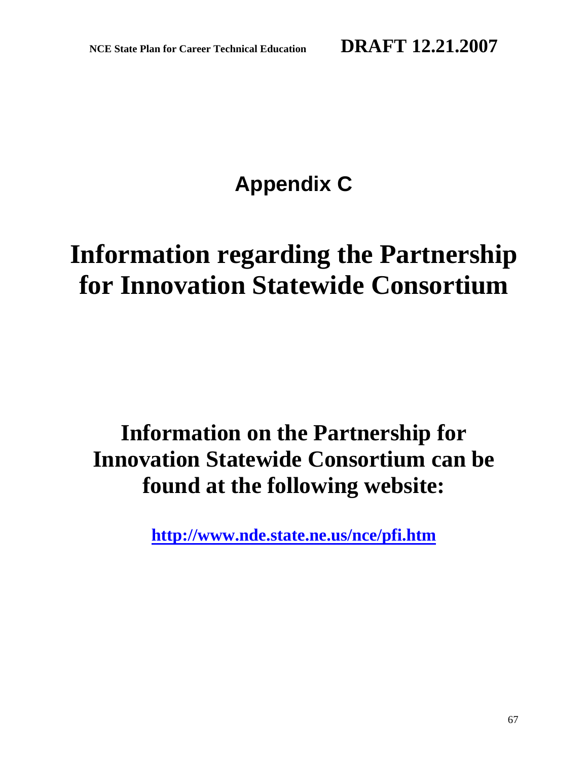# Appendix C

# Information regarding the Partnership for Innovation Statewide Consortium

## Information on the Partnership for Innovation Statewide Consortium can be found at the following website:

**http://www.nde.state.ne.us/nce/pfi.htm**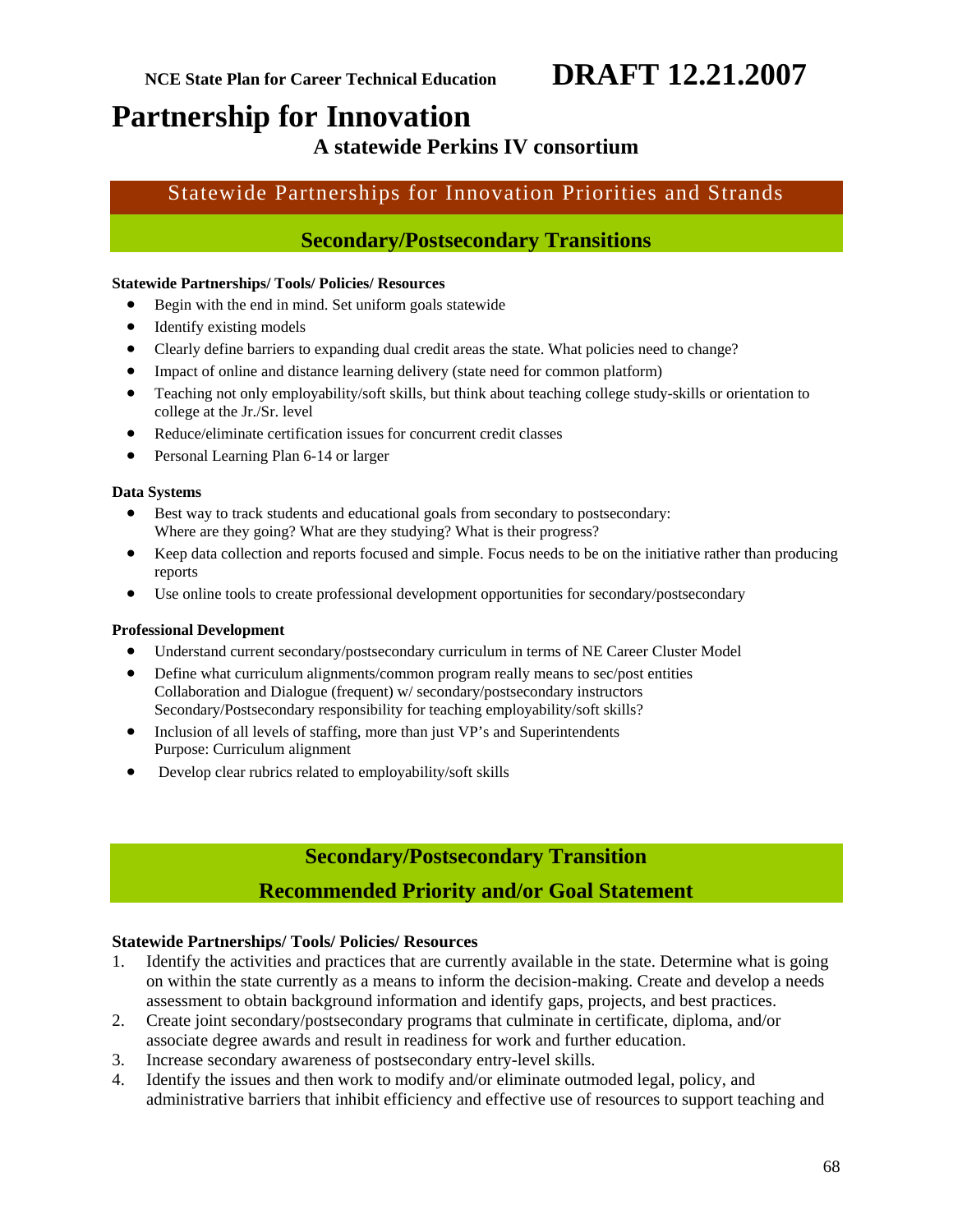# Partnership for Innovation

## A statewide Perkins IV consortium

## Statewide Partnerships for Innovation Priorities and Strands

### Secondary/Postsecondary Transitions

**Statewide Partnerships/ Tools/ Policies/ Resources**

- Begin with the end in mind. Set uniform goals statewide
- Identify existing models
- Clearly define barriers to expanding dual credit areas the state. What policies need to change?
- Impact of online and distance learning delivery (state need for common platform)
- Teaching not only employability/soft skills, but think about teaching college study-skills or orientation to college at the Jr./Sr. level
- Reduce/eliminate certification issues for concurrent credit classes
- Personal Learning Plan 6-14 or larger

**Data Systems**

- Best way to track students and educational goals from secondary to postsecondary: Where are they going? What are they studying? What is their progress?
- Keep data collection and reports focused and simple. Focus needs to be on the initiative rather than producing reports
- Use online tools to create professional development opportunities for secondary/postsecondary

**Professional Development**

- Understand current secondary/postsecondary curriculum in terms of NE Career Cluster Model
- Define what curriculum alignments/common program really means to sec/post entities
  Collaboration and Dialogue (frequent) w/ secondary/postsecondary instructors
  Secondary/Postsecondary responsibility for teaching employability/soft skills?
- Inclusion of all levels of staffing, more than just VP's and Superintendents
  Purpose: Curriculum alignment
- Develop clear rubrics related to employability/soft skills

### Secondary/Postsecondary Transition

### Recommended Priority and/or Goal Statement

**Statewide Partnerships/ Tools/ Policies/ Resources**

1. Identify the activities and practices that are currently available in the state. Determine what is going on within the state currently as a means to inform the decision-making. Create and develop a needs assessment to obtain background information and identify gaps, projects, and best practices.
2. Create joint secondary/postsecondary programs that culminate in certificate, diploma, and/or associate degree awards and result in readiness for work and further education.
3. Increase secondary awareness of postsecondary entry-level skills.
4. Identify the issues and then work to modify and/or eliminate outmoded legal, policy, and administrative barriers that inhibit efficiency and effective use of resources to support teaching and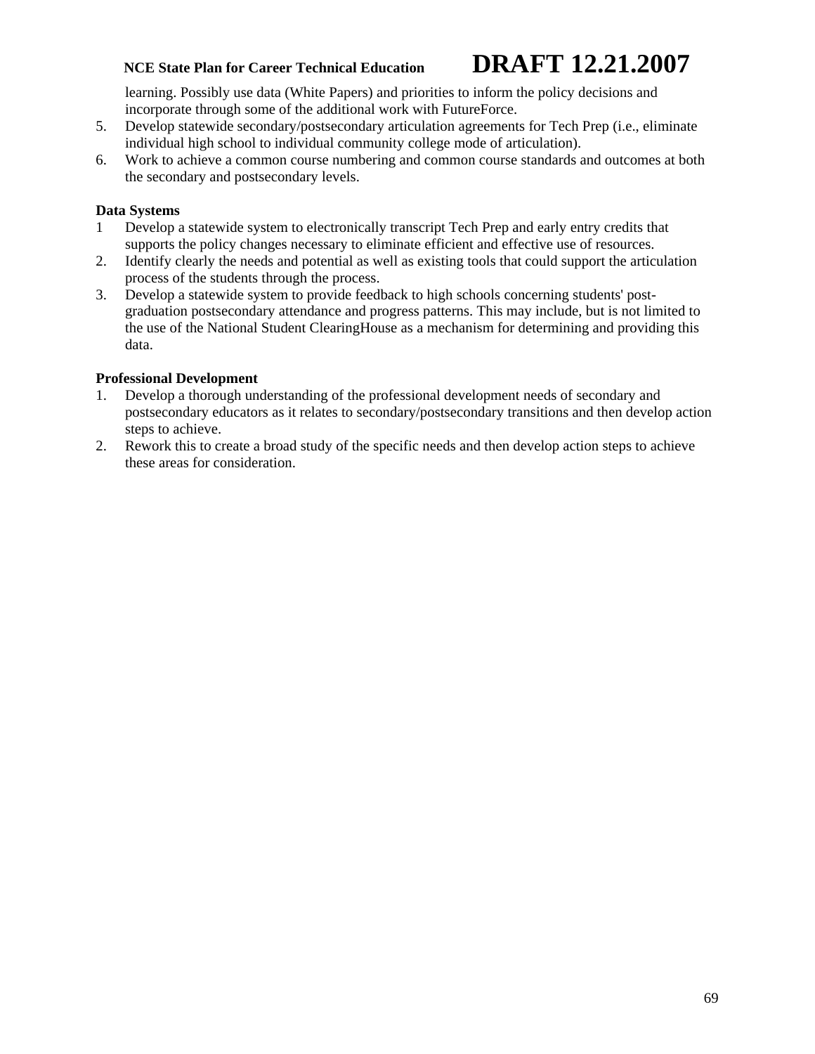learning. Possibly use data (White Papers) and priorities to inform the policy decisions and incorporate through some of the additional work with FutureForce.

5. Develop statewide secondary/postsecondary articulation agreements for Tech Prep (i.e., eliminate individual high school to individual community college mode of articulation).
6. Work to achieve a common course numbering and common course standards and outcomes at both the secondary and postsecondary levels.

**Data Systems**

1 Develop a statewide system to electronically transcript Tech Prep and early entry credits that supports the policy changes necessary to eliminate efficient and effective use of resources.

2. Identify clearly the needs and potential as well as existing tools that could support the articulation process of the students through the process.
3. Develop a statewide system to provide feedback to high schools concerning students' post-graduation postsecondary attendance and progress patterns. This may include, but is not limited to the use of the National Student ClearingHouse as a mechanism for determining and providing this data.

**Professional Development**

1. Develop a thorough understanding of the professional development needs of secondary and postsecondary educators as it relates to secondary/postsecondary transitions and then develop action steps to achieve.
2. Rework this to create a broad study of the specific needs and then develop action steps to achieve these areas for consideration.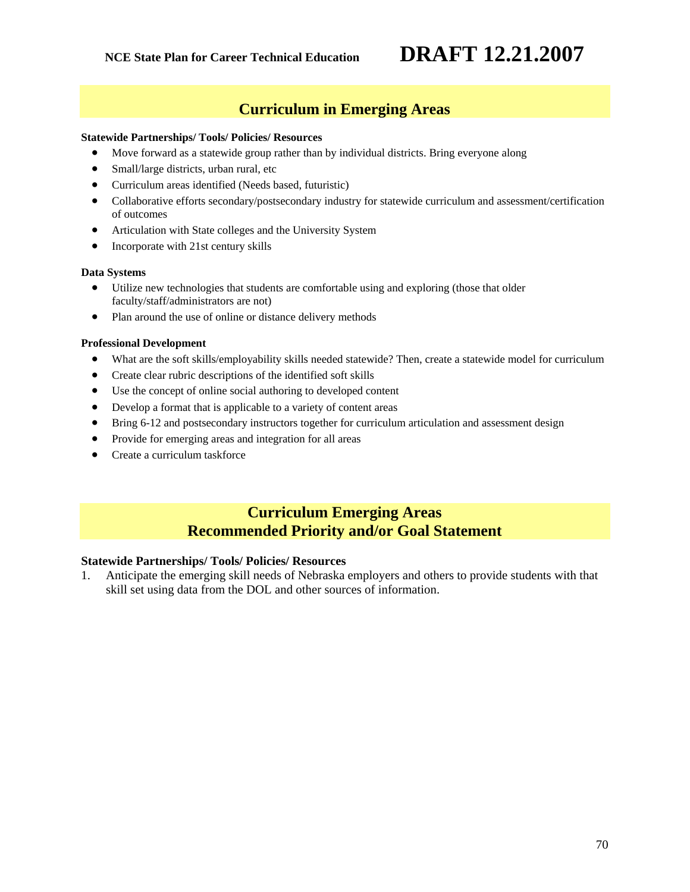## Curriculum in Emerging Areas

**Statewide Partnerships/ Tools/ Policies/ Resources**

- Move forward as a statewide group rather than by individual districts. Bring everyone along
- Small/large districts, urban rural, etc
- Curriculum areas identified (Needs based, futuristic)
- Collaborative efforts secondary/postsecondary industry for statewide curriculum and assessment/certification of outcomes
- Articulation with State colleges and the University System
- Incorporate with 21st century skills

**Data Systems**

- Utilize new technologies that students are comfortable using and exploring (those that older faculty/staff/administrators are not)
- Plan around the use of online or distance delivery methods

**Professional Development**

- What are the soft skills/employability skills needed statewide? Then, create a statewide model for curriculum
- Create clear rubric descriptions of the identified soft skills
- Use the concept of online social authoring to developed content
- Develop a format that is applicable to a variety of content areas
- Bring 6-12 and postsecondary instructors together for curriculum articulation and assessment design
- Provide for emerging areas and integration for all areas
- Create a curriculum taskforce

## Curriculum Emerging Areas
## Recommended Priority and/or Goal Statement

**Statewide Partnerships/ Tools/ Policies/ Resources**

1. Anticipate the emerging skill needs of Nebraska employers and others to provide students with that skill set using data from the DOL and other sources of information.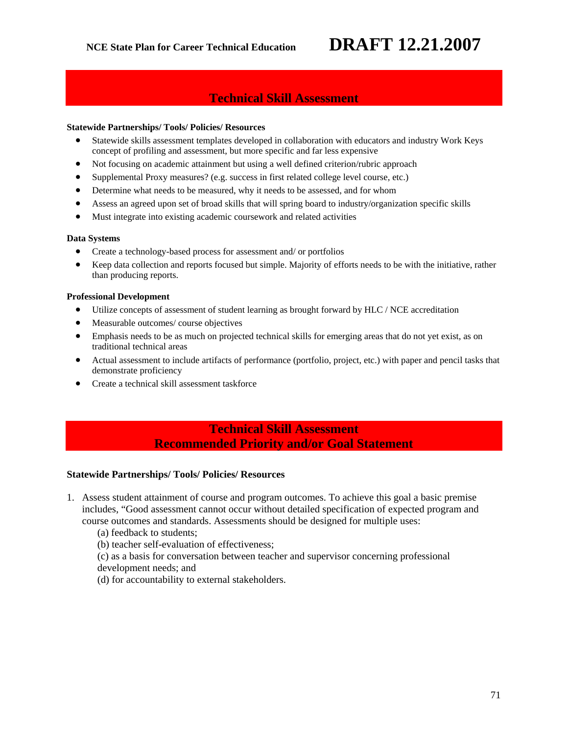## Technical Skill Assessment

**Statewide Partnerships/ Tools/ Policies/ Resources**

- Statewide skills assessment templates developed in collaboration with educators and industry Work Keys concept of profiling and assessment, but more specific and far less expensive
- Not focusing on academic attainment but using a well defined criterion/rubric approach
- Supplemental Proxy measures? (e.g. success in first related college level course, etc.)
- Determine what needs to be measured, why it needs to be assessed, and for whom
- Assess an agreed upon set of broad skills that will spring board to industry/organization specific skills
- Must integrate into existing academic coursework and related activities

**Data Systems**

- Create a technology-based process for assessment and/ or portfolios
- Keep data collection and reports focused but simple. Majority of efforts needs to be with the initiative, rather than producing reports.

**Professional Development**

- Utilize concepts of assessment of student learning as brought forward by HLC / NCE accreditation
- Measurable outcomes/ course objectives
- Emphasis needs to be as much on projected technical skills for emerging areas that do not yet exist, as on traditional technical areas
- Actual assessment to include artifacts of performance (portfolio, project, etc.) with paper and pencil tasks that demonstrate proficiency
- Create a technical skill assessment taskforce

## Technical Skill Assessment
## Recommended Priority and/or Goal Statement

**Statewide Partnerships/ Tools/ Policies/ Resources**

1. Assess student attainment of course and program outcomes. To achieve this goal a basic premise includes, "Good assessment cannot occur without detailed specification of expected program and course outcomes and standards. Assessments should be designed for multiple uses:
   (a) feedback to students;
   (b) teacher self-evaluation of effectiveness;
   (c) as a basis for conversation between teacher and supervisor concerning professional development needs; and
   (d) for accountability to external stakeholders.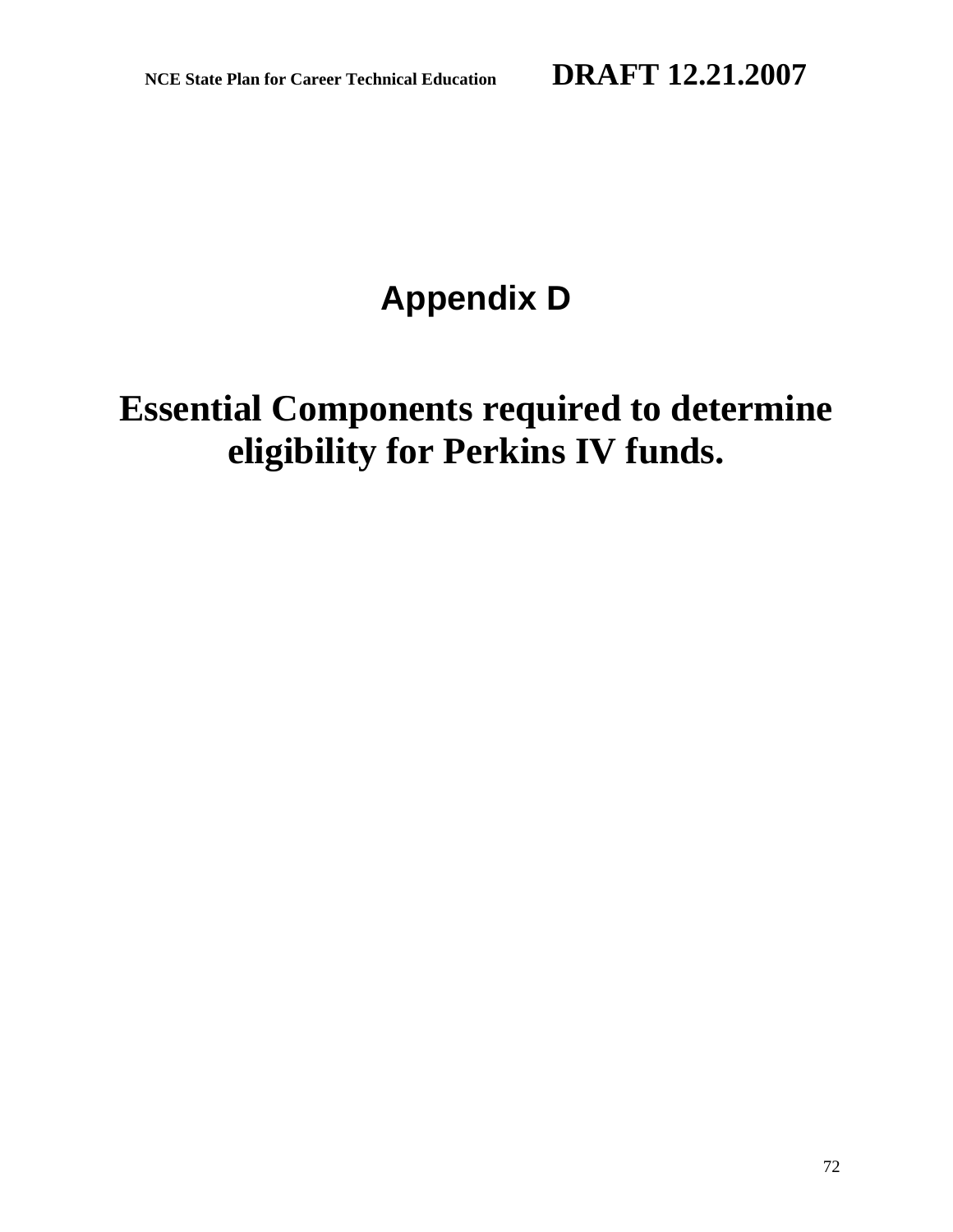# Appendix D

# Essential Components required to determine eligibility for Perkins IV funds.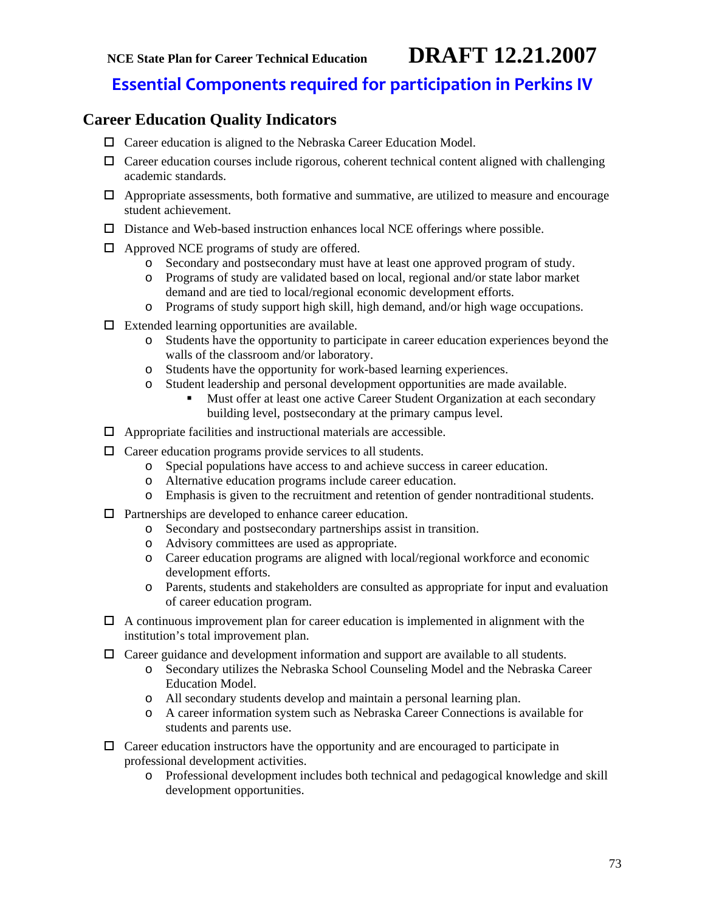## Essential Components required for participation in Perkins IV

### Career Education Quality Indicators

- ☐ Career education is aligned to the Nebraska Career Education Model.
- ☐ Career education courses include rigorous, coherent technical content aligned with challenging academic standards.
- ☐ Appropriate assessments, both formative and summative, are utilized to measure and encourage student achievement.
- ☐ Distance and Web-based instruction enhances local NCE offerings where possible.
- ☐ Approved NCE programs of study are offered.
  - Secondary and postsecondary must have at least one approved program of study.
  - Programs of study are validated based on local, regional and/or state labor market demand and are tied to local/regional economic development efforts.
  - Programs of study support high skill, high demand, and/or high wage occupations.
- ☐ Extended learning opportunities are available.
  - Students have the opportunity to participate in career education experiences beyond the walls of the classroom and/or laboratory.
  - Students have the opportunity for work-based learning experiences.
  - Student leadership and personal development opportunities are made available.
    - Must offer at least one active Career Student Organization at each secondary building level, postsecondary at the primary campus level.
- ☐ Appropriate facilities and instructional materials are accessible.
- ☐ Career education programs provide services to all students.
  - Special populations have access to and achieve success in career education.
  - Alternative education programs include career education.
  - Emphasis is given to the recruitment and retention of gender nontraditional students.
- ☐ Partnerships are developed to enhance career education.
  - Secondary and postsecondary partnerships assist in transition.
  - Advisory committees are used as appropriate.
  - Career education programs are aligned with local/regional workforce and economic development efforts.
  - Parents, students and stakeholders are consulted as appropriate for input and evaluation of career education program.
- ☐ A continuous improvement plan for career education is implemented in alignment with the institution's total improvement plan.
- ☐ Career guidance and development information and support are available to all students.
  - Secondary utilizes the Nebraska School Counseling Model and the Nebraska Career Education Model.
  - All secondary students develop and maintain a personal learning plan.
  - A career information system such as Nebraska Career Connections is available for students and parents use.
- ☐ Career education instructors have the opportunity and are encouraged to participate in professional development activities.
  - Professional development includes both technical and pedagogical knowledge and skill development opportunities.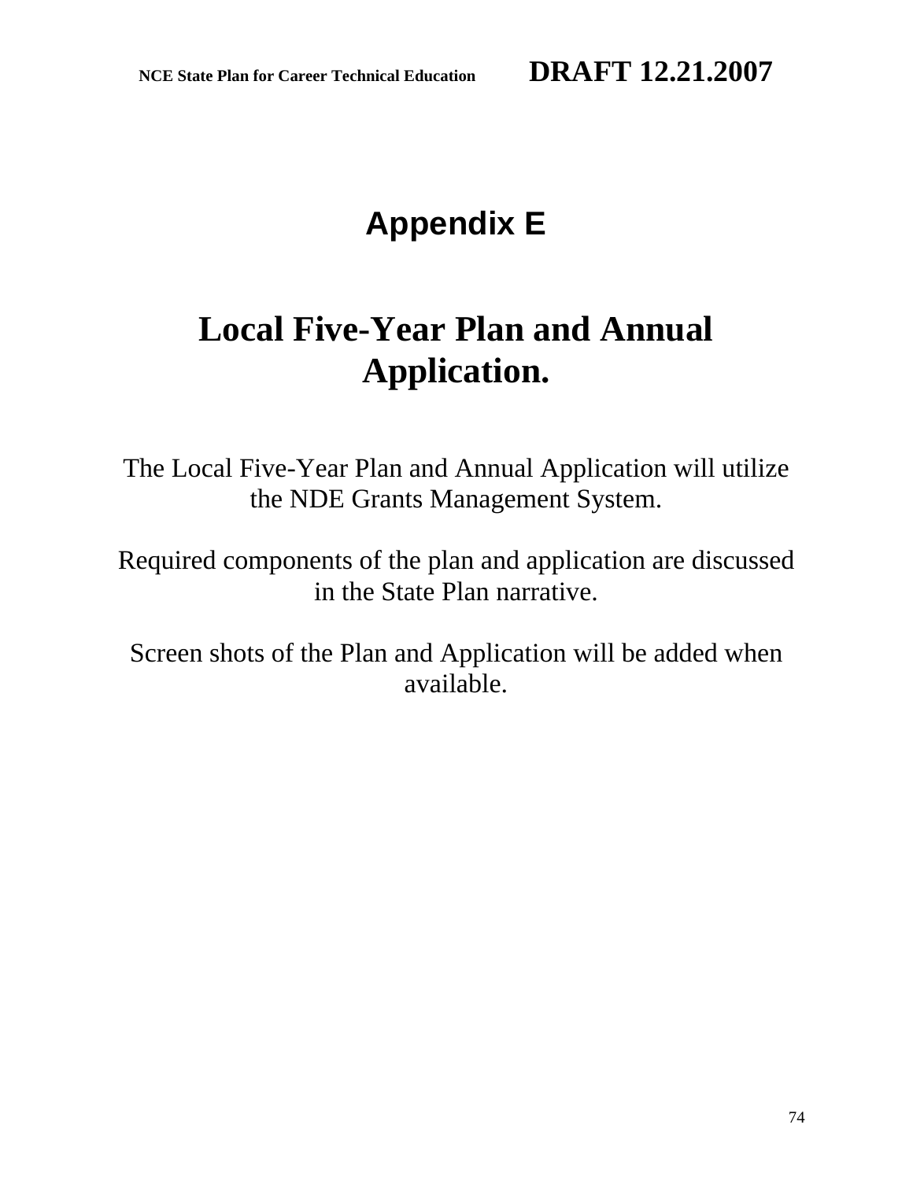# Appendix E

# Local Five-Year Plan and Annual Application.

The Local Five-Year Plan and Annual Application will utilize the NDE Grants Management System.

Required components of the plan and application are discussed in the State Plan narrative.

Screen shots of the Plan and Application will be added when available.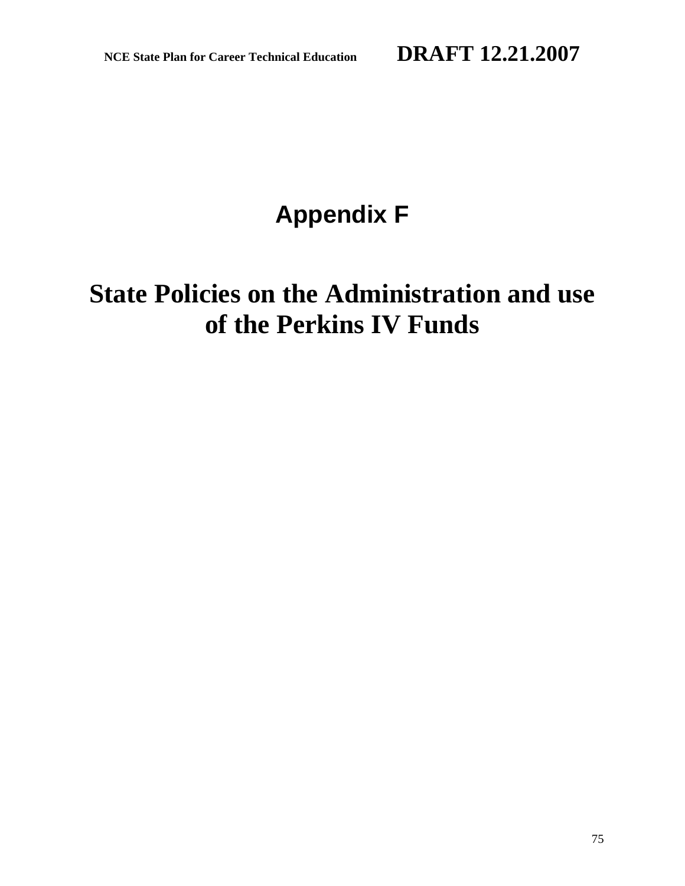# Appendix F

# State Policies on the Administration and use of the Perkins IV Funds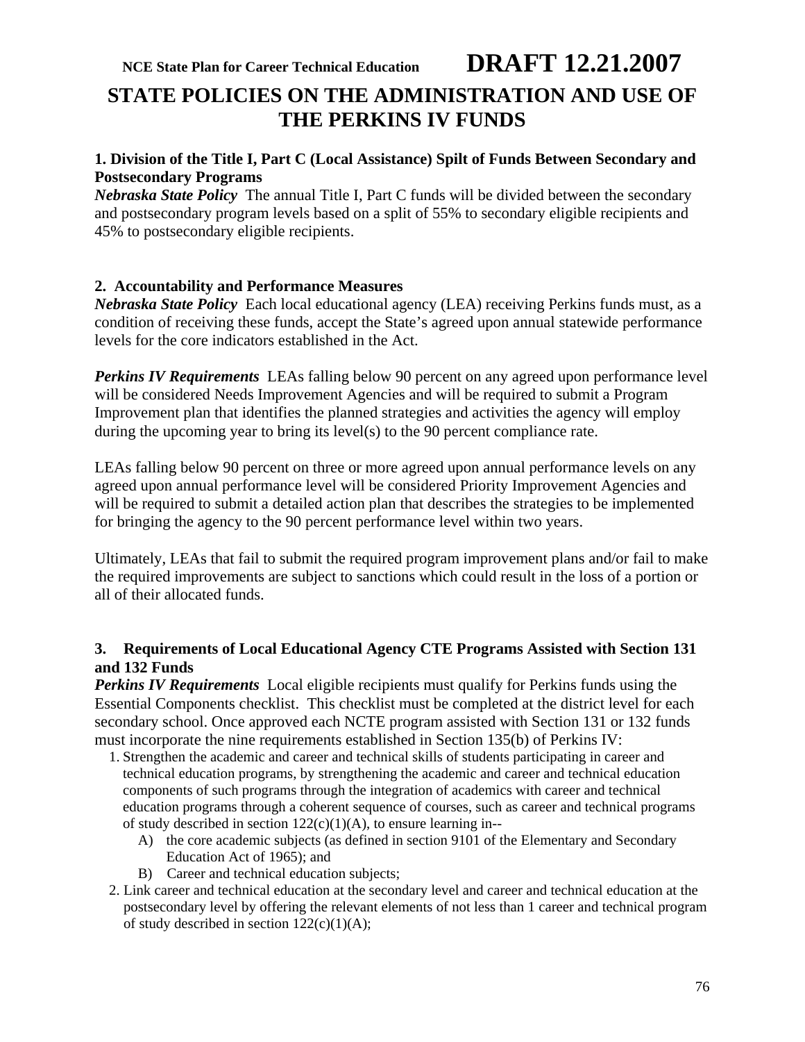# STATE POLICIES ON THE ADMINISTRATION AND USE OF THE PERKINS IV FUNDS

**1. Division of the Title I, Part C (Local Assistance) Spilt of Funds Between Secondary and Postsecondary Programs**

***Nebraska State Policy*** The annual Title I, Part C funds will be divided between the secondary and postsecondary program levels based on a split of 55% to secondary eligible recipients and 45% to postsecondary eligible recipients.

**2. Accountability and Performance Measures**

***Nebraska State Policy*** Each local educational agency (LEA) receiving Perkins funds must, as a condition of receiving these funds, accept the State's agreed upon annual statewide performance levels for the core indicators established in the Act.

***Perkins IV Requirements*** LEAs falling below 90 percent on any agreed upon performance level will be considered Needs Improvement Agencies and will be required to submit a Program Improvement plan that identifies the planned strategies and activities the agency will employ during the upcoming year to bring its level(s) to the 90 percent compliance rate.

LEAs falling below 90 percent on three or more agreed upon annual performance levels on any agreed upon annual performance level will be considered Priority Improvement Agencies and will be required to submit a detailed action plan that describes the strategies to be implemented for bringing the agency to the 90 percent performance level within two years.

Ultimately, LEAs that fail to submit the required program improvement plans and/or fail to make the required improvements are subject to sanctions which could result in the loss of a portion or all of their allocated funds.

**3. Requirements of Local Educational Agency CTE Programs Assisted with Section 131 and 132 Funds**

***Perkins IV Requirements*** Local eligible recipients must qualify for Perkins funds using the Essential Components checklist. This checklist must be completed at the district level for each secondary school. Once approved each NCTE program assisted with Section 131 or 132 funds must incorporate the nine requirements established in Section 135(b) of Perkins IV:

1. Strengthen the academic and career and technical skills of students participating in career and technical education programs, by strengthening the academic and career and technical education components of such programs through the integration of academics with career and technical education programs through a coherent sequence of courses, such as career and technical programs of study described in section 122(c)(1)(A), to ensure learning in--
   A) the core academic subjects (as defined in section 9101 of the Elementary and Secondary Education Act of 1965); and
   B) Career and technical education subjects;
2. Link career and technical education at the secondary level and career and technical education at the postsecondary level by offering the relevant elements of not less than 1 career and technical program of study described in section 122(c)(1)(A);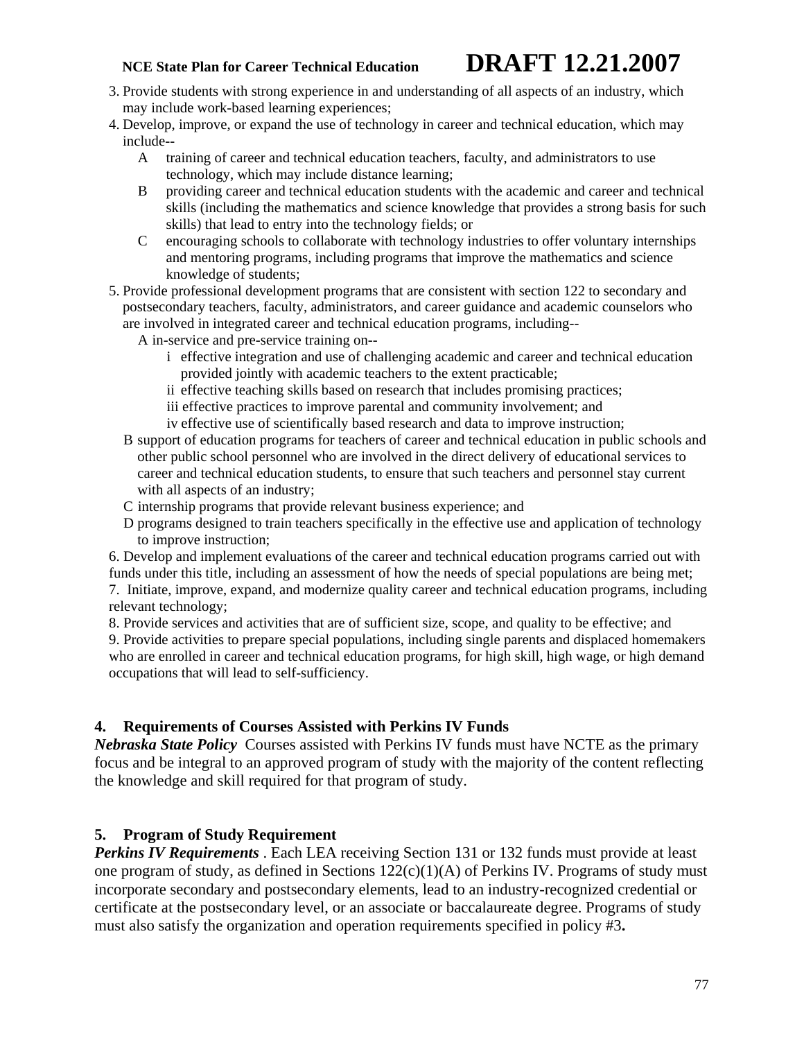3. Provide students with strong experience in and understanding of all aspects of an industry, which may include work-based learning experiences;
4. Develop, improve, or expand the use of technology in career and technical education, which may include--
   - A training of career and technical education teachers, faculty, and administrators to use technology, which may include distance learning;
   - B providing career and technical education students with the academic and career and technical skills (including the mathematics and science knowledge that provides a strong basis for such skills) that lead to entry into the technology fields; or
   - C encouraging schools to collaborate with technology industries to offer voluntary internships and mentoring programs, including programs that improve the mathematics and science knowledge of students;
5. Provide professional development programs that are consistent with section 122 to secondary and postsecondary teachers, faculty, administrators, and career guidance and academic counselors who are involved in integrated career and technical education programs, including--
   - A in-service and pre-service training on--
     - i effective integration and use of challenging academic and career and technical education provided jointly with academic teachers to the extent practicable;
     - ii effective teaching skills based on research that includes promising practices;
     - iii effective practices to improve parental and community involvement; and
     - iv effective use of scientifically based research and data to improve instruction;
   - B support of education programs for teachers of career and technical education in public schools and other public school personnel who are involved in the direct delivery of educational services to career and technical education students, to ensure that such teachers and personnel stay current with all aspects of an industry;
   - C internship programs that provide relevant business experience; and
   - D programs designed to train teachers specifically in the effective use and application of technology to improve instruction;
6. Develop and implement evaluations of the career and technical education programs carried out with funds under this title, including an assessment of how the needs of special populations are being met;
7. Initiate, improve, expand, and modernize quality career and technical education programs, including relevant technology;
8. Provide services and activities that are of sufficient size, scope, and quality to be effective; and
9. Provide activities to prepare special populations, including single parents and displaced homemakers who are enrolled in career and technical education programs, for high skill, high wage, or high demand occupations that will lead to self-sufficiency.

### 4. Requirements of Courses Assisted with Perkins IV Funds

***Nebraska State Policy*** Courses assisted with Perkins IV funds must have NCTE as the primary focus and be integral to an approved program of study with the majority of the content reflecting the knowledge and skill required for that program of study.

### 5. Program of Study Requirement

***Perkins IV Requirements*** . Each LEA receiving Section 131 or 132 funds must provide at least one program of study, as defined in Sections 122(c)(1)(A) of Perkins IV. Programs of study must incorporate secondary and postsecondary elements, lead to an industry-recognized credential or certificate at the postsecondary level, or an associate or baccalaureate degree. Programs of study must also satisfy the organization and operation requirements specified in policy #3**.**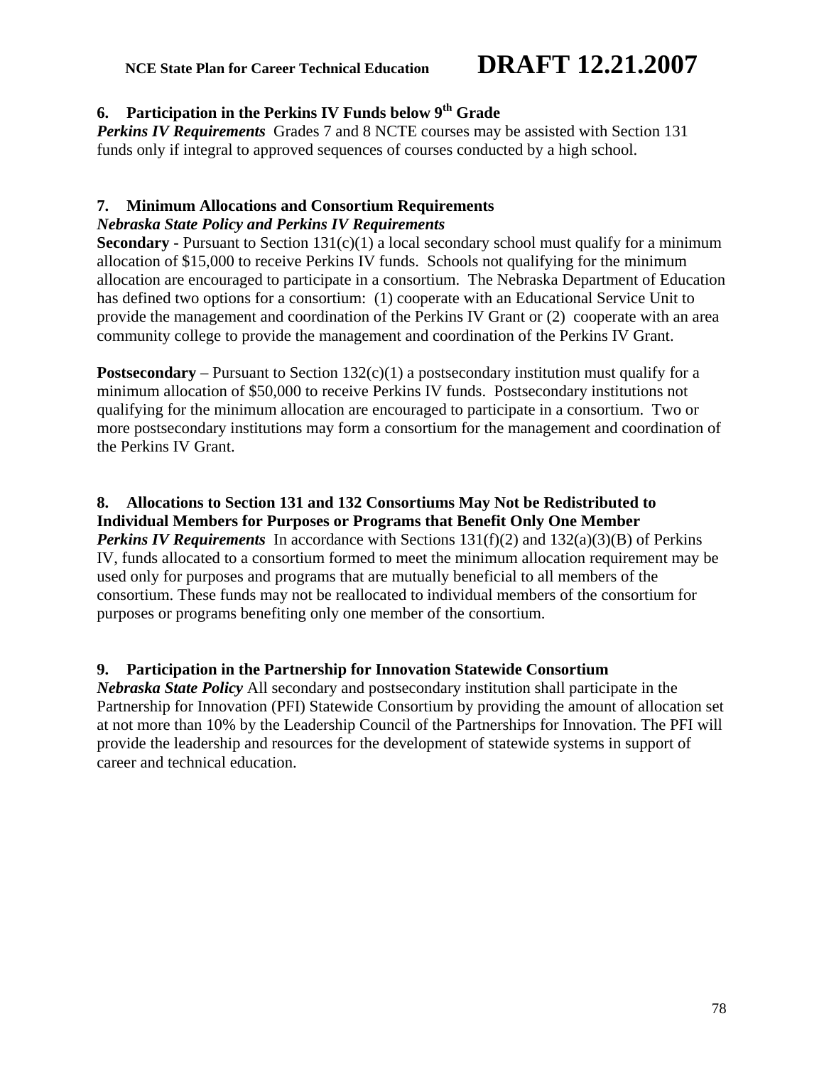### 6. Participation in the Perkins IV Funds below 9th Grade

***Perkins IV Requirements*** Grades 7 and 8 NCTE courses may be assisted with Section 131 funds only if integral to approved sequences of courses conducted by a high school.

### 7. Minimum Allocations and Consortium Requirements

***Nebraska State Policy and Perkins IV Requirements***

**Secondary -** Pursuant to Section 131(c)(1) a local secondary school must qualify for a minimum allocation of $15,000 to receive Perkins IV funds. Schools not qualifying for the minimum allocation are encouraged to participate in a consortium. The Nebraska Department of Education has defined two options for a consortium: (1) cooperate with an Educational Service Unit to provide the management and coordination of the Perkins IV Grant or (2) cooperate with an area community college to provide the management and coordination of the Perkins IV Grant.

**Postsecondary** – Pursuant to Section 132(c)(1) a postsecondary institution must qualify for a minimum allocation of $50,000 to receive Perkins IV funds. Postsecondary institutions not qualifying for the minimum allocation are encouraged to participate in a consortium. Two or more postsecondary institutions may form a consortium for the management and coordination of the Perkins IV Grant.

### 8. Allocations to Section 131 and 132 Consortiums May Not be Redistributed to Individual Members for Purposes or Programs that Benefit Only One Member

***Perkins IV Requirements*** In accordance with Sections 131(f)(2) and 132(a)(3)(B) of Perkins IV, funds allocated to a consortium formed to meet the minimum allocation requirement may be used only for purposes and programs that are mutually beneficial to all members of the consortium. These funds may not be reallocated to individual members of the consortium for purposes or programs benefiting only one member of the consortium.

### 9. Participation in the Partnership for Innovation Statewide Consortium

***Nebraska State Policy*** All secondary and postsecondary institution shall participate in the Partnership for Innovation (PFI) Statewide Consortium by providing the amount of allocation set at not more than 10% by the Leadership Council of the Partnerships for Innovation. The PFI will provide the leadership and resources for the development of statewide systems in support of career and technical education.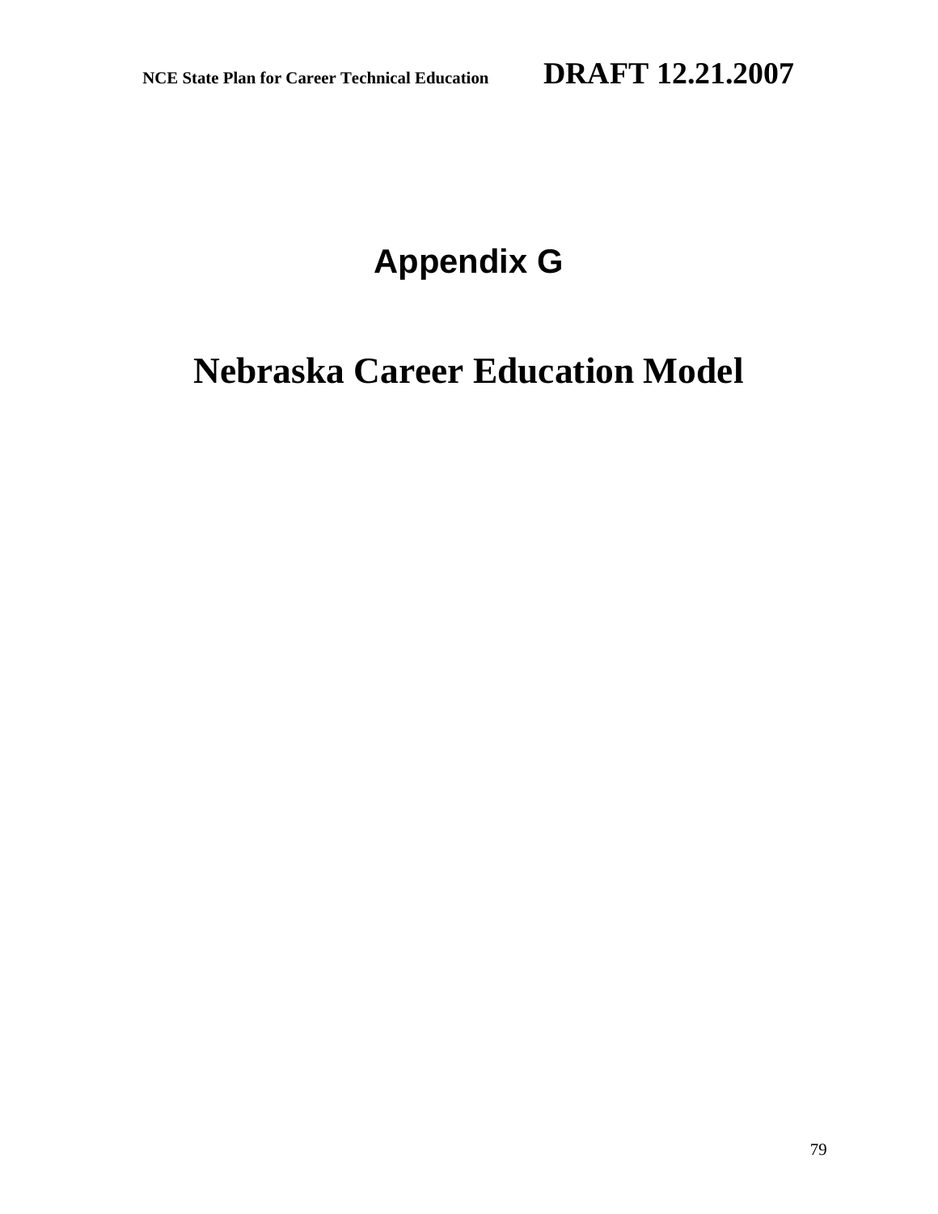# Appendix G

# Nebraska Career Education Model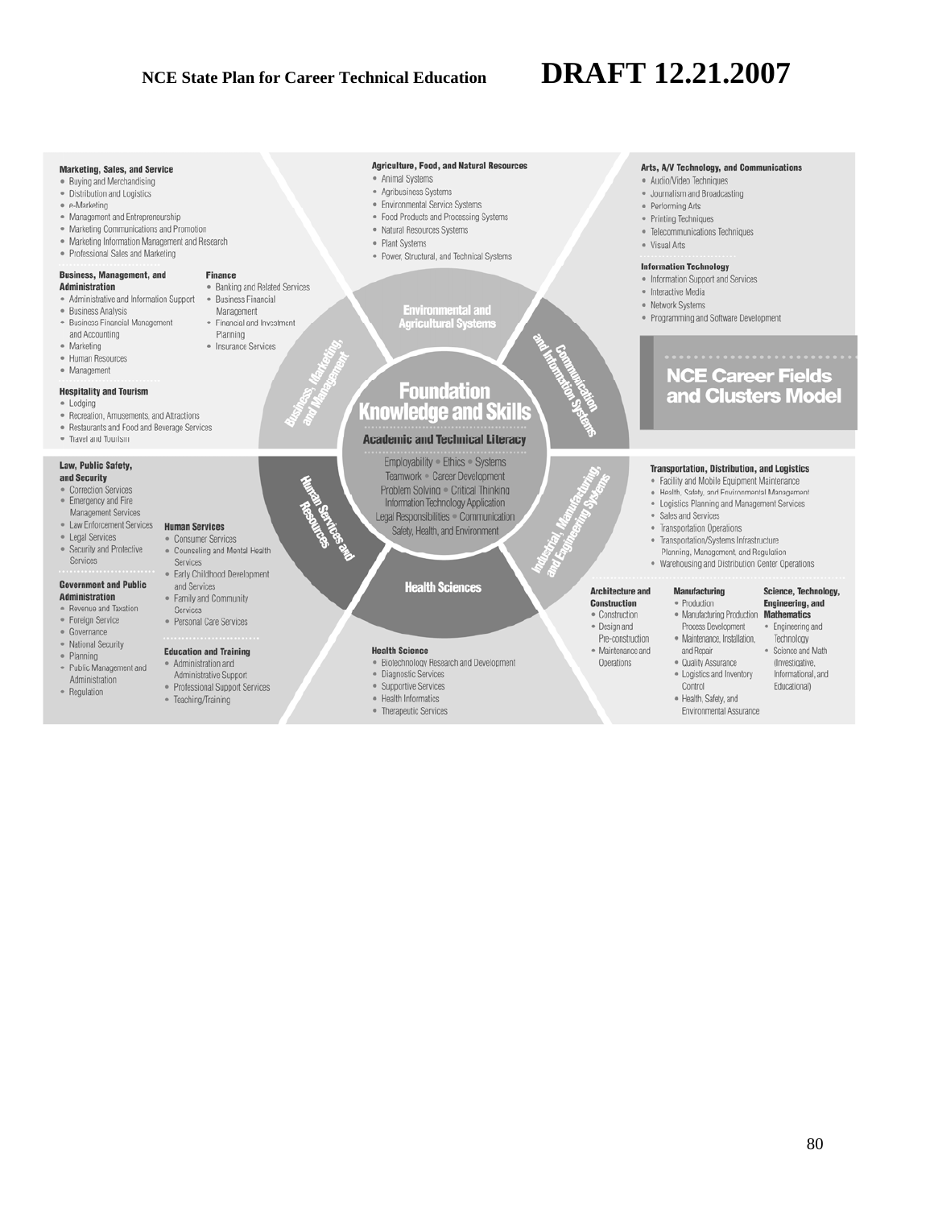# NCE Career Fields and Clusters Model

## Foundation Knowledge and Skills

**Academic and Technical Literacy**

Employability • Ethics • Systems
Teamwork • Career Development
Problem Solving • Critical Thinking
Information Technology Application
Legal Responsibilities • Communication
Safety, Health, and Environment

## Environmental and Agricultural Systems

### Agriculture, Food, and Natural Resources
- Animal Systems
- Agribusiness Systems
- Environmental Service Systems
- Food Products and Processing Systems
- Natural Resources Systems
- Plant Systems
- Power, Structural, and Technical Systems

## Communication and Information Systems

### Arts, A/V Technology, and Communications
- Audio/Video Techniques
- Journalism and Broadcasting
- Performing Arts
- Printing Techniques
- Telecommunications Techniques
- Visual Arts

### Information Technology
- Information Support and Services
- Interactive Media
- Network Systems
- Programming and Software Development

## Industrial, Manufacturing, and Engineering Systems

### Transportation, Distribution, and Logistics
- Facility and Mobile Equipment Maintenance
- Health, Safety, and Environmental Management
- Logistics Planning and Management Services
- Sales and Services
- Transportation Operations
- Transportation/Systems Infrastructure Planning, Management, and Regulation
- Warehousing and Distribution Center Operations

### Architecture and Construction
- Construction
- Design and Pre-construction
- Maintenance and Operations

### Manufacturing
- Production
- Manufacturing Production Process Development
- Maintenance, Installation, and Repair
- Quality Assurance
- Logistics and Inventory Control
- Health, Safety, and Environmental Assurance

### Science, Technology, Engineering, and Mathematics
- Engineering and Technology
- Science and Math (Investigative, Informational, and Educational)

## Health Sciences

### Health Science
- Biotechnology Research and Development
- Diagnostic Services
- Supportive Services
- Health Informatics
- Therapeutic Services

## Human Services and Resources

### Law, Public Safety, and Security
- Correction Services
- Emergency and Fire Management Services
- Law Enforcement Services
- Legal Services
- Security and Protective Services

### Government and Public Administration
- Revenue and Taxation
- Foreign Service
- Governance
- National Security
- Planning
- Public Management and Administration
- Regulation

### Human Services
- Consumer Services
- Counseling and Mental Health Services
- Early Childhood Development and Services
- Family and Community Services
- Personal Care Services

### Education and Training
- Administration and Administrative Support
- Professional Support Services
- Teaching/Training

## Business, Marketing, and Management

### Marketing, Sales, and Service
- Buying and Merchandising
- Distribution and Logistics
- e-Marketing
- Management and Entrepreneurship
- Marketing Communications and Promotion
- Marketing Information Management and Research
- Professional Sales and Marketing

### Business, Management, and Administration
- Administrative and Information Support
- Business Analysis
- Business Financial Management and Accounting
- Marketing
- Human Resources
- Management

### Finance
- Banking and Related Services
- Business Financial Management
- Financial and Investment Planning
- Insurance Services

### Hospitality and Tourism
- Lodging
- Recreation, Amusements, and Attractions
- Restaurants and Food and Beverage Services
- Travel and Tourism